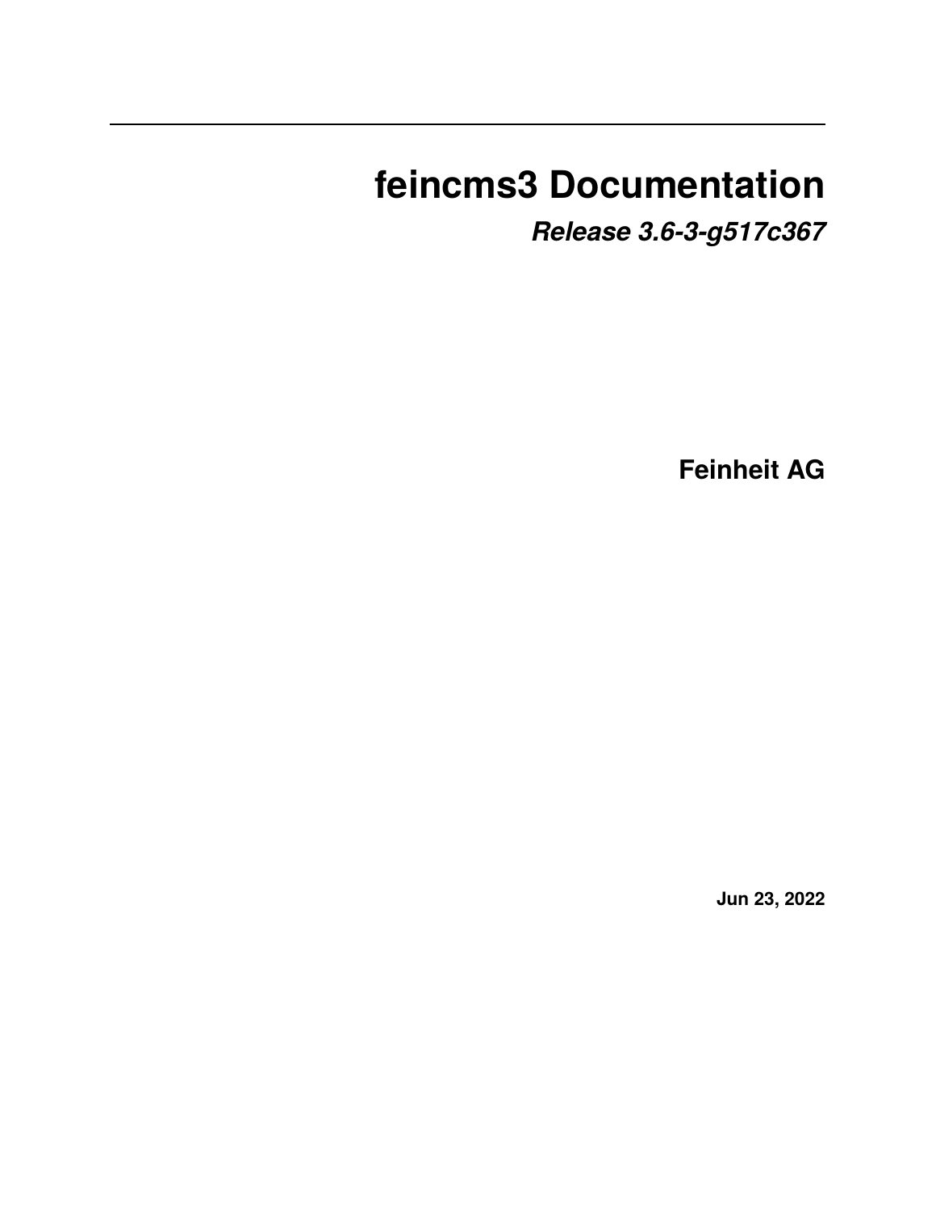# feincms3 Documentation

***Release 3.6-3-g517c367***

**Feinheit AG**

**Jun 23, 2022**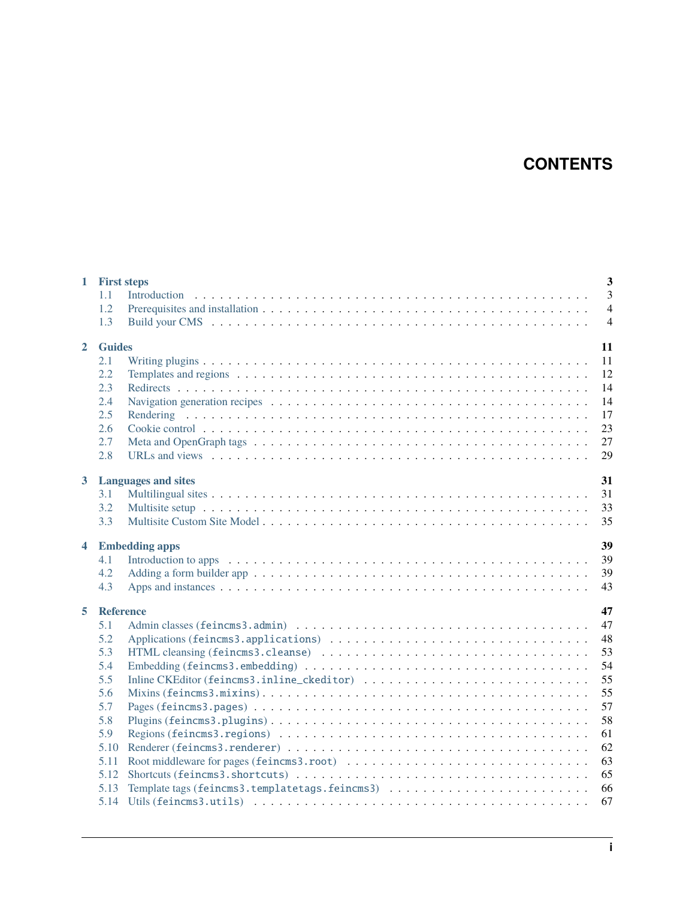# CONTENTS

**1 First steps** **3**

- 1.1 Introduction . . . 3
- 1.2 Prerequisites and installation . . . 4
- 1.3 Build your CMS . . . 4

**2 Guides** **11**

- 2.1 Writing plugins . . . 11
- 2.2 Templates and regions . . . 12
- 2.3 Redirects . . . 14
- 2.4 Navigation generation recipes . . . 14
- 2.5 Rendering . . . 17
- 2.6 Cookie control . . . 23
- 2.7 Meta and OpenGraph tags . . . 27
- 2.8 URLs and views . . . 29

**3 Languages and sites** **31**

- 3.1 Multilingual sites . . . 31
- 3.2 Multisite setup . . . 33
- 3.3 Multisite Custom Site Model . . . 35

**4 Embedding apps** **39**

- 4.1 Introduction to apps . . . 39
- 4.2 Adding a form builder app . . . 39
- 4.3 Apps and instances . . . 43

**5 Reference** **47**

- 5.1 Admin classes (`feincms3.admin`) . . . 47
- 5.2 Applications (`feincms3.applications`) . . . 48
- 5.3 HTML cleansing (`feincms3.cleanse`) . . . 53
- 5.4 Embedding (`feincms3.embedding`) . . . 54
- 5.5 Inline CKEditor (`feincms3.inline_ckeditor`) . . . 55
- 5.6 Mixins (`feincms3.mixins`) . . . 55
- 5.7 Pages (`feincms3.pages`) . . . 57
- 5.8 Plugins (`feincms3.plugins`) . . . 58
- 5.9 Regions (`feincms3.regions`) . . . 61
- 5.10 Renderer (`feincms3.renderer`) . . . 62
- 5.11 Root middleware for pages (`feincms3.root`) . . . 63
- 5.12 Shortcuts (`feincms3.shortcuts`) . . . 65
- 5.13 Template tags (`feincms3.templatetags.feincms3`) . . . 66
- 5.14 Utils (`feincms3.utils`) . . . 67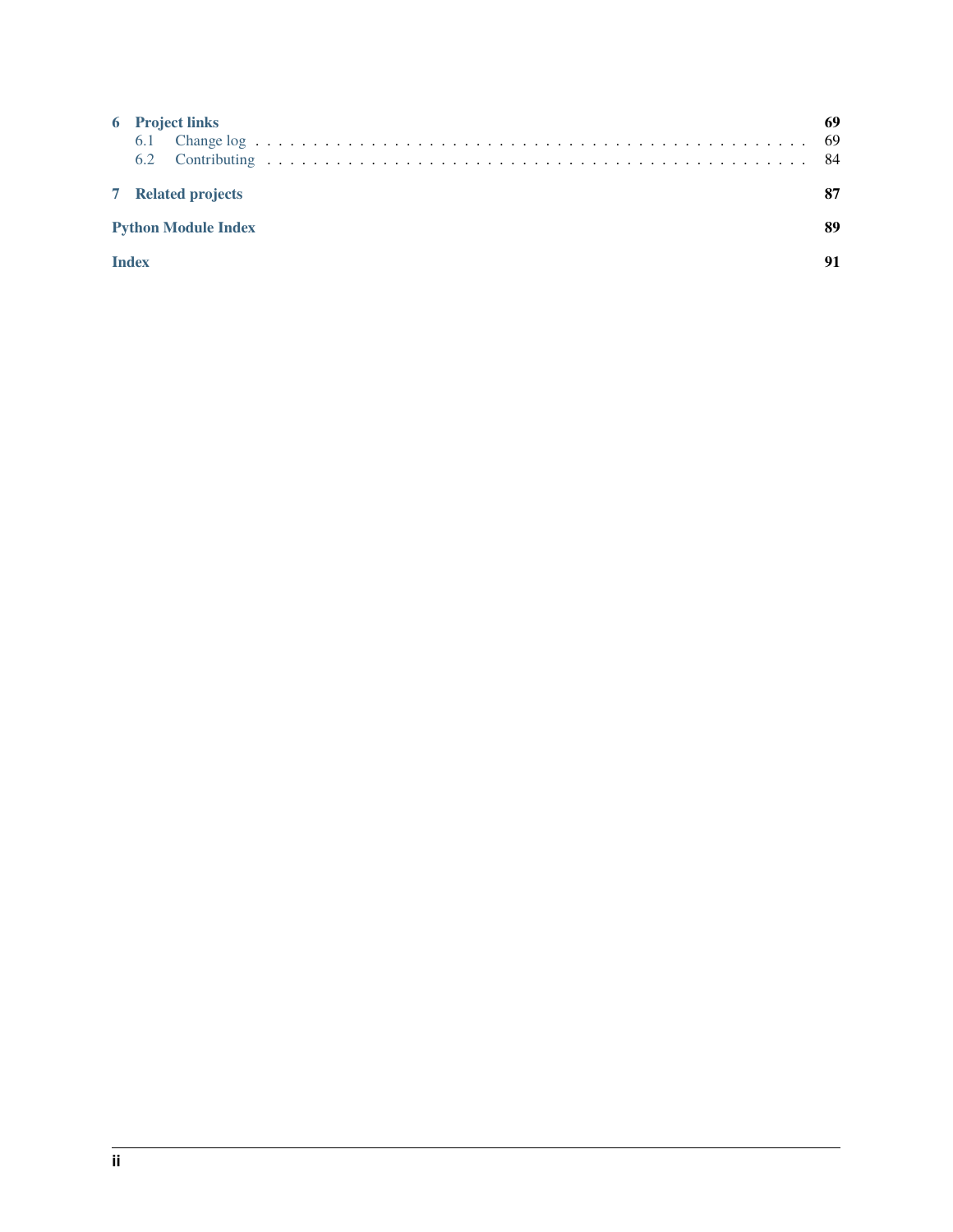6 Project links 69
- 6.1 Change log 69
- 6.2 Contributing 84

7 Related projects 87

Python Module Index 89

Index 91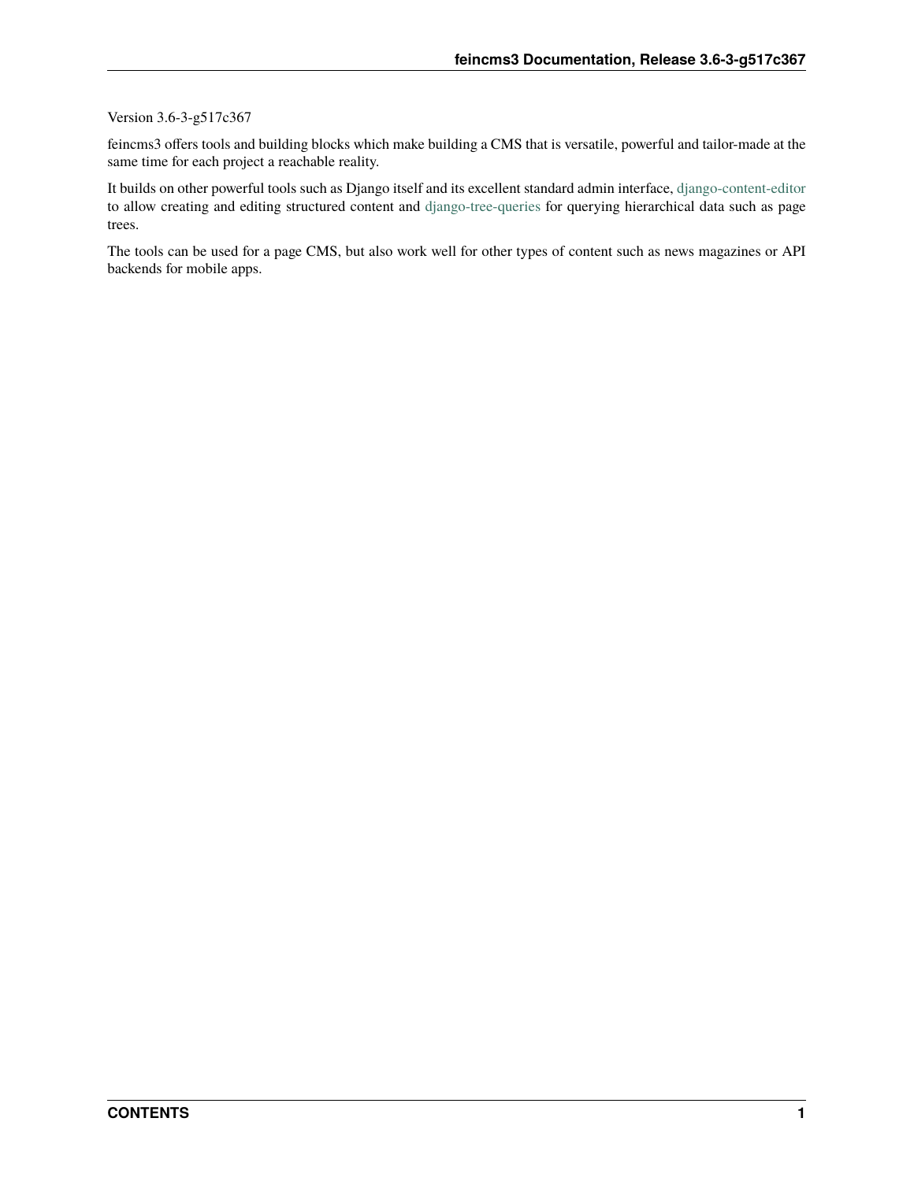Version 3.6-3-g517c367

feincms3 offers tools and building blocks which make building a CMS that is versatile, powerful and tailor-made at the same time for each project a reachable reality.

It builds on other powerful tools such as Django itself and its excellent standard admin interface, django-content-editor to allow creating and editing structured content and django-tree-queries for querying hierarchical data such as page trees.

The tools can be used for a page CMS, but also work well for other types of content such as news magazines or API backends for mobile apps.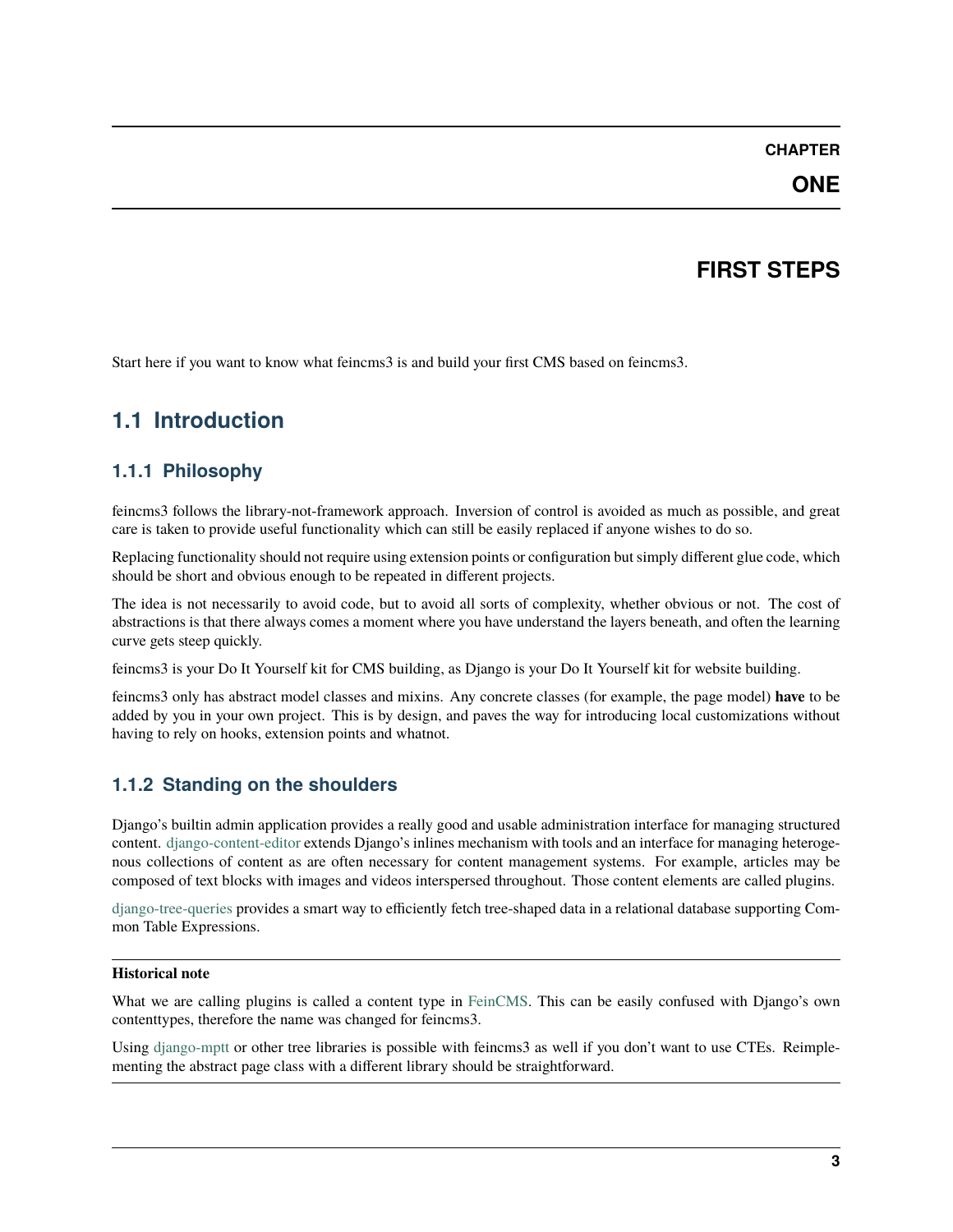# CHAPTER ONE

# FIRST STEPS

Start here if you want to know what feincms3 is and build your first CMS based on feincms3.

## 1.1 Introduction

### 1.1.1 Philosophy

feincms3 follows the library-not-framework approach. Inversion of control is avoided as much as possible, and great care is taken to provide useful functionality which can still be easily replaced if anyone wishes to do so.

Replacing functionality should not require using extension points or configuration but simply different glue code, which should be short and obvious enough to be repeated in different projects.

The idea is not necessarily to avoid code, but to avoid all sorts of complexity, whether obvious or not. The cost of abstractions is that there always comes a moment where you have understand the layers beneath, and often the learning curve gets steep quickly.

feincms3 is your Do It Yourself kit for CMS building, as Django is your Do It Yourself kit for website building.

feincms3 only has abstract model classes and mixins. Any concrete classes (for example, the page model) **have** to be added by you in your own project. This is by design, and paves the way for introducing local customizations without having to rely on hooks, extension points and whatnot.

### 1.1.2 Standing on the shoulders

Django's builtin admin application provides a really good and usable administration interface for managing structured content. django-content-editor extends Django's inlines mechanism with tools and an interface for managing heterogenous collections of content as are often necessary for content management systems. For example, articles may be composed of text blocks with images and videos interspersed throughout. Those content elements are called plugins.

django-tree-queries provides a smart way to efficiently fetch tree-shaped data in a relational database supporting Common Table Expressions.

**Historical note**

What we are calling plugins is called a content type in FeinCMS. This can be easily confused with Django's own contenttypes, therefore the name was changed for feincms3.

Using django-mptt or other tree libraries is possible with feincms3 as well if you don't want to use CTEs. Reimplementing the abstract page class with a different library should be straightforward.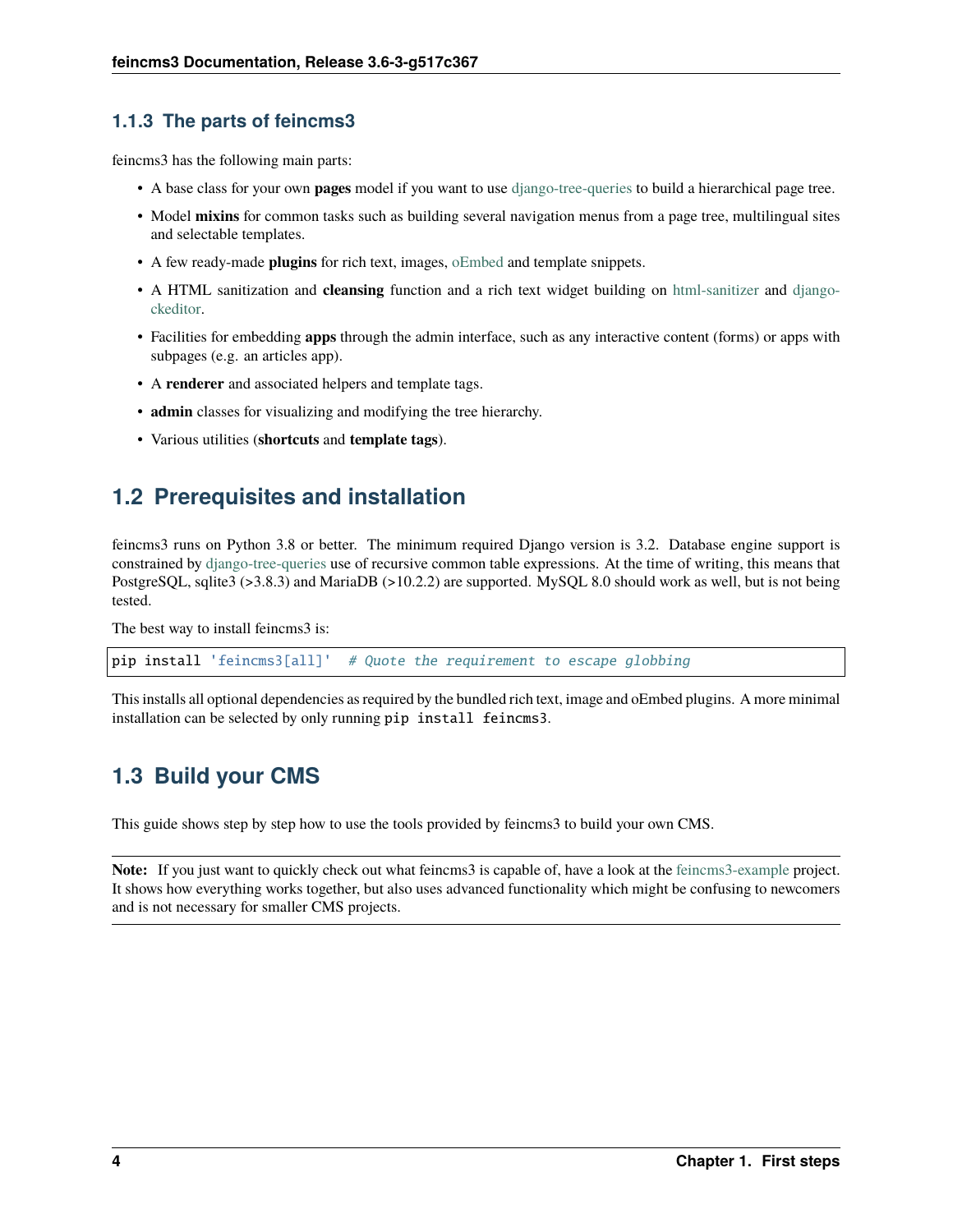### 1.1.3 The parts of feincms3

feincms3 has the following main parts:

- A base class for your own **pages** model if you want to use django-tree-queries to build a hierarchical page tree.
- Model **mixins** for common tasks such as building several navigation menus from a page tree, multilingual sites and selectable templates.
- A few ready-made **plugins** for rich text, images, oEmbed and template snippets.
- A HTML sanitization and **cleansing** function and a rich text widget building on html-sanitizer and django-ckeditor.
- Facilities for embedding **apps** through the admin interface, such as any interactive content (forms) or apps with subpages (e.g. an articles app).
- A **renderer** and associated helpers and template tags.
- **admin** classes for visualizing and modifying the tree hierarchy.
- Various utilities (**shortcuts** and **template tags**).

## 1.2 Prerequisites and installation

feincms3 runs on Python 3.8 or better. The minimum required Django version is 3.2. Database engine support is constrained by django-tree-queries use of recursive common table expressions. At the time of writing, this means that PostgreSQL, sqlite3 (>3.8.3) and MariaDB (>10.2.2) are supported. MySQL 8.0 should work as well, but is not being tested.

The best way to install feincms3 is:

```
pip install 'feincms3[all]'  # Quote the requirement to escape globbing
```

This installs all optional dependencies as required by the bundled rich text, image and oEmbed plugins. A more minimal installation can be selected by only running `pip install feincms3`.

## 1.3 Build your CMS

This guide shows step by step how to use the tools provided by feincms3 to build your own CMS.

**Note:** If you just want to quickly check out what feincms3 is capable of, have a look at the feincms3-example project. It shows how everything works together, but also uses advanced functionality which might be confusing to newcomers and is not necessary for smaller CMS projects.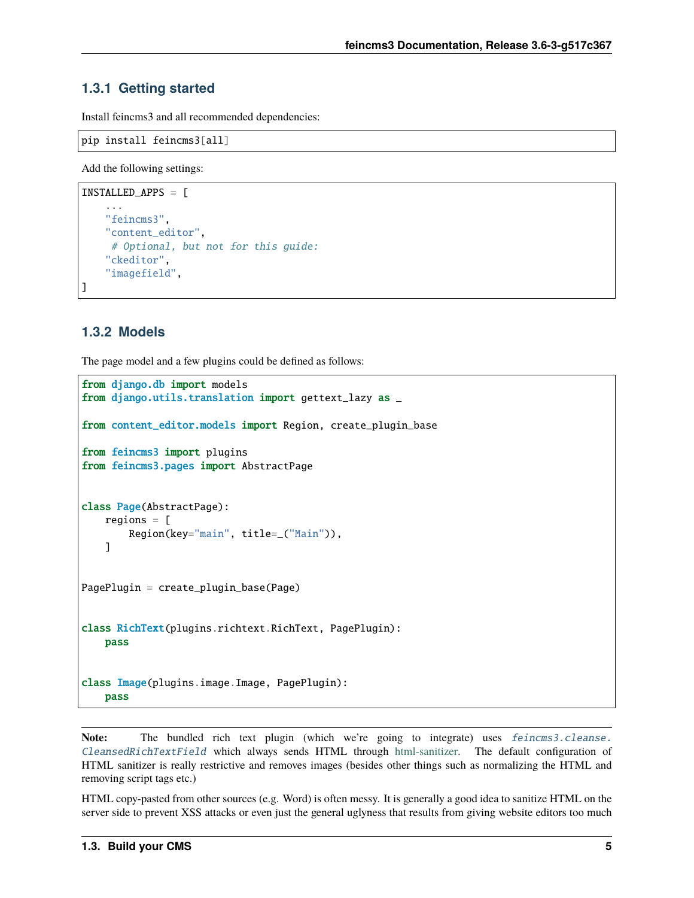### 1.3.1 Getting started

Install feincms3 and all recommended dependencies:

```
pip install feincms3[all]
```

Add the following settings:

```
INSTALLED_APPS = [
    ...
    "feincms3",
    "content_editor",
     # Optional, but not for this guide:
    "ckeditor",
    "imagefield",
]
```

### 1.3.2 Models

The page model and a few plugins could be defined as follows:

```
from django.db import models
from django.utils.translation import gettext_lazy as _

from content_editor.models import Region, create_plugin_base

from feincms3 import plugins
from feincms3.pages import AbstractPage


class Page(AbstractPage):
    regions = [
        Region(key="main", title=_("Main")),
    ]


PagePlugin = create_plugin_base(Page)


class RichText(plugins.richtext.RichText, PagePlugin):
    pass


class Image(plugins.image.Image, PagePlugin):
    pass
```

**Note:** The bundled rich text plugin (which we're going to integrate) uses *feincms3.cleanse.CleansedRichTextField* which always sends HTML through html-sanitizer. The default configuration of HTML sanitizer is really restrictive and removes images (besides other things such as normalizing the HTML and removing script tags etc.)

HTML copy-pasted from other sources (e.g. Word) is often messy. It is generally a good idea to sanitize HTML on the server side to prevent XSS attacks or even just the general uglyness that results from giving website editors too much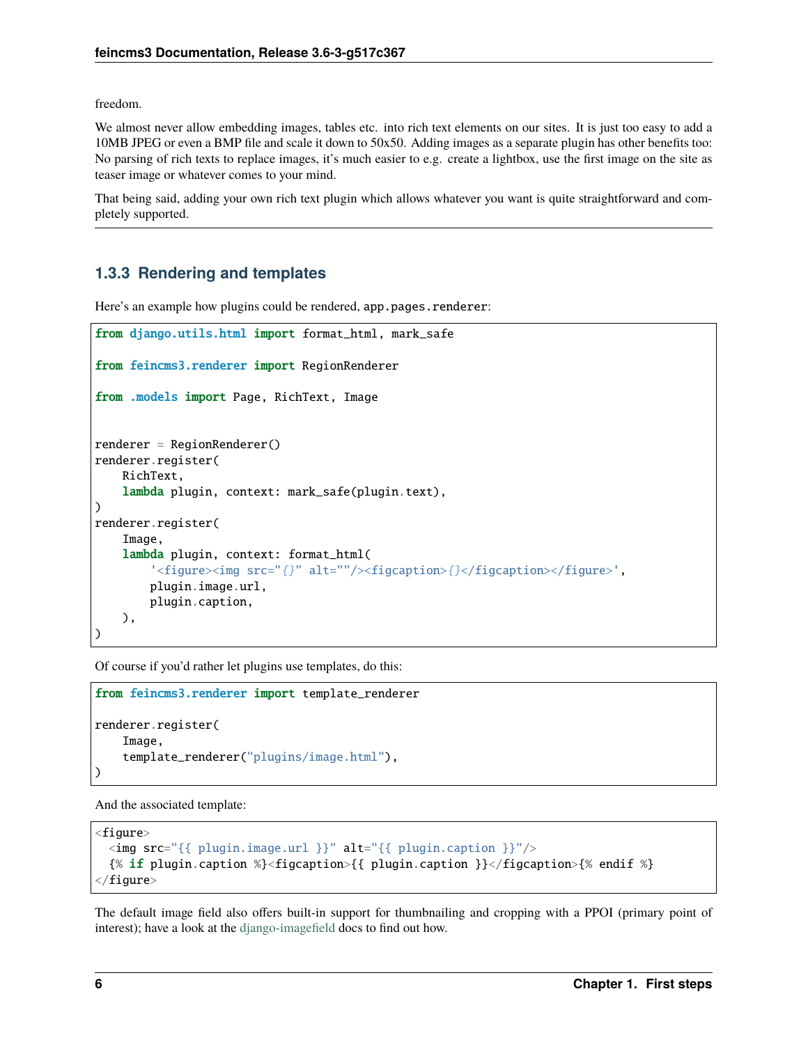freedom.

We almost never allow embedding images, tables etc. into rich text elements on our sites. It is just too easy to add a 10MB JPEG or even a BMP file and scale it down to 50x50. Adding images as a separate plugin has other benefits too: No parsing of rich texts to replace images, it's much easier to e.g. create a lightbox, use the first image on the site as teaser image or whatever comes to your mind.

That being said, adding your own rich text plugin which allows whatever you want is quite straightforward and completely supported.

---

### 1.3.3 Rendering and templates

Here's an example how plugins could be rendered, `app.pages.renderer`:

```
from django.utils.html import format_html, mark_safe

from feincms3.renderer import RegionRenderer

from .models import Page, RichText, Image


renderer = RegionRenderer()
renderer.register(
    RichText,
    lambda plugin, context: mark_safe(plugin.text),
)
renderer.register(
    Image,
    lambda plugin, context: format_html(
        '<figure><img src="{}" alt=""/><figcaption>{}</figcaption></figure>',
        plugin.image.url,
        plugin.caption,
    ),
)
```

Of course if you'd rather let plugins use templates, do this:

```
from feincms3.renderer import template_renderer

renderer.register(
    Image,
    template_renderer("plugins/image.html"),
)
```

And the associated template:

```
<figure>
  <img src="{{ plugin.image.url }}" alt="{{ plugin.caption }}"/>
  {% if plugin.caption %}<figcaption>{{ plugin.caption }}</figcaption>{% endif %}
</figure>
```

The default image field also offers built-in support for thumbnailing and cropping with a PPOI (primary point of interest); have a look at the django-imagefield docs to find out how.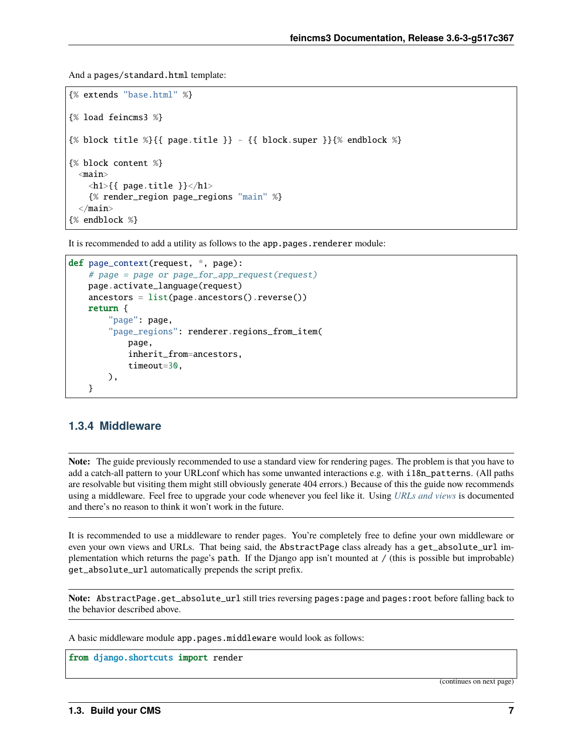And a `pages/standard.html` template:

```
{% extends "base.html" %}

{% load feincms3 %}

{% block title %}{{ page.title }} - {{ block.super }}{% endblock %}

{% block content %}
  <main>
    <h1>{{ page.title }}</h1>
    {% render_region page_regions "main" %}
  </main>
{% endblock %}
```

It is recommended to add a utility as follows to the `app.pages.renderer` module:

```python
def page_context(request, *, page):
    # page = page or page_for_app_request(request)
    page.activate_language(request)
    ancestors = list(page.ancestors().reverse())
    return {
        "page": page,
        "page_regions": renderer.regions_from_item(
            page,
            inherit_from=ancestors,
            timeout=30,
        ),
    }
```

### 1.3.4 Middleware

**Note:** The guide previously recommended to use a standard view for rendering pages. The problem is that you have to add a catch-all pattern to your URLconf which has some unwanted interactions e.g. with `i18n_patterns`. (All paths are resolvable but visiting them might still obviously generate 404 errors.) Because of this the guide now recommends using a middleware. Feel free to upgrade your code whenever you feel like it. Using *URLs and views* is documented and there's no reason to think it won't work in the future.

It is recommended to use a middleware to render pages. You're completely free to define your own middleware or even your own views and URLs. That being said, the `AbstractPage` class already has a `get_absolute_url` implementation which returns the page's `path`. If the Django app isn't mounted at `/` (this is possible but improbable) `get_absolute_url` automatically prepends the script prefix.

**Note:** `AbstractPage.get_absolute_url` still tries reversing `pages:page` and `pages:root` before falling back to the behavior described above.

A basic middleware module `app.pages.middleware` would look as follows:

```python
from django.shortcuts import render
```

(continues on next page)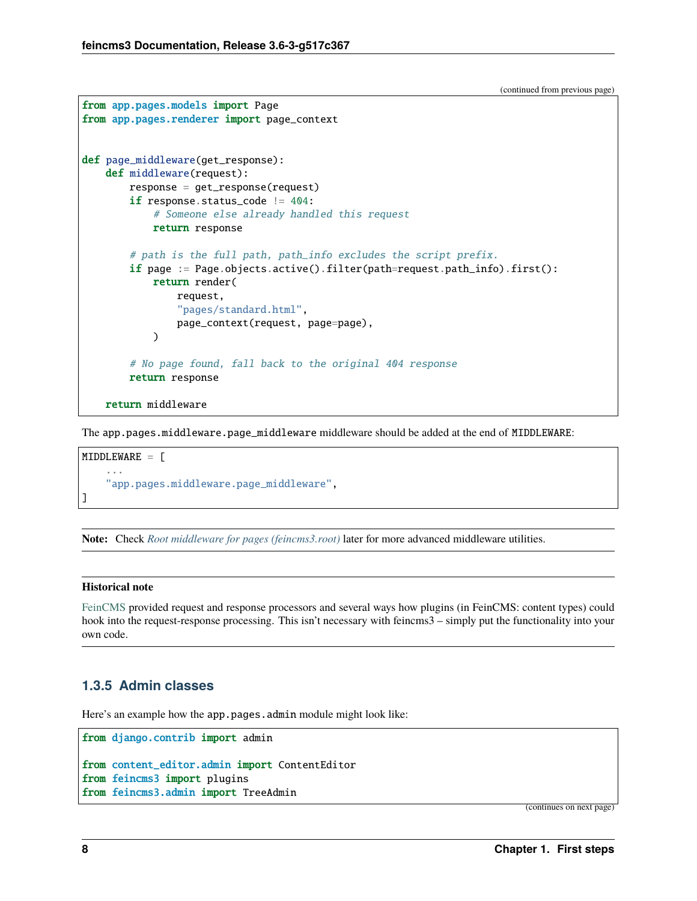(continued from previous page)

```
from app.pages.models import Page
from app.pages.renderer import page_context


def page_middleware(get_response):
    def middleware(request):
        response = get_response(request)
        if response.status_code != 404:
            # Someone else already handled this request
            return response

        # path is the full path, path_info excludes the script prefix.
        if page := Page.objects.active().filter(path=request.path_info).first():
            return render(
                request,
                "pages/standard.html",
                page_context(request, page=page),
            )

        # No page found, fall back to the original 404 response
        return response

    return middleware
```

The `app.pages.middleware.page_middleware` middleware should be added at the end of `MIDDLEWARE`:

```
MIDDLEWARE = [
    ...
    "app.pages.middleware.page_middleware",
]
```

**Note:** Check *Root middleware for pages (feincms3.root)* later for more advanced middleware utilities.

**Historical note**

FeinCMS provided request and response processors and several ways how plugins (in FeinCMS: content types) could hook into the request-response processing. This isn't necessary with feincms3 – simply put the functionality into your own code.

### 1.3.5 Admin classes

Here's an example how the `app.pages.admin` module might look like:

```
from django.contrib import admin

from content_editor.admin import ContentEditor
from feincms3 import plugins
from feincms3.admin import TreeAdmin
```

(continues on next page)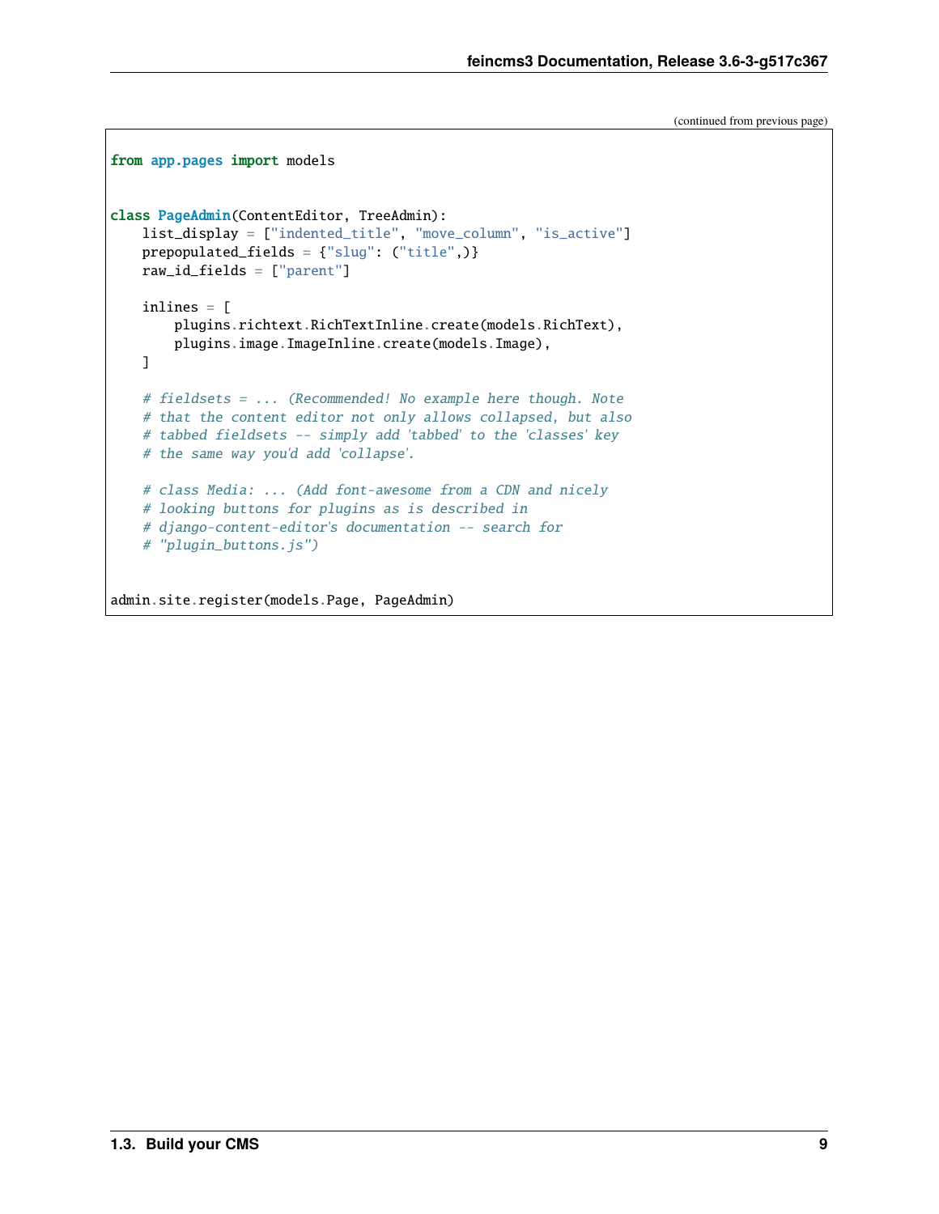(continued from previous page)

```python
from app.pages import models


class PageAdmin(ContentEditor, TreeAdmin):
    list_display = ["indented_title", "move_column", "is_active"]
    prepopulated_fields = {"slug": ("title",)}
    raw_id_fields = ["parent"]

    inlines = [
        plugins.richtext.RichTextInline.create(models.RichText),
        plugins.image.ImageInline.create(models.Image),
    ]

    # fieldsets = ... (Recommended! No example here though. Note
    # that the content editor not only allows collapsed, but also
    # tabbed fieldsets -- simply add 'tabbed' to the 'classes' key
    # the same way you'd add 'collapse'.

    # class Media: ... (Add font-awesome from a CDN and nicely
    # looking buttons for plugins as is described in
    # django-content-editor's documentation -- search for
    # "plugin_buttons.js")


admin.site.register(models.Page, PageAdmin)
```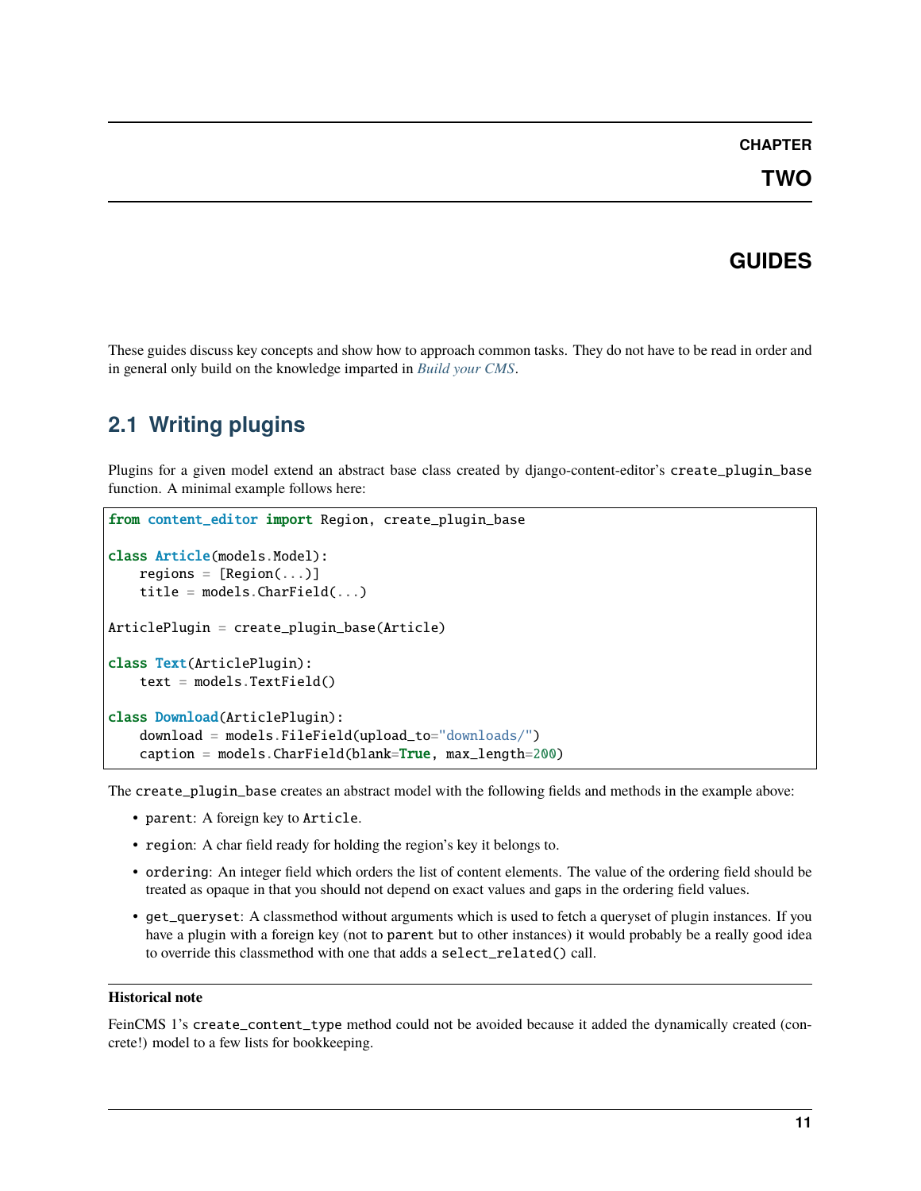# CHAPTER TWO

# GUIDES

These guides discuss key concepts and show how to approach common tasks. They do not have to be read in order and in general only build on the knowledge imparted in *Build your CMS*.

## 2.1 Writing plugins

Plugins for a given model extend an abstract base class created by django-content-editor's `create_plugin_base` function. A minimal example follows here:

```
from content_editor import Region, create_plugin_base

class Article(models.Model):
    regions = [Region(...)]
    title = models.CharField(...)

ArticlePlugin = create_plugin_base(Article)

class Text(ArticlePlugin):
    text = models.TextField()

class Download(ArticlePlugin):
    download = models.FileField(upload_to="downloads/")
    caption = models.CharField(blank=True, max_length=200)
```

The `create_plugin_base` creates an abstract model with the following fields and methods in the example above:

- `parent`: A foreign key to `Article`.
- `region`: A char field ready for holding the region's key it belongs to.
- `ordering`: An integer field which orders the list of content elements. The value of the ordering field should be treated as opaque in that you should not depend on exact values and gaps in the ordering field values.
- `get_queryset`: A classmethod without arguments which is used to fetch a queryset of plugin instances. If you have a plugin with a foreign key (not to `parent` but to other instances) it would probably be a really good idea to override this classmethod with one that adds a `select_related()` call.

**Historical note**

FeinCMS 1's `create_content_type` method could not be avoided because it added the dynamically created (concrete!) model to a few lists for bookkeeping.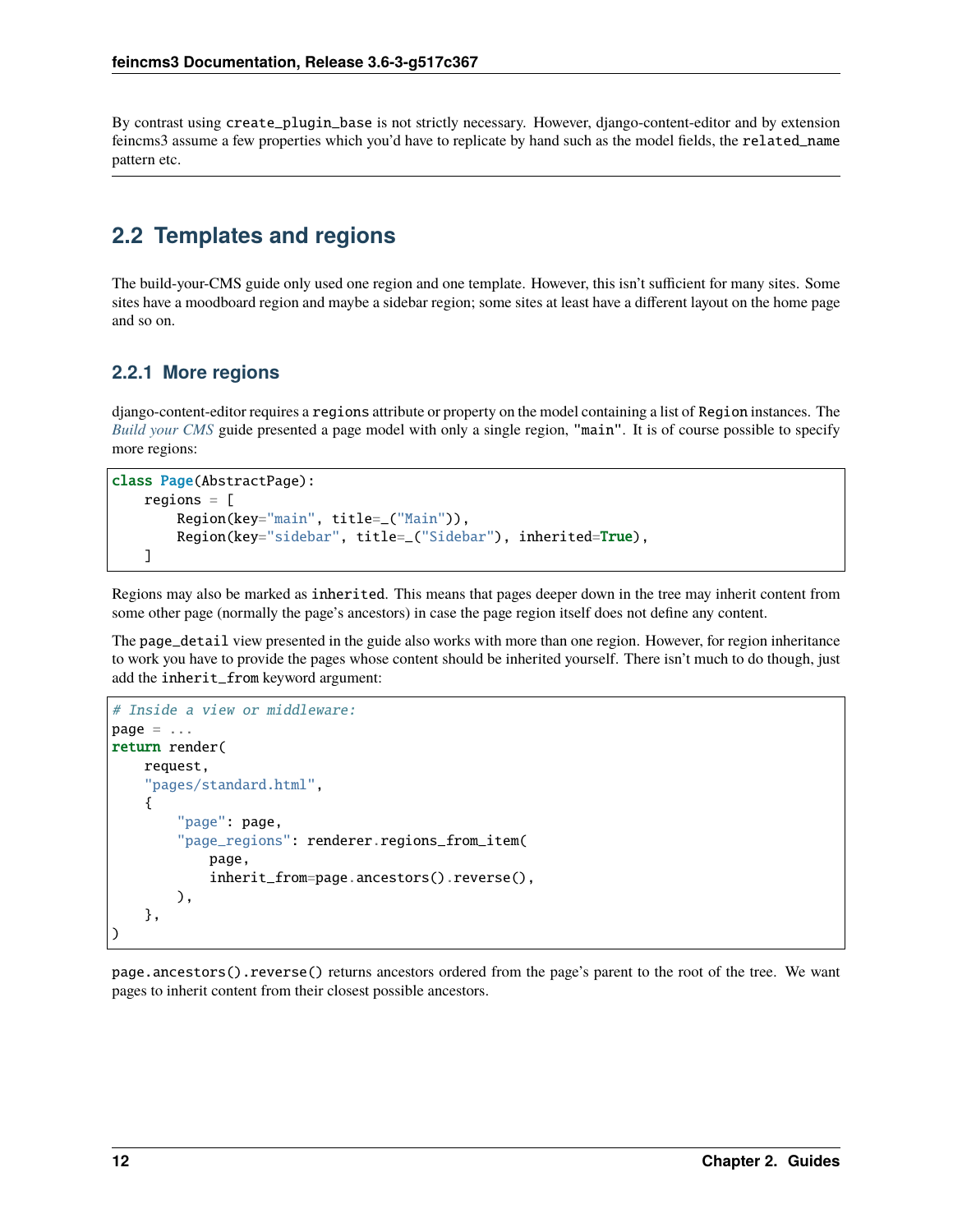By contrast using `create_plugin_base` is not strictly necessary. However, django-content-editor and by extension feincms3 assume a few properties which you'd have to replicate by hand such as the model fields, the `related_name` pattern etc.

## 2.2 Templates and regions

The build-your-CMS guide only used one region and one template. However, this isn't sufficient for many sites. Some sites have a moodboard region and maybe a sidebar region; some sites at least have a different layout on the home page and so on.

### 2.2.1 More regions

django-content-editor requires a `regions` attribute or property on the model containing a list of `Region` instances. The *Build your CMS* guide presented a page model with only a single region, `"main"`. It is of course possible to specify more regions:

```
class Page(AbstractPage):
    regions = [
        Region(key="main", title=_("Main")),
        Region(key="sidebar", title=_("Sidebar"), inherited=True),
    ]
```

Regions may also be marked as `inherited`. This means that pages deeper down in the tree may inherit content from some other page (normally the page's ancestors) in case the page region itself does not define any content.

The `page_detail` view presented in the guide also works with more than one region. However, for region inheritance to work you have to provide the pages whose content should be inherited yourself. There isn't much to do though, just add the `inherit_from` keyword argument:

```
# Inside a view or middleware:
page = ...
return render(
    request,
    "pages/standard.html",
    {
        "page": page,
        "page_regions": renderer.regions_from_item(
            page,
            inherit_from=page.ancestors().reverse(),
        ),
    },
)
```

`page.ancestors().reverse()` returns ancestors ordered from the page's parent to the root of the tree. We want pages to inherit content from their closest possible ancestors.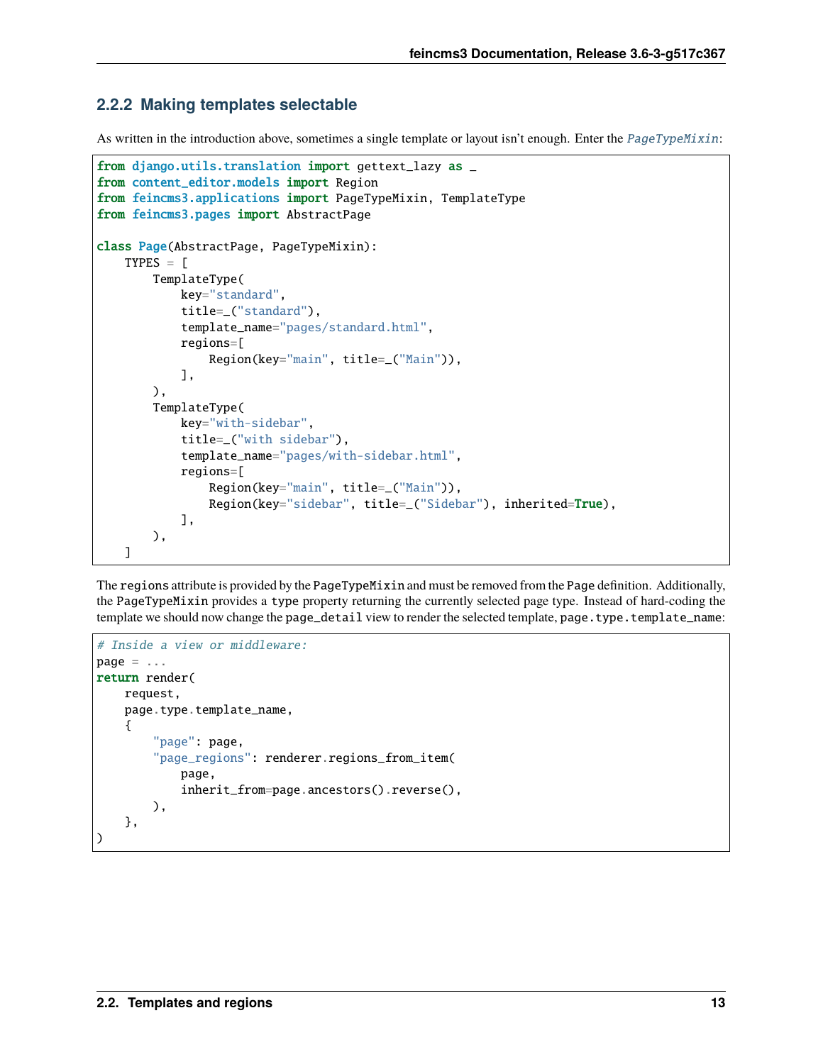### 2.2.2 Making templates selectable

As written in the introduction above, sometimes a single template or layout isn't enough. Enter the *PageTypeMixin*:

```
from django.utils.translation import gettext_lazy as _
from content_editor.models import Region
from feincms3.applications import PageTypeMixin, TemplateType
from feincms3.pages import AbstractPage

class Page(AbstractPage, PageTypeMixin):
    TYPES = [
        TemplateType(
            key="standard",
            title=_("standard"),
            template_name="pages/standard.html",
            regions=[
                Region(key="main", title=_("Main")),
            ],
        ),
        TemplateType(
            key="with-sidebar",
            title=_("with sidebar"),
            template_name="pages/with-sidebar.html",
            regions=[
                Region(key="main", title=_("Main")),
                Region(key="sidebar", title=_("Sidebar"), inherited=True),
            ],
        ),
    ]
```

The `regions` attribute is provided by the `PageTypeMixin` and must be removed from the `Page` definition. Additionally, the `PageTypeMixin` provides a `type` property returning the currently selected page type. Instead of hard-coding the template we should now change the `page_detail` view to render the selected template, `page.type.template_name`:

```
# Inside a view or middleware:
page = ...
return render(
    request,
    page.type.template_name,
    {
        "page": page,
        "page_regions": renderer.regions_from_item(
            page,
            inherit_from=page.ancestors().reverse(),
        ),
    },
)
```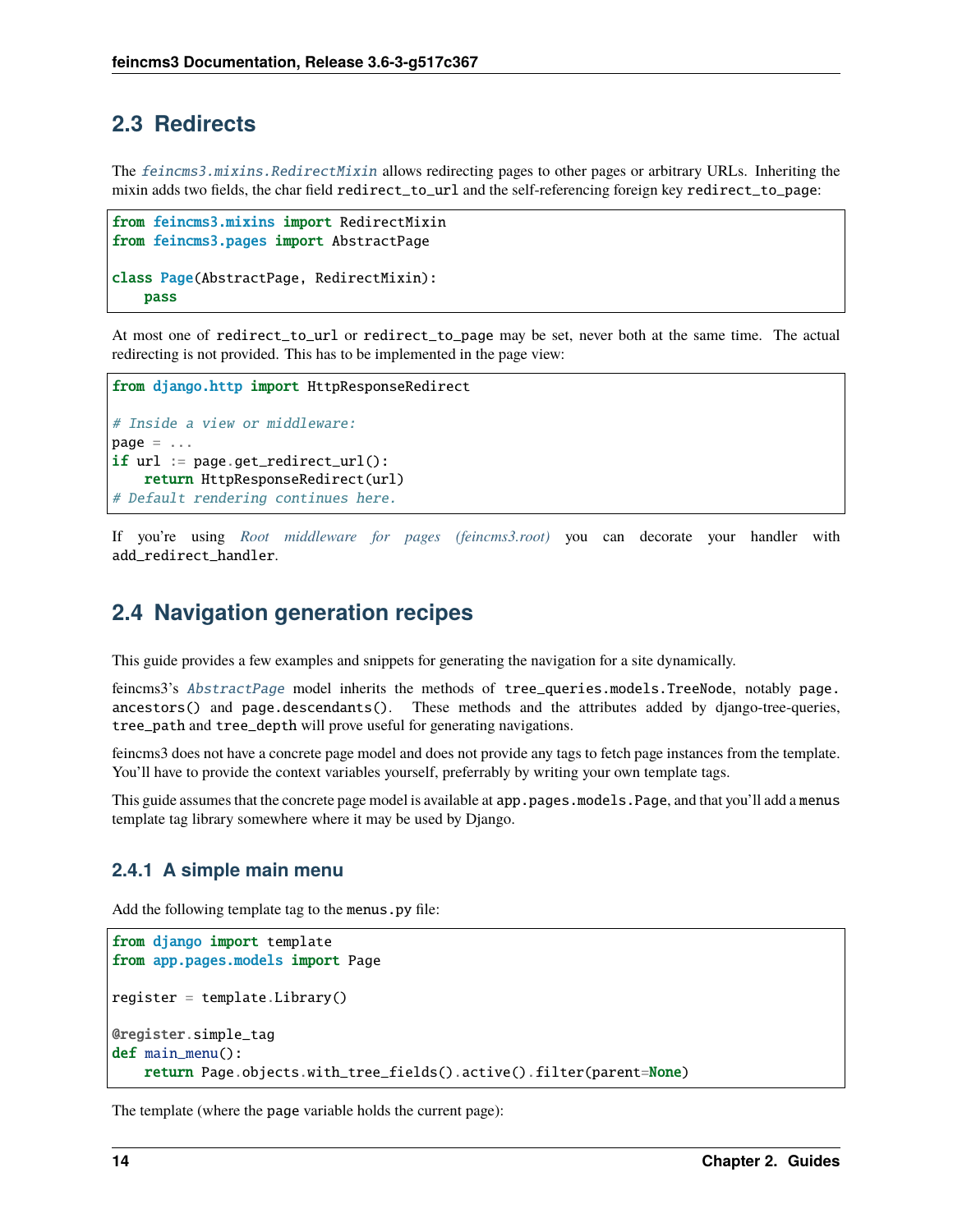## 2.3 Redirects

The *feincms3.mixins.RedirectMixin* allows redirecting pages to other pages or arbitrary URLs. Inheriting the mixin adds two fields, the char field `redirect_to_url` and the self-referencing foreign key `redirect_to_page`:

```
from feincms3.mixins import RedirectMixin
from feincms3.pages import AbstractPage

class Page(AbstractPage, RedirectMixin):
    pass
```

At most one of `redirect_to_url` or `redirect_to_page` may be set, never both at the same time. The actual redirecting is not provided. This has to be implemented in the page view:

```
from django.http import HttpResponseRedirect

# Inside a view or middleware:
page = ...
if url := page.get_redirect_url():
    return HttpResponseRedirect(url)
# Default rendering continues here.
```

If you're using *Root middleware for pages (feincms3.root)* you can decorate your handler with `add_redirect_handler`.

## 2.4 Navigation generation recipes

This guide provides a few examples and snippets for generating the navigation for a site dynamically.

feincms3's *AbstractPage* model inherits the methods of `tree_queries.models.TreeNode`, notably `page.ancestors()` and `page.descendants()`. These methods and the attributes added by django-tree-queries, `tree_path` and `tree_depth` will prove useful for generating navigations.

feincms3 does not have a concrete page model and does not provide any tags to fetch page instances from the template. You'll have to provide the context variables yourself, preferrably by writing your own template tags.

This guide assumes that the concrete page model is available at `app.pages.models.Page`, and that you'll add a `menus` template tag library somewhere where it may be used by Django.

### 2.4.1 A simple main menu

Add the following template tag to the `menus.py` file:

```
from django import template
from app.pages.models import Page

register = template.Library()

@register.simple_tag
def main_menu():
    return Page.objects.with_tree_fields().active().filter(parent=None)
```

The template (where the `page` variable holds the current page):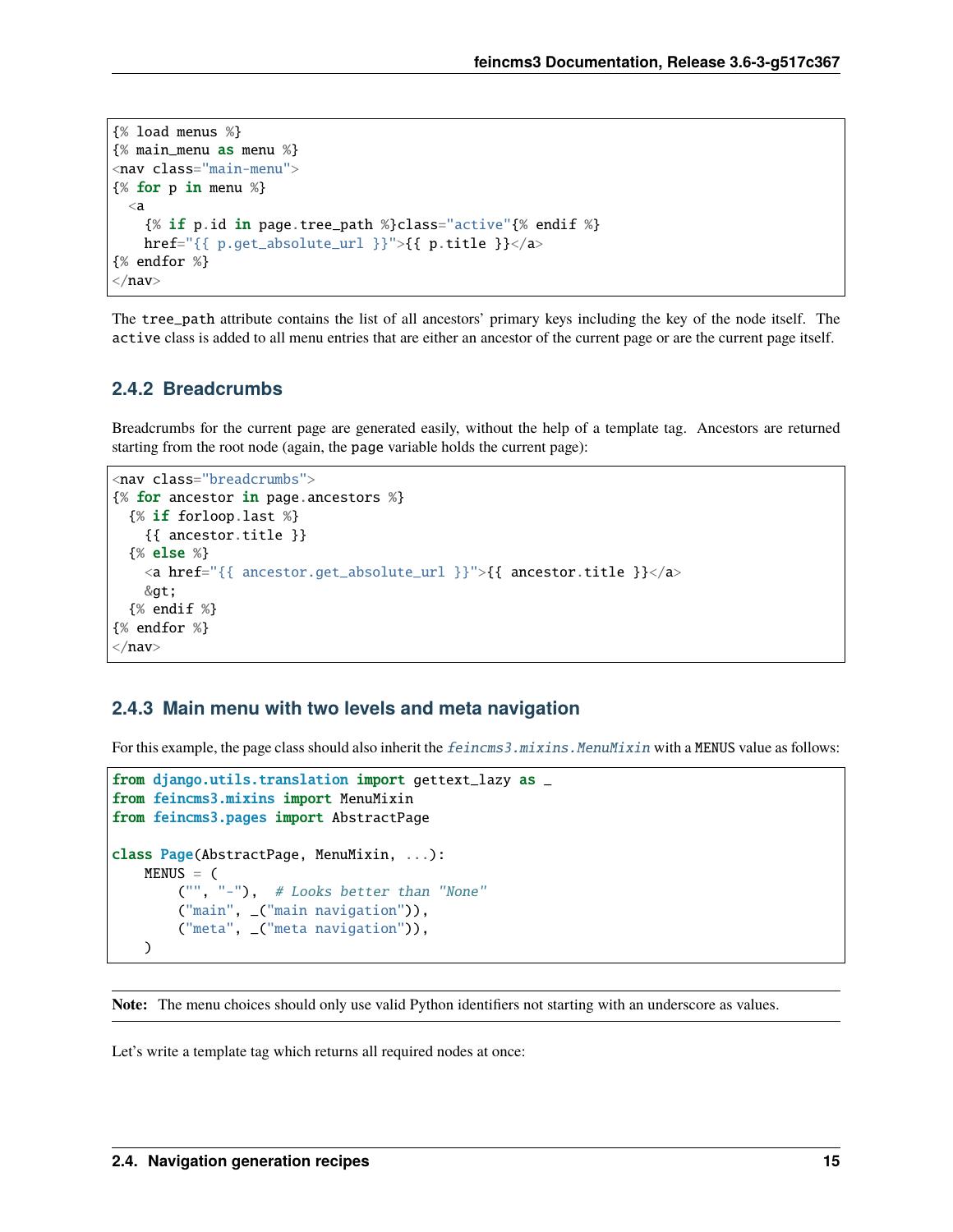```
{% load menus %}
{% main_menu as menu %}
<nav class="main-menu">
{% for p in menu %}
  <a
    {% if p.id in page.tree_path %}class="active"{% endif %}
    href="{{ p.get_absolute_url }}">{{ p.title }}</a>
{% endfor %}
</nav>
```

The `tree_path` attribute contains the list of all ancestors' primary keys including the key of the node itself. The `active` class is added to all menu entries that are either an ancestor of the current page or are the current page itself.

### 2.4.2 Breadcrumbs

Breadcrumbs for the current page are generated easily, without the help of a template tag. Ancestors are returned starting from the root node (again, the `page` variable holds the current page):

```
<nav class="breadcrumbs">
{% for ancestor in page.ancestors %}
  {% if forloop.last %}
    {{ ancestor.title }}
  {% else %}
    <a href="{{ ancestor.get_absolute_url }}">{{ ancestor.title }}</a>
    &gt;
  {% endif %}
{% endfor %}
</nav>
```

### 2.4.3 Main menu with two levels and meta navigation

For this example, the page class should also inherit the *feincms3.mixins.MenuMixin* with a `MENUS` value as follows:

```python
from django.utils.translation import gettext_lazy as _
from feincms3.mixins import MenuMixin
from feincms3.pages import AbstractPage

class Page(AbstractPage, MenuMixin, ...):
    MENUS = (
        ("", "-"),  # Looks better than "None"
        ("main", _("main navigation")),
        ("meta", _("meta navigation")),
    )
```

**Note:** The menu choices should only use valid Python identifiers not starting with an underscore as values.

Let's write a template tag which returns all required nodes at once: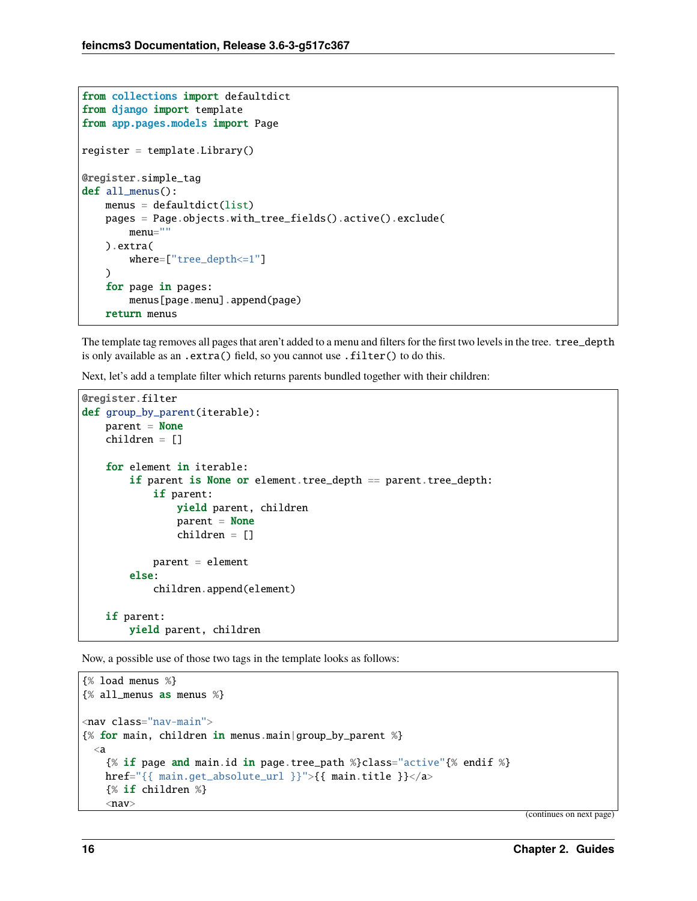```python
from collections import defaultdict
from django import template
from app.pages.models import Page

register = template.Library()

@register.simple_tag
def all_menus():
    menus = defaultdict(list)
    pages = Page.objects.with_tree_fields().active().exclude(
        menu=""
    ).extra(
        where=["tree_depth<=1"]
    )
    for page in pages:
        menus[page.menu].append(page)
    return menus
```

The template tag removes all pages that aren't added to a menu and filters for the first two levels in the tree. `tree_depth` is only available as an `.extra()` field, so you cannot use `.filter()` to do this.

Next, let's add a template filter which returns parents bundled together with their children:

```python
@register.filter
def group_by_parent(iterable):
    parent = None
    children = []

    for element in iterable:
        if parent is None or element.tree_depth == parent.tree_depth:
            if parent:
                yield parent, children
                parent = None
                children = []

            parent = element
        else:
            children.append(element)

    if parent:
        yield parent, children
```

Now, a possible use of those two tags in the template looks as follows:

```html
{% load menus %}
{% all_menus as menus %}

<nav class="nav-main">
{% for main, children in menus.main|group_by_parent %}
  <a
    {% if page and main.id in page.tree_path %}class="active"{% endif %}
    href="{{ main.get_absolute_url }}">{{ main.title }}</a>
    {% if children %}
    <nav>
```

(continues on next page)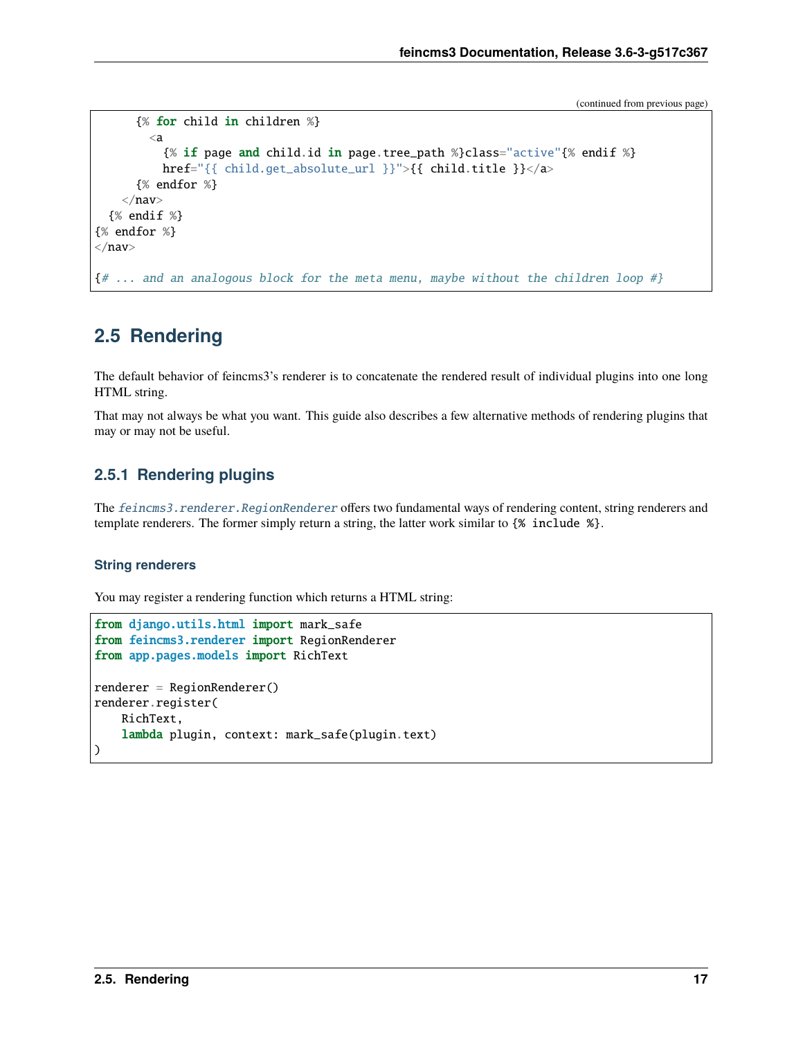(continued from previous page)

```
      {% for child in children %}
        <a
          {% if page and child.id in page.tree_path %}class="active"{% endif %}
          href="{{ child.get_absolute_url }}">{{ child.title }}</a>
      {% endfor %}
    </nav>
  {% endif %}
{% endfor %}
</nav>

{# ... and an analogous block for the meta menu, maybe without the children loop #}
```

## 2.5 Rendering

The default behavior of feincms3's renderer is to concatenate the rendered result of individual plugins into one long HTML string.

That may not always be what you want. This guide also describes a few alternative methods of rendering plugins that may or may not be useful.

### 2.5.1 Rendering plugins

The *feincms3.renderer.RegionRenderer* offers two fundamental ways of rendering content, string renderers and template renderers. The former simply return a string, the latter work similar to `{% include %}`.

#### String renderers

You may register a rendering function which returns a HTML string:

```python
from django.utils.html import mark_safe
from feincms3.renderer import RegionRenderer
from app.pages.models import RichText

renderer = RegionRenderer()
renderer.register(
    RichText,
    lambda plugin, context: mark_safe(plugin.text)
)
```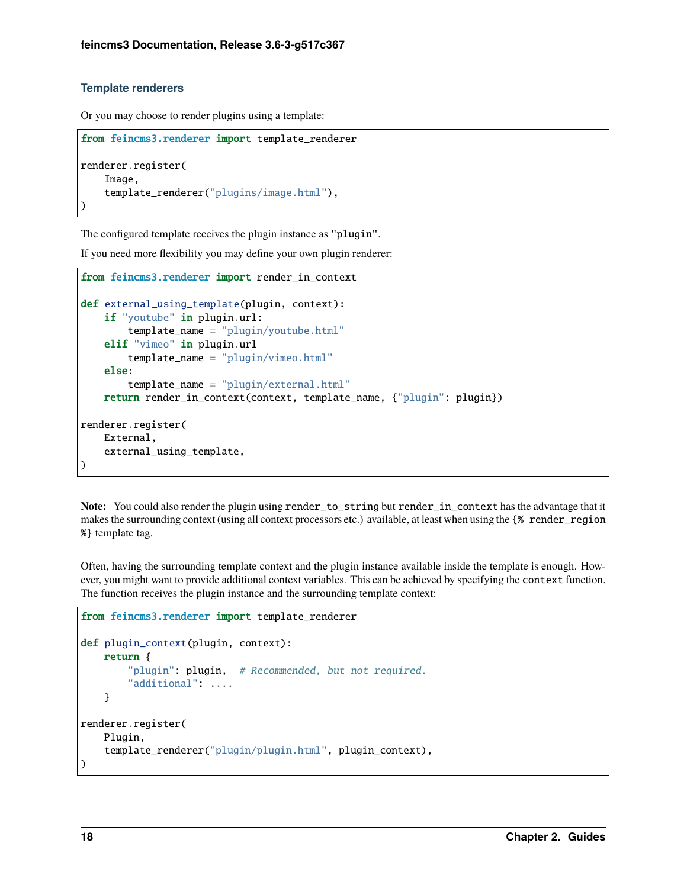### Template renderers

Or you may choose to render plugins using a template:

```
from feincms3.renderer import template_renderer

renderer.register(
    Image,
    template_renderer("plugins/image.html"),
)
```

The configured template receives the plugin instance as "`plugin`".

If you need more flexibility you may define your own plugin renderer:

```
from feincms3.renderer import render_in_context

def external_using_template(plugin, context):
    if "youtube" in plugin.url:
        template_name = "plugin/youtube.html"
    elif "vimeo" in plugin.url
        template_name = "plugin/vimeo.html"
    else:
        template_name = "plugin/external.html"
    return render_in_context(context, template_name, {"plugin": plugin})

renderer.register(
    External,
    external_using_template,
)
```

**Note:** You could also render the plugin using `render_to_string` but `render_in_context` has the advantage that it makes the surrounding context (using all context processors etc.) available, at least when using the `{% render_region %}` template tag.

Often, having the surrounding template context and the plugin instance available inside the template is enough. However, you might want to provide additional context variables. This can be achieved by specifying the `context` function. The function receives the plugin instance and the surrounding template context:

```
from feincms3.renderer import template_renderer

def plugin_context(plugin, context):
    return {
        "plugin": plugin,  # Recommended, but not required.
        "additional": ....
    }

renderer.register(
    Plugin,
    template_renderer("plugin/plugin.html", plugin_context),
)
```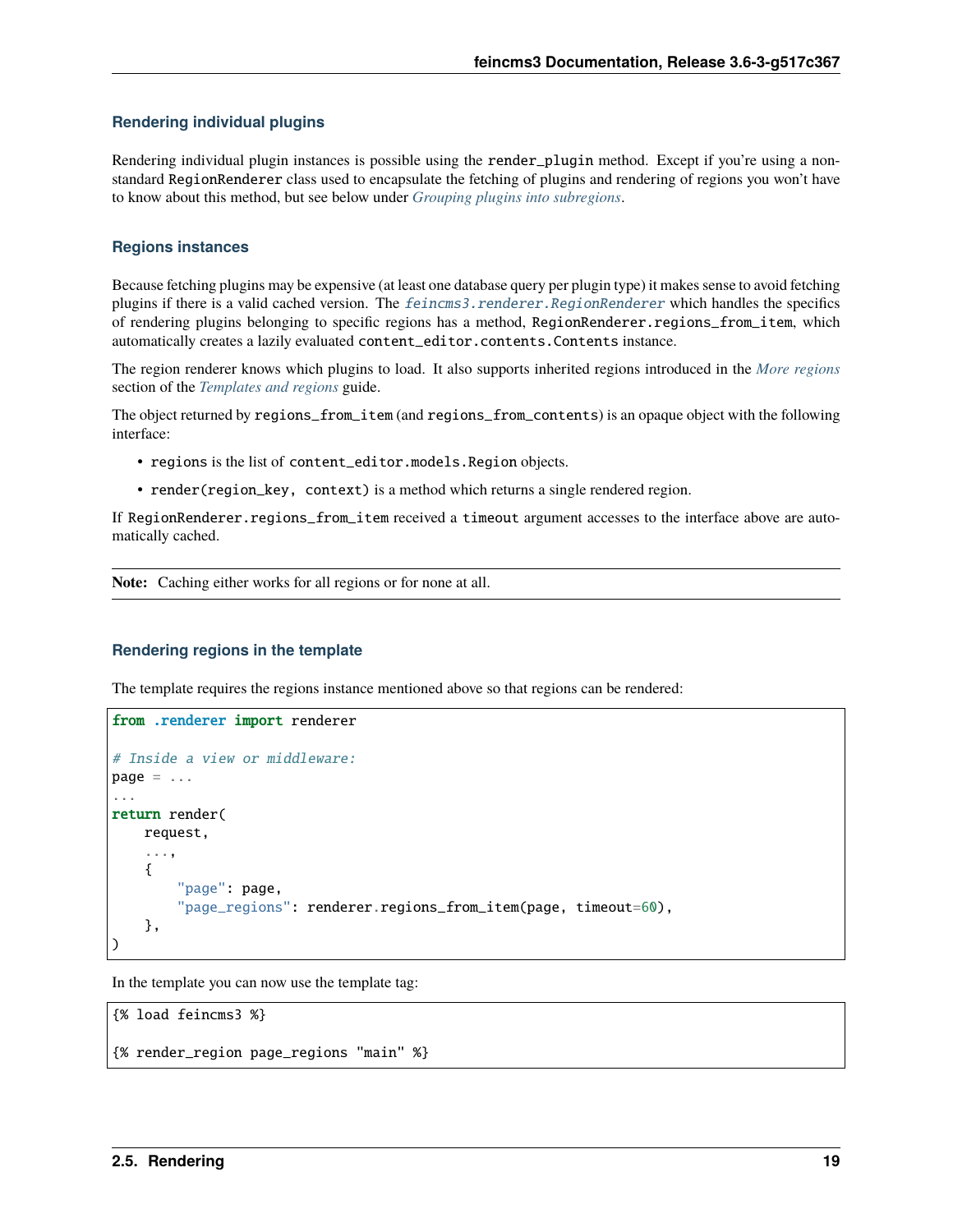### Rendering individual plugins

Rendering individual plugin instances is possible using the `render_plugin` method. Except if you're using a non-standard `RegionRenderer` class used to encapsulate the fetching of plugins and rendering of regions you won't have to know about this method, but see below under *Grouping plugins into subregions*.

### Regions instances

Because fetching plugins may be expensive (at least one database query per plugin type) it makes sense to avoid fetching plugins if there is a valid cached version. The `feincms3.renderer.RegionRenderer` which handles the specifics of rendering plugins belonging to specific regions has a method, `RegionRenderer.regions_from_item`, which automatically creates a lazily evaluated `content_editor.contents.Contents` instance.

The region renderer knows which plugins to load. It also supports inherited regions introduced in the *More regions* section of the *Templates and regions* guide.

The object returned by `regions_from_item` (and `regions_from_contents`) is an opaque object with the following interface:

- `regions` is the list of `content_editor.models.Region` objects.
- `render(region_key, context)` is a method which returns a single rendered region.

If `RegionRenderer.regions_from_item` received a `timeout` argument accesses to the interface above are automatically cached.

**Note:** Caching either works for all regions or for none at all.

### Rendering regions in the template

The template requires the regions instance mentioned above so that regions can be rendered:

```python
from .renderer import renderer

# Inside a view or middleware:
page = ...
...
return render(
    request,
    ...,
    {
        "page": page,
        "page_regions": renderer.regions_from_item(page, timeout=60),
    },
)
```

In the template you can now use the template tag:

```
{% load feincms3 %}

{% render_region page_regions "main" %}
```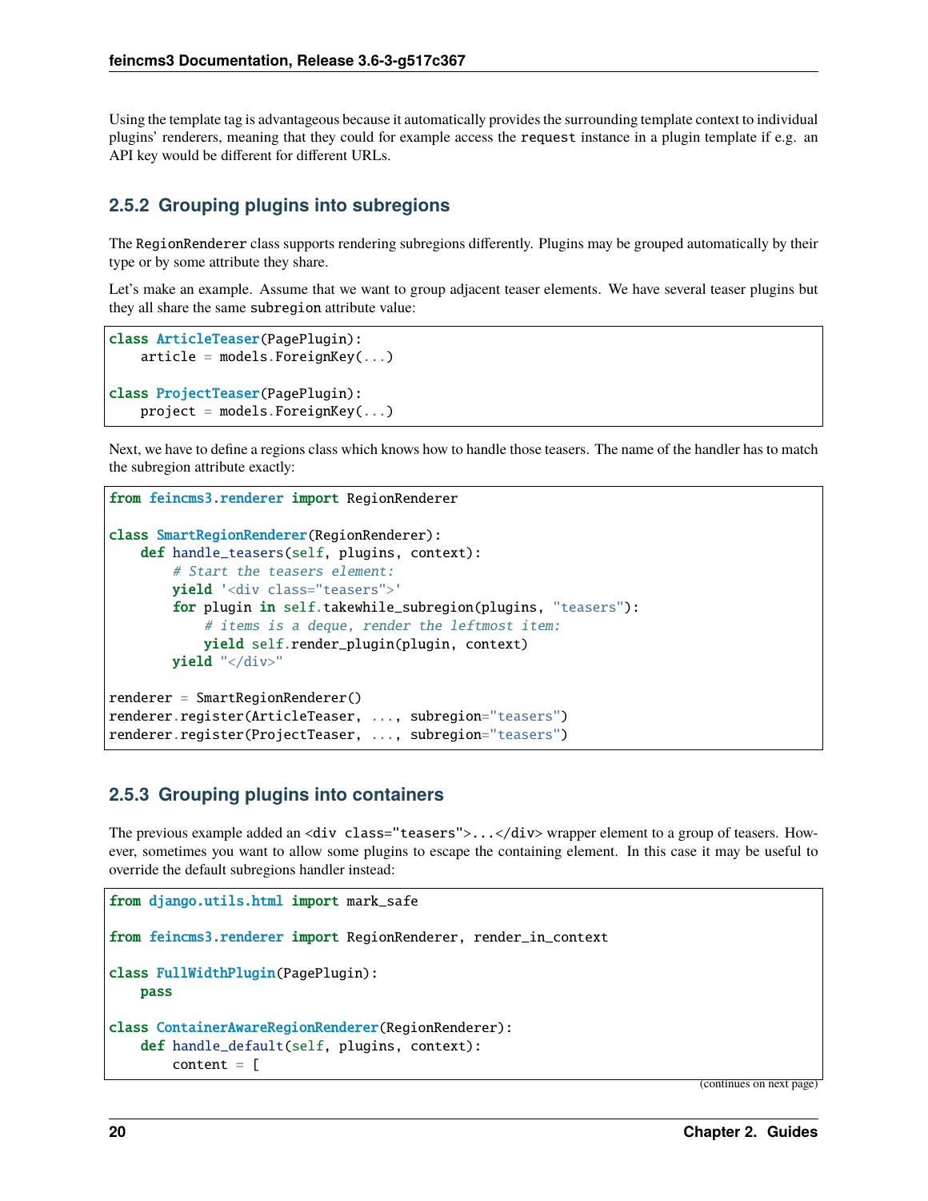Using the template tag is advantageous because it automatically provides the surrounding template context to individual plugins' renderers, meaning that they could for example access the `request` instance in a plugin template if e.g. an API key would be different for different URLs.

### 2.5.2 Grouping plugins into subregions

The `RegionRenderer` class supports rendering subregions differently. Plugins may be grouped automatically by their type or by some attribute they share.

Let's make an example. Assume that we want to group adjacent teaser elements. We have several teaser plugins but they all share the same `subregion` attribute value:

```
class ArticleTeaser(PagePlugin):
    article = models.ForeignKey(...)

class ProjectTeaser(PagePlugin):
    project = models.ForeignKey(...)
```

Next, we have to define a regions class which knows how to handle those teasers. The name of the handler has to match the subregion attribute exactly:

```
from feincms3.renderer import RegionRenderer

class SmartRegionRenderer(RegionRenderer):
    def handle_teasers(self, plugins, context):
        # Start the teasers element:
        yield '<div class="teasers">'
        for plugin in self.takewhile_subregion(plugins, "teasers"):
            # items is a deque, render the leftmost item:
            yield self.render_plugin(plugin, context)
        yield "</div>"

renderer = SmartRegionRenderer()
renderer.register(ArticleTeaser, ..., subregion="teasers")
renderer.register(ProjectTeaser, ..., subregion="teasers")
```

### 2.5.3 Grouping plugins into containers

The previous example added an `<div class="teasers">...</div>` wrapper element to a group of teasers. However, sometimes you want to allow some plugins to escape the containing element. In this case it may be useful to override the default subregions handler instead:

```
from django.utils.html import mark_safe

from feincms3.renderer import RegionRenderer, render_in_context

class FullWidthPlugin(PagePlugin):
    pass

class ContainerAwareRegionRenderer(RegionRenderer):
    def handle_default(self, plugins, context):
        content = [
```

(continues on next page)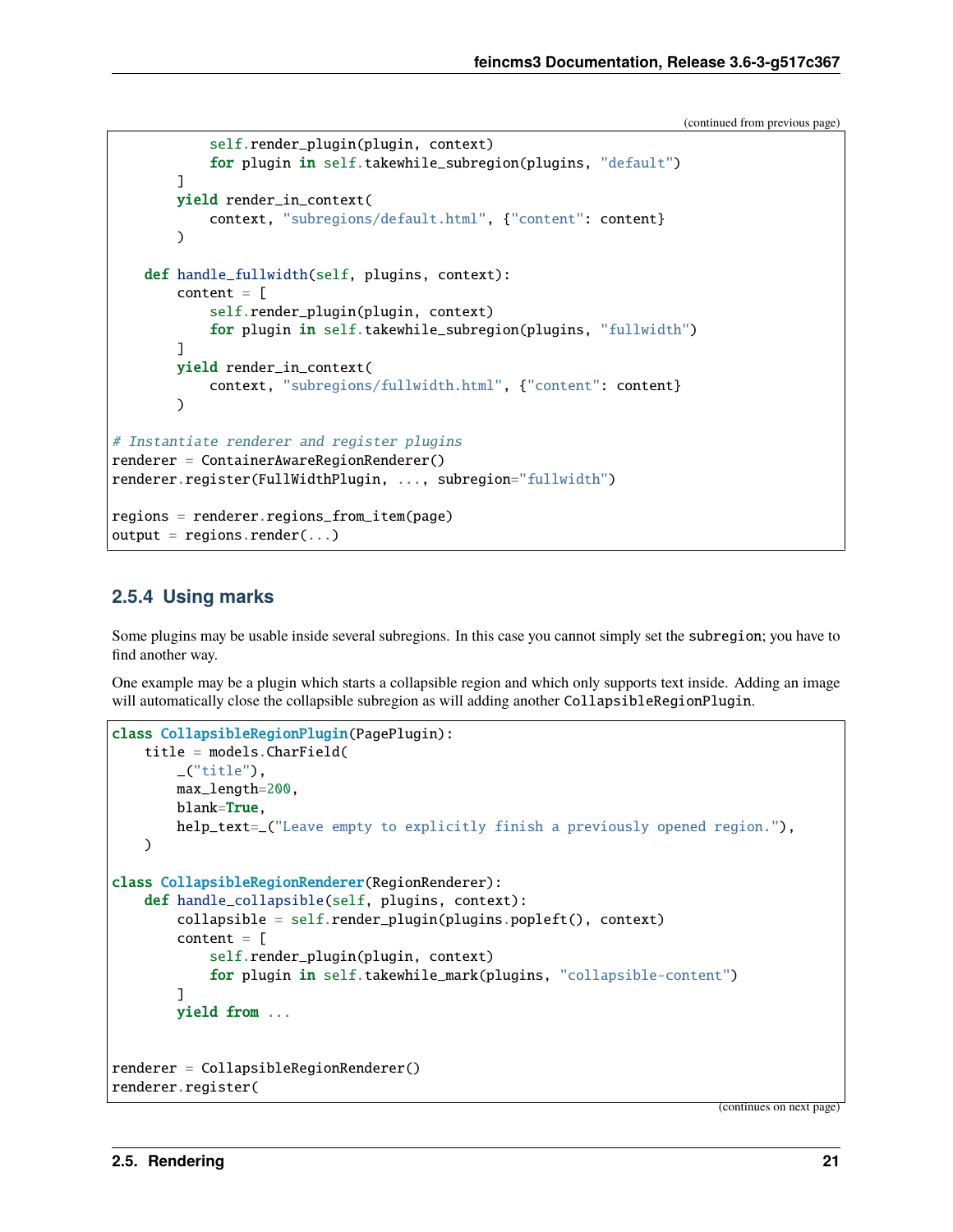(continued from previous page)

```
            self.render_plugin(plugin, context)
            for plugin in self.takewhile_subregion(plugins, "default")
        ]
        yield render_in_context(
            context, "subregions/default.html", {"content": content}
        )

    def handle_fullwidth(self, plugins, context):
        content = [
            self.render_plugin(plugin, context)
            for plugin in self.takewhile_subregion(plugins, "fullwidth")
        ]
        yield render_in_context(
            context, "subregions/fullwidth.html", {"content": content}
        )

# Instantiate renderer and register plugins
renderer = ContainerAwareRegionRenderer()
renderer.register(FullWidthPlugin, ..., subregion="fullwidth")

regions = renderer.regions_from_item(page)
output = regions.render(...)
```

### 2.5.4 Using marks

Some plugins may be usable inside several subregions. In this case you cannot simply set the `subregion`; you have to find another way.

One example may be a plugin which starts a collapsible region and which only supports text inside. Adding an image will automatically close the collapsible subregion as will adding another `CollapsibleRegionPlugin`.

```
class CollapsibleRegionPlugin(PagePlugin):
    title = models.CharField(
        _("title"),
        max_length=200,
        blank=True,
        help_text=_("Leave empty to explicitly finish a previously opened region."),
    )

class CollapsibleRegionRenderer(RegionRenderer):
    def handle_collapsible(self, plugins, context):
        collapsible = self.render_plugin(plugins.popleft(), context)
        content = [
            self.render_plugin(plugin, context)
            for plugin in self.takewhile_mark(plugins, "collapsible-content")
        ]
        yield from ...


renderer = CollapsibleRegionRenderer()
renderer.register(
```

(continues on next page)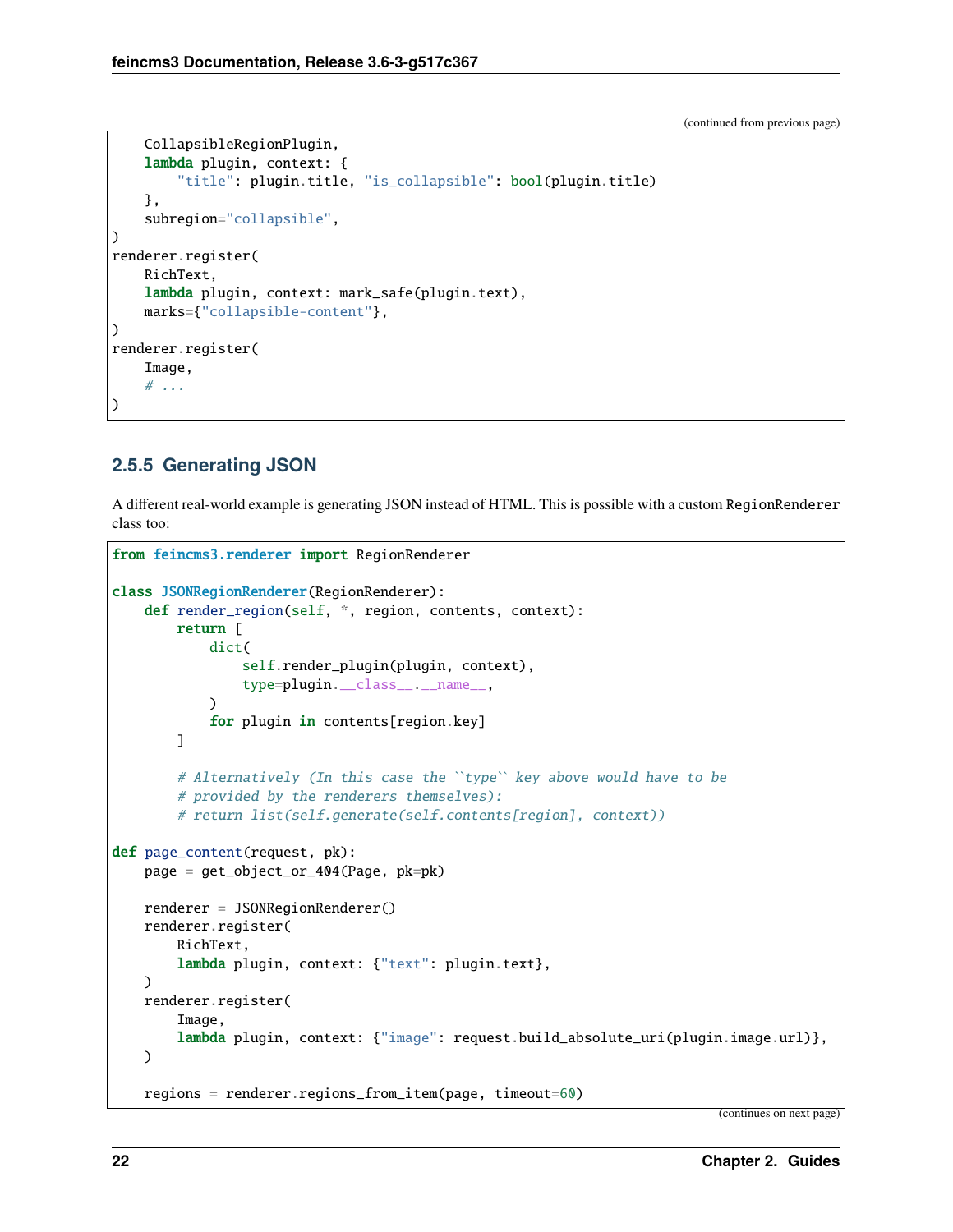(continued from previous page)

```
    CollapsibleRegionPlugin,
    lambda plugin, context: {
        "title": plugin.title, "is_collapsible": bool(plugin.title)
    },
    subregion="collapsible",
)
renderer.register(
    RichText,
    lambda plugin, context: mark_safe(plugin.text),
    marks={"collapsible-content"},
)
renderer.register(
    Image,
    # ...
)
```

### 2.5.5 Generating JSON

A different real-world example is generating JSON instead of HTML. This is possible with a custom RegionRenderer class too:

```
from feincms3.renderer import RegionRenderer

class JSONRegionRenderer(RegionRenderer):
    def render_region(self, *, region, contents, context):
        return [
            dict(
                self.render_plugin(plugin, context),
                type=plugin.__class__.__name__,
            )
            for plugin in contents[region.key]
        ]

        # Alternatively (In this case the ``type`` key above would have to be
        # provided by the renderers themselves):
        # return list(self.generate(self.contents[region], context))

def page_content(request, pk):
    page = get_object_or_404(Page, pk=pk)

    renderer = JSONRegionRenderer()
    renderer.register(
        RichText,
        lambda plugin, context: {"text": plugin.text},
    )
    renderer.register(
        Image,
        lambda plugin, context: {"image": request.build_absolute_uri(plugin.image.url)},
    )

    regions = renderer.regions_from_item(page, timeout=60)
```

(continues on next page)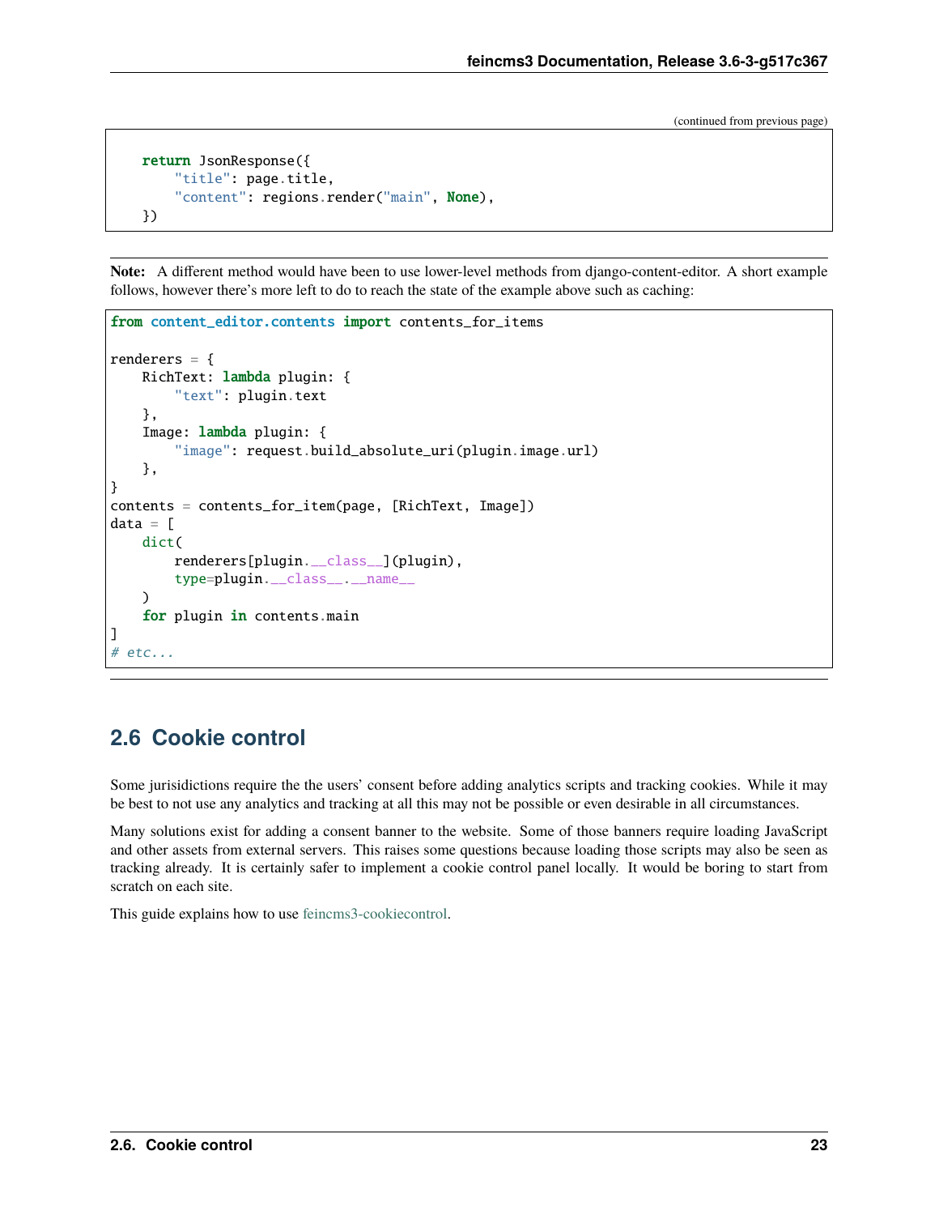(continued from previous page)

```
    return JsonResponse({
        "title": page.title,
        "content": regions.render("main", None),
    })
```

**Note:** A different method would have been to use lower-level methods from django-content-editor. A short example follows, however there's more left to do to reach the state of the example above such as caching:

```
from content_editor.contents import contents_for_items

renderers = {
    RichText: lambda plugin: {
        "text": plugin.text
    },
    Image: lambda plugin: {
        "image": request.build_absolute_uri(plugin.image.url)
    },
}
contents = contents_for_item(page, [RichText, Image])
data = [
    dict(
        renderers[plugin.__class__](plugin),
        type=plugin.__class__.__name__
    )
    for plugin in contents.main
]
# etc...
```

## 2.6 Cookie control

Some jurisidictions require the the users' consent before adding analytics scripts and tracking cookies. While it may be best to not use any analytics and tracking at all this may not be possible or even desirable in all circumstances.

Many solutions exist for adding a consent banner to the website. Some of those banners require loading JavaScript and other assets from external servers. This raises some questions because loading those scripts may also be seen as tracking already. It is certainly safer to implement a cookie control panel locally. It would be boring to start from scratch on each site.

This guide explains how to use feincms3-cookiecontrol.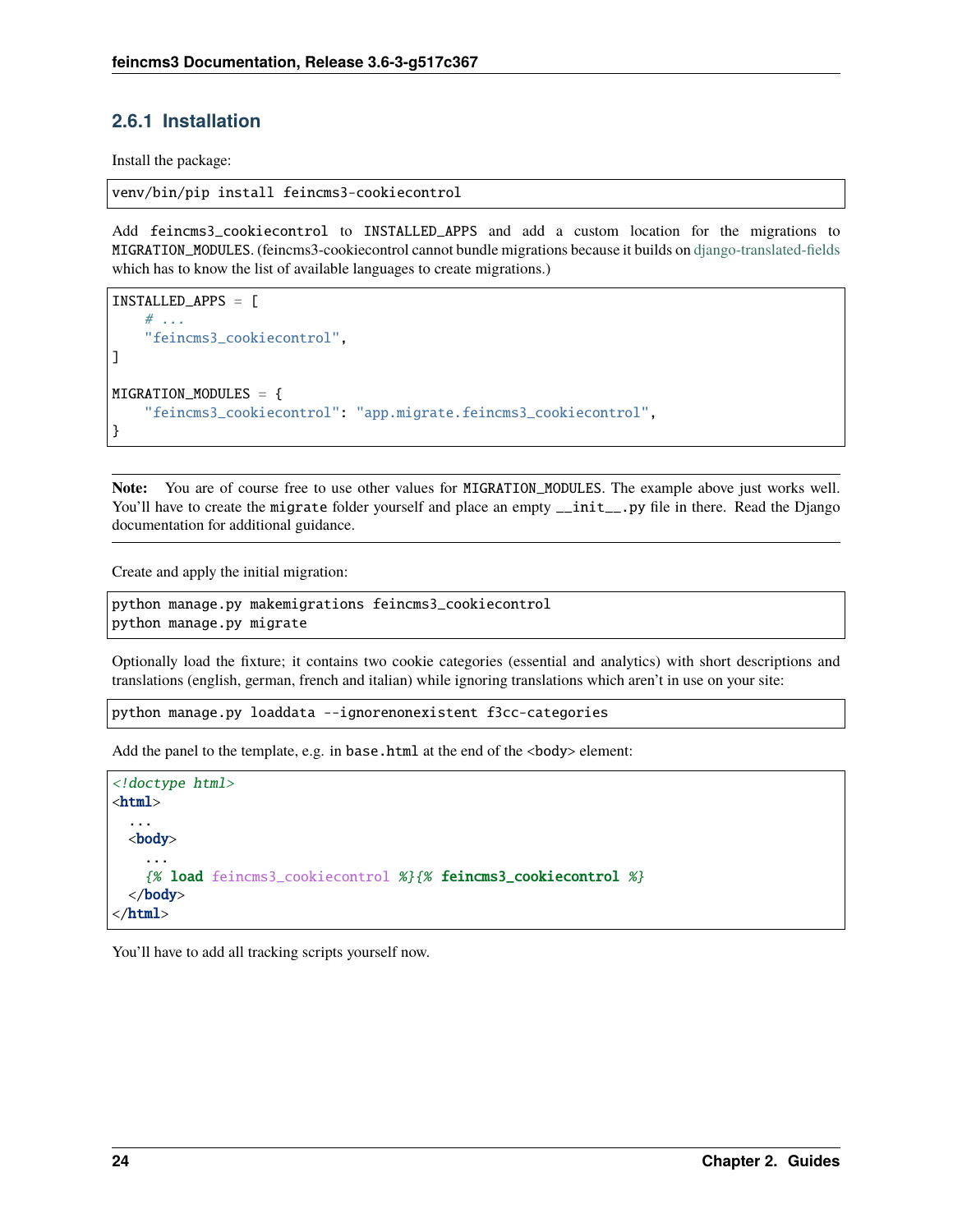### 2.6.1 Installation

Install the package:

```
venv/bin/pip install feincms3-cookiecontrol
```

Add feincms3_cookiecontrol to INSTALLED_APPS and add a custom location for the migrations to MIGRATION_MODULES. (feincms3-cookiecontrol cannot bundle migrations because it builds on django-translated-fields which has to know the list of available languages to create migrations.)

```
INSTALLED_APPS = [
    # ...
    "feincms3_cookiecontrol",
]

MIGRATION_MODULES = {
    "feincms3_cookiecontrol": "app.migrate.feincms3_cookiecontrol",
}
```

**Note:** You are of course free to use other values for MIGRATION_MODULES. The example above just works well. You'll have to create the migrate folder yourself and place an empty __init__.py file in there. Read the Django documentation for additional guidance.

Create and apply the initial migration:

```
python manage.py makemigrations feincms3_cookiecontrol
python manage.py migrate
```

Optionally load the fixture; it contains two cookie categories (essential and analytics) with short descriptions and translations (english, german, french and italian) while ignoring translations which aren't in use on your site:

```
python manage.py loaddata --ignorenonexistent f3cc-categories
```

Add the panel to the template, e.g. in base.html at the end of the <body> element:

```
<!doctype html>
<html>
  ...
  <body>
    ...
    {% load feincms3_cookiecontrol %}{% feincms3_cookiecontrol %}
  </body>
</html>
```

You'll have to add all tracking scripts yourself now.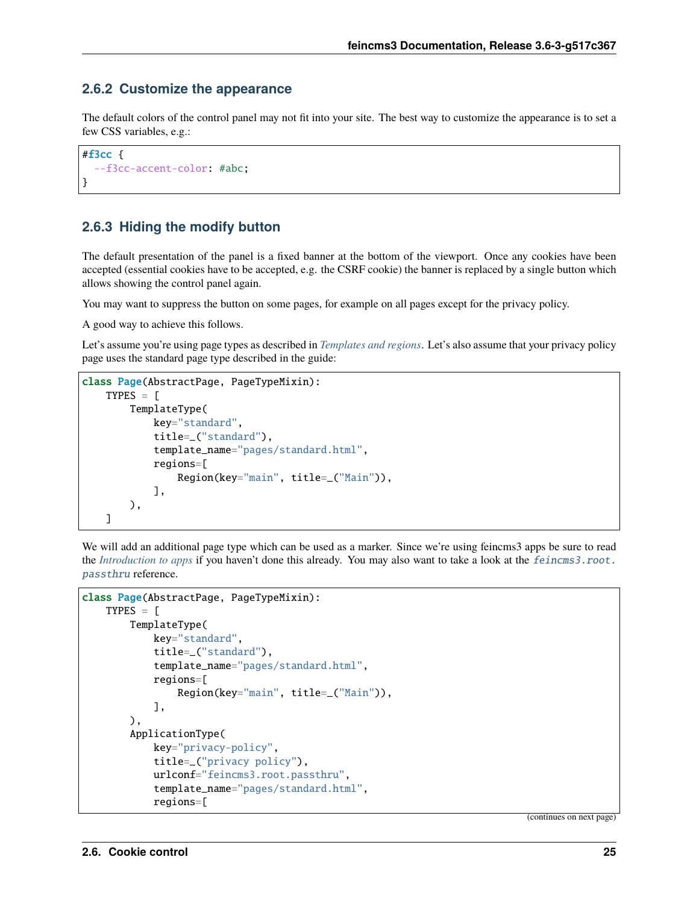### 2.6.2 Customize the appearance

The default colors of the control panel may not fit into your site. The best way to customize the appearance is to set a few CSS variables, e.g.:

```
#f3cc {
  --f3cc-accent-color: #abc;
}
```

### 2.6.3 Hiding the modify button

The default presentation of the panel is a fixed banner at the bottom of the viewport. Once any cookies have been accepted (essential cookies have to be accepted, e.g. the CSRF cookie) the banner is replaced by a single button which allows showing the control panel again.

You may want to suppress the button on some pages, for example on all pages except for the privacy policy.

A good way to achieve this follows.

Let's assume you're using page types as described in *Templates and regions*. Let's also assume that your privacy policy page uses the standard page type described in the guide:

```
class Page(AbstractPage, PageTypeMixin):
    TYPES = [
        TemplateType(
            key="standard",
            title=_("standard"),
            template_name="pages/standard.html",
            regions=[
                Region(key="main", title=_("Main")),
            ],
        ),
    ]
```

We will add an additional page type which can be used as a marker. Since we're using feincms3 apps be sure to read the *Introduction to apps* if you haven't done this already. You may also want to take a look at the `feincms3.root.passthru` reference.

```
class Page(AbstractPage, PageTypeMixin):
    TYPES = [
        TemplateType(
            key="standard",
            title=_("standard"),
            template_name="pages/standard.html",
            regions=[
                Region(key="main", title=_("Main")),
            ],
        ),
        ApplicationType(
            key="privacy-policy",
            title=_("privacy policy"),
            urlconf="feincms3.root.passthru",
            template_name="pages/standard.html",
            regions=[
```

(continues on next page)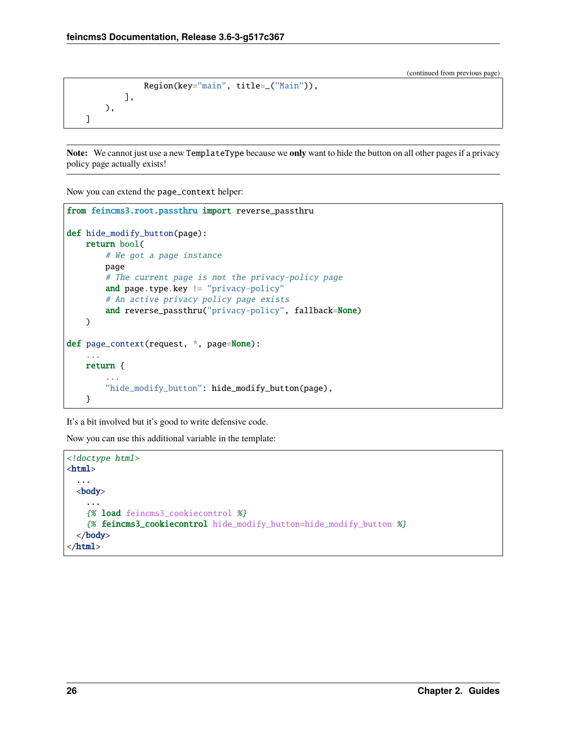(continued from previous page)

```
                Region(key="main", title=_("Main")),
            ],
        ),
    ]
```

**Note:** We cannot just use a new `TemplateType` because we **only** want to hide the button on all other pages if a privacy policy page actually exists!

Now you can extend the `page_context` helper:

```python
from feincms3.root.passthru import reverse_passthru

def hide_modify_button(page):
    return bool(
        # We got a page instance
        page
        # The current page is not the privacy-policy page
        and page.type.key != "privacy-policy"
        # An active privacy policy page exists
        and reverse_passthru("privacy-policy", fallback=None)
    )

def page_context(request, *, page=None):
    ...
    return {
        ...
        "hide_modify_button": hide_modify_button(page),
    }
```

It's a bit involved but it's good to write defensive code.

Now you can use this additional variable in the template:

```html
<!doctype html>
<html>
  ...
  <body>
    ...
    {% load feincms3_cookiecontrol %}
    {% feincms3_cookiecontrol hide_modify_button=hide_modify_button %}
  </body>
</html>
```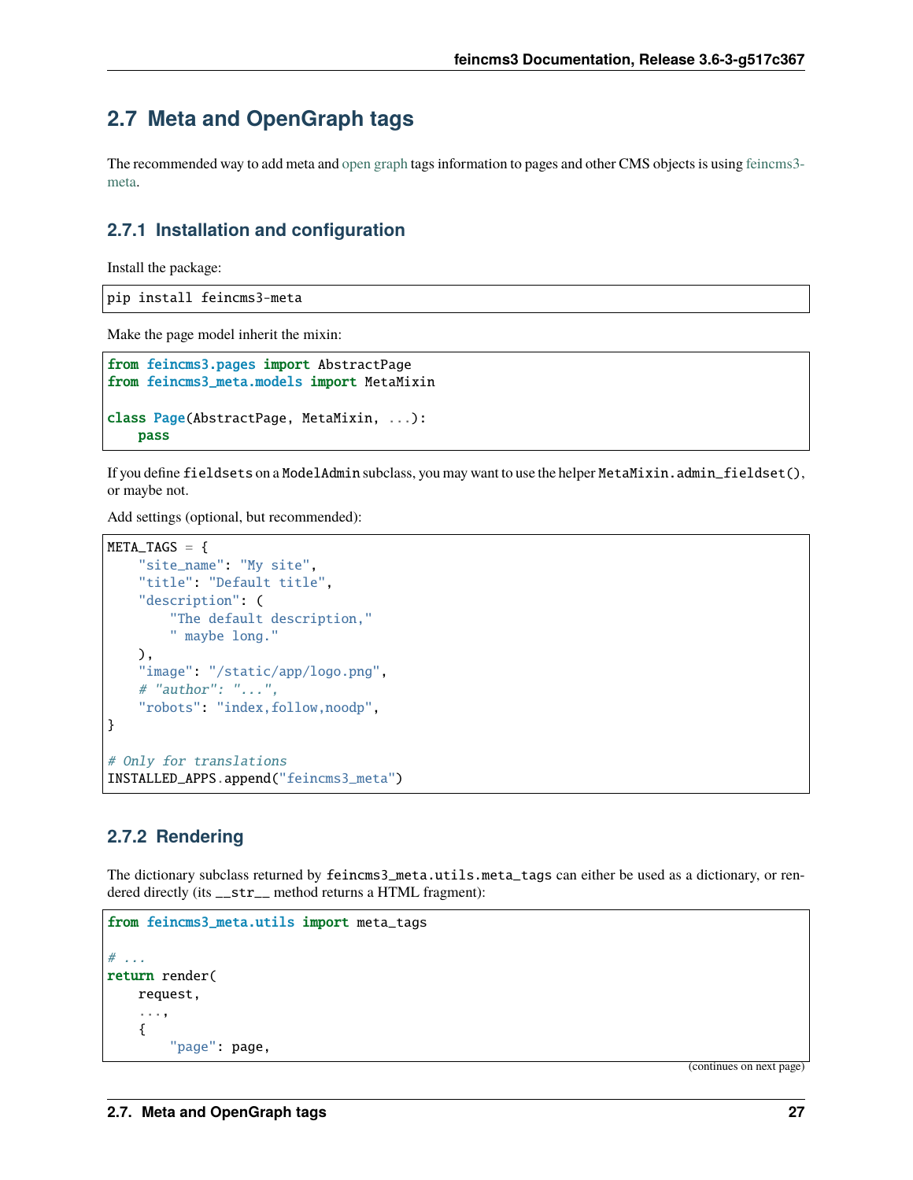## 2.7 Meta and OpenGraph tags

The recommended way to add meta and open graph tags information to pages and other CMS objects is using feincms3-meta.

### 2.7.1 Installation and configuration

Install the package:

```
pip install feincms3-meta
```

Make the page model inherit the mixin:

```
from feincms3.pages import AbstractPage
from feincms3_meta.models import MetaMixin

class Page(AbstractPage, MetaMixin, ...):
    pass
```

If you define `fieldsets` on a `ModelAdmin` subclass, you may want to use the helper `MetaMixin.admin_fieldset()`, or maybe not.

Add settings (optional, but recommended):

```
META_TAGS = {
    "site_name": "My site",
    "title": "Default title",
    "description": (
        "The default description,"
        " maybe long."
    ),
    "image": "/static/app/logo.png",
    # "author": "...",
    "robots": "index,follow,noodp",
}

# Only for translations
INSTALLED_APPS.append("feincms3_meta")
```

### 2.7.2 Rendering

The dictionary subclass returned by `feincms3_meta.utils.meta_tags` can either be used as a dictionary, or rendered directly (its `__str__` method returns a HTML fragment):

```
from feincms3_meta.utils import meta_tags

# ...
return render(
    request,
    ...,
    {
        "page": page,
```

(continues on next page)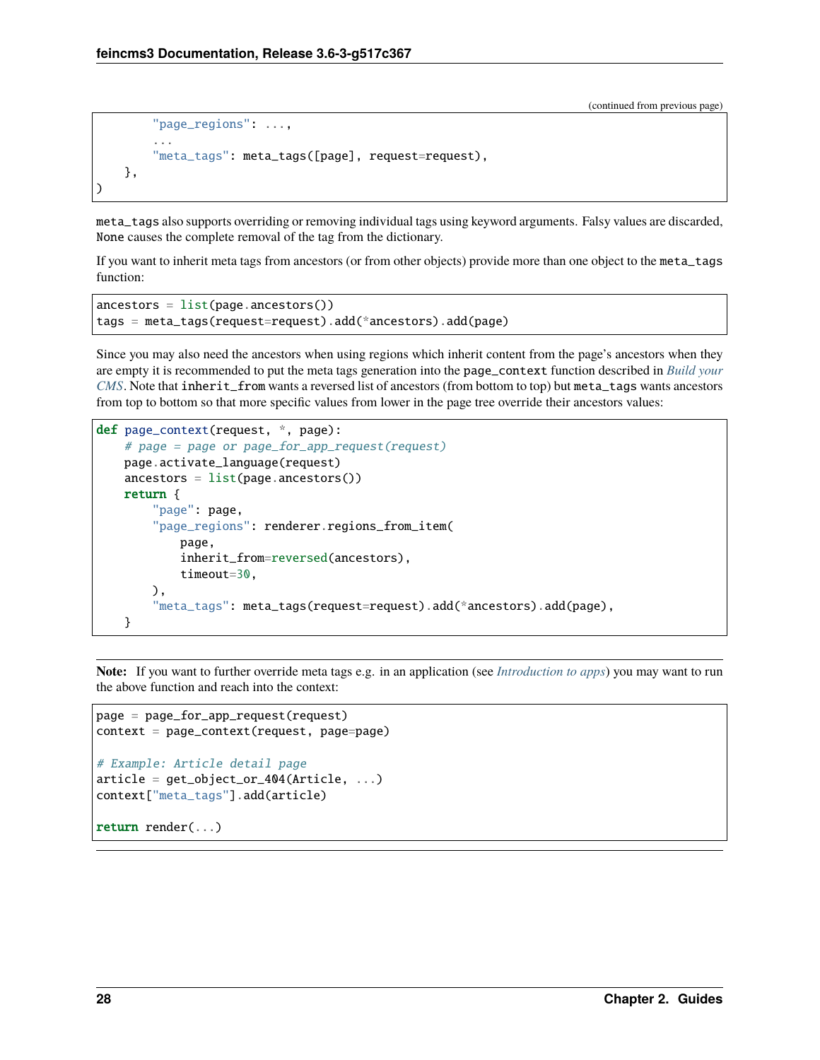```
        "page_regions": ...,
        ...
        "meta_tags": meta_tags([page], request=request),
    },
)
```

`meta_tags` also supports overriding or removing individual tags using keyword arguments. Falsy values are discarded, `None` causes the complete removal of the tag from the dictionary.

If you want to inherit meta tags from ancestors (or from other objects) provide more than one object to the `meta_tags` function:

```
ancestors = list(page.ancestors())
tags = meta_tags(request=request).add(*ancestors).add(page)
```

Since you may also need the ancestors when using regions which inherit content from the page's ancestors when they are empty it is recommended to put the meta tags generation into the `page_context` function described in *Build your CMS*. Note that `inherit_from` wants a reversed list of ancestors (from bottom to top) but `meta_tags` wants ancestors from top to bottom so that more specific values from lower in the page tree override their ancestors values:

```
def page_context(request, *, page):
    # page = page or page_for_app_request(request)
    page.activate_language(request)
    ancestors = list(page.ancestors())
    return {
        "page": page,
        "page_regions": renderer.regions_from_item(
            page,
            inherit_from=reversed(ancestors),
            timeout=30,
        ),
        "meta_tags": meta_tags(request=request).add(*ancestors).add(page),
    }
```

**Note:** If you want to further override meta tags e.g. in an application (see *Introduction to apps*) you may want to run the above function and reach into the context:

```
page = page_for_app_request(request)
context = page_context(request, page=page)

# Example: Article detail page
article = get_object_or_404(Article, ...)
context["meta_tags"].add(article)

return render(...)
```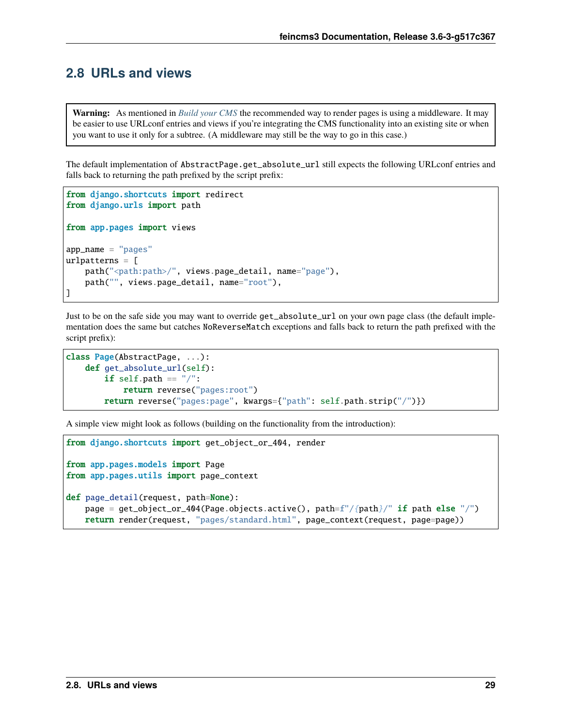## 2.8 URLs and views

> **Warning:** As mentioned in *Build your CMS* the recommended way to render pages is using a middleware. It may be easier to use URLconf entries and views if you're integrating the CMS functionality into an existing site or when you want to use it only for a subtree. (A middleware may still be the way to go in this case.)

The default implementation of `AbstractPage.get_absolute_url` still expects the following URLconf entries and falls back to returning the path prefixed by the script prefix:

```
from django.shortcuts import redirect
from django.urls import path

from app.pages import views

app_name = "pages"
urlpatterns = [
    path("<path:path>/", views.page_detail, name="page"),
    path("", views.page_detail, name="root"),
]
```

Just to be on the safe side you may want to override `get_absolute_url` on your own page class (the default implementation does the same but catches `NoReverseMatch` exceptions and falls back to return the path prefixed with the script prefix):

```
class Page(AbstractPage, ...):
    def get_absolute_url(self):
        if self.path == "/":
            return reverse("pages:root")
        return reverse("pages:page", kwargs={"path": self.path.strip("/")})
```

A simple view might look as follows (building on the functionality from the introduction):

```
from django.shortcuts import get_object_or_404, render

from app.pages.models import Page
from app.pages.utils import page_context

def page_detail(request, path=None):
    page = get_object_or_404(Page.objects.active(), path=f"/{path}/" if path else "/")
    return render(request, "pages/standard.html", page_context(request, page=page))
```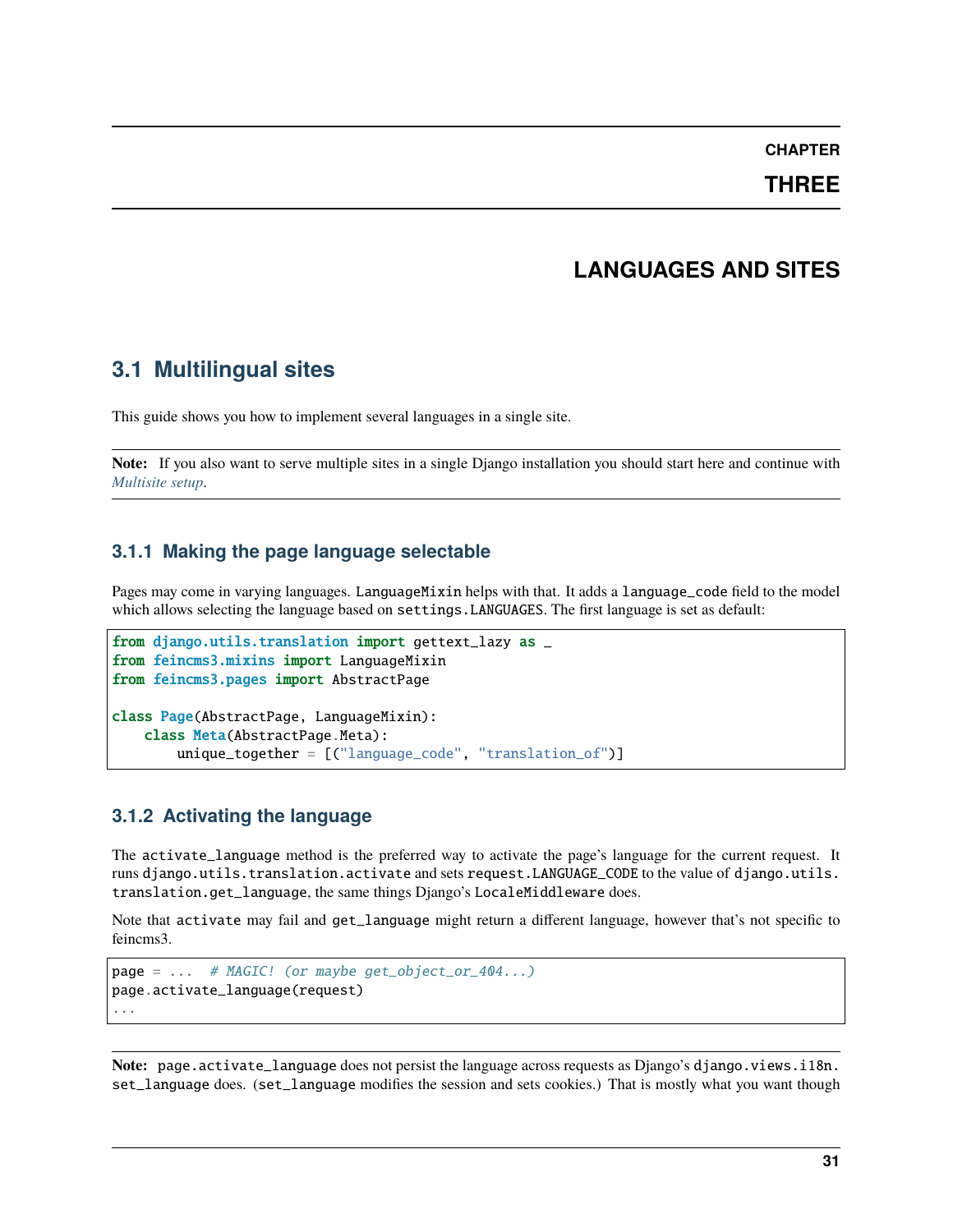CHAPTER

THREE

# LANGUAGES AND SITES

## 3.1 Multilingual sites

This guide shows you how to implement several languages in a single site.

**Note:** If you also want to serve multiple sites in a single Django installation you should start here and continue with *Multisite setup*.

### 3.1.1 Making the page language selectable

Pages may come in varying languages. `LanguageMixin` helps with that. It adds a `language_code` field to the model which allows selecting the language based on `settings.LANGUAGES`. The first language is set as default:

```
from django.utils.translation import gettext_lazy as _
from feincms3.mixins import LanguageMixin
from feincms3.pages import AbstractPage

class Page(AbstractPage, LanguageMixin):
    class Meta(AbstractPage.Meta):
        unique_together = [("language_code", "translation_of")]
```

### 3.1.2 Activating the language

The `activate_language` method is the preferred way to activate the page's language for the current request. It runs `django.utils.translation.activate` and sets `request.LANGUAGE_CODE` to the value of `django.utils.translation.get_language`, the same things Django's `LocaleMiddleware` does.

Note that `activate` may fail and `get_language` might return a different language, however that's not specific to feincms3.

```
page = ...  # MAGIC! (or maybe get_object_or_404...)
page.activate_language(request)
...
```

**Note:** `page.activate_language` does not persist the language across requests as Django's `django.views.i18n.set_language` does. (`set_language` modifies the session and sets cookies.) That is mostly what you want though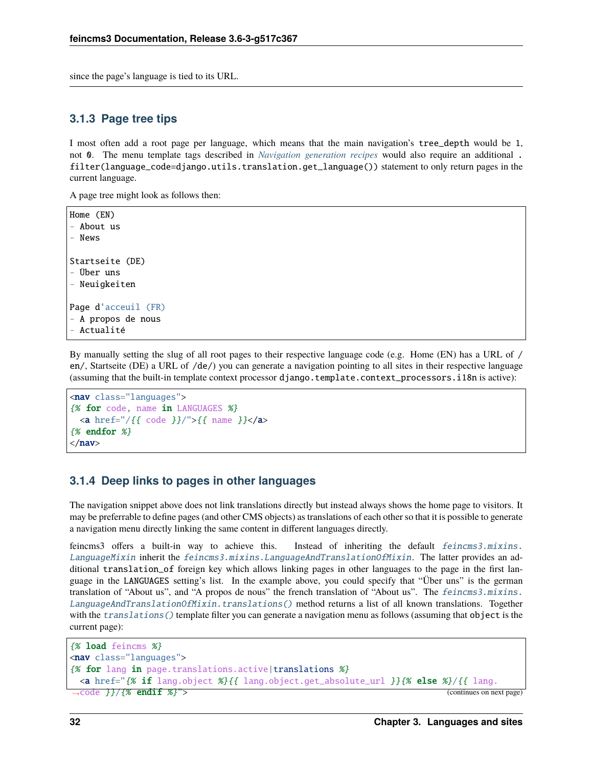since the page's language is tied to its URL.

### 3.1.3 Page tree tips

I most often add a root page per language, which means that the main navigation's `tree_depth` would be 1, not 0. The menu template tags described in *Navigation generation recipes* would also require an additional `.filter(language_code=django.utils.translation.get_language())` statement to only return pages in the current language.

A page tree might look as follows then:

```
Home (EN)
- About us
- News

Startseite (DE)
- Über uns
- Neuigkeiten

Page d'acceuil (FR)
- A propos de nous
- Actualité
```

By manually setting the slug of all root pages to their respective language code (e.g. Home (EN) has a URL of `/en/`, Startseite (DE) a URL of `/de/`) you can generate a navigation pointing to all sites in their respective language (assuming that the built-in template context processor `django.template.context_processors.i18n` is active):

```
<nav class="languages">
{% for code, name in LANGUAGES %}
  <a href="/{{ code }}/">{{ name }}</a>
{% endfor %}
</nav>
```

### 3.1.4 Deep links to pages in other languages

The navigation snippet above does not link translations directly but instead always shows the home page to visitors. It may be preferrable to define pages (and other CMS objects) as translations of each other so that it is possible to generate a navigation menu directly linking the same content in different languages directly.

feincms3 offers a built-in way to achieve this. Instead of inheriting the default `feincms3.mixins.LanguageMixin` inherit the `feincms3.mixins.LanguageAndTranslationOfMixin`. The latter provides an additional `translation_of` foreign key which allows linking pages in other languages to the page in the first language in the `LANGUAGES` setting's list. In the example above, you could specify that "Über uns" is the german translation of "About us", and "A propos de nous" the french translation of "About us". The `feincms3.mixins.LanguageAndTranslationOfMixin.translations()` method returns a list of all known translations. Together with the `translations()` template filter you can generate a navigation menu as follows (assuming that `object` is the current page):

```
{% load feincms %}
<nav class="languages">
{% for lang in page.translations.active|translations %}
  <a href="{% if lang.object %}{{ lang.object.get_absolute_url }}{% else %}/{{ lang.code }}/{% endif %}">
```

(continues on next page)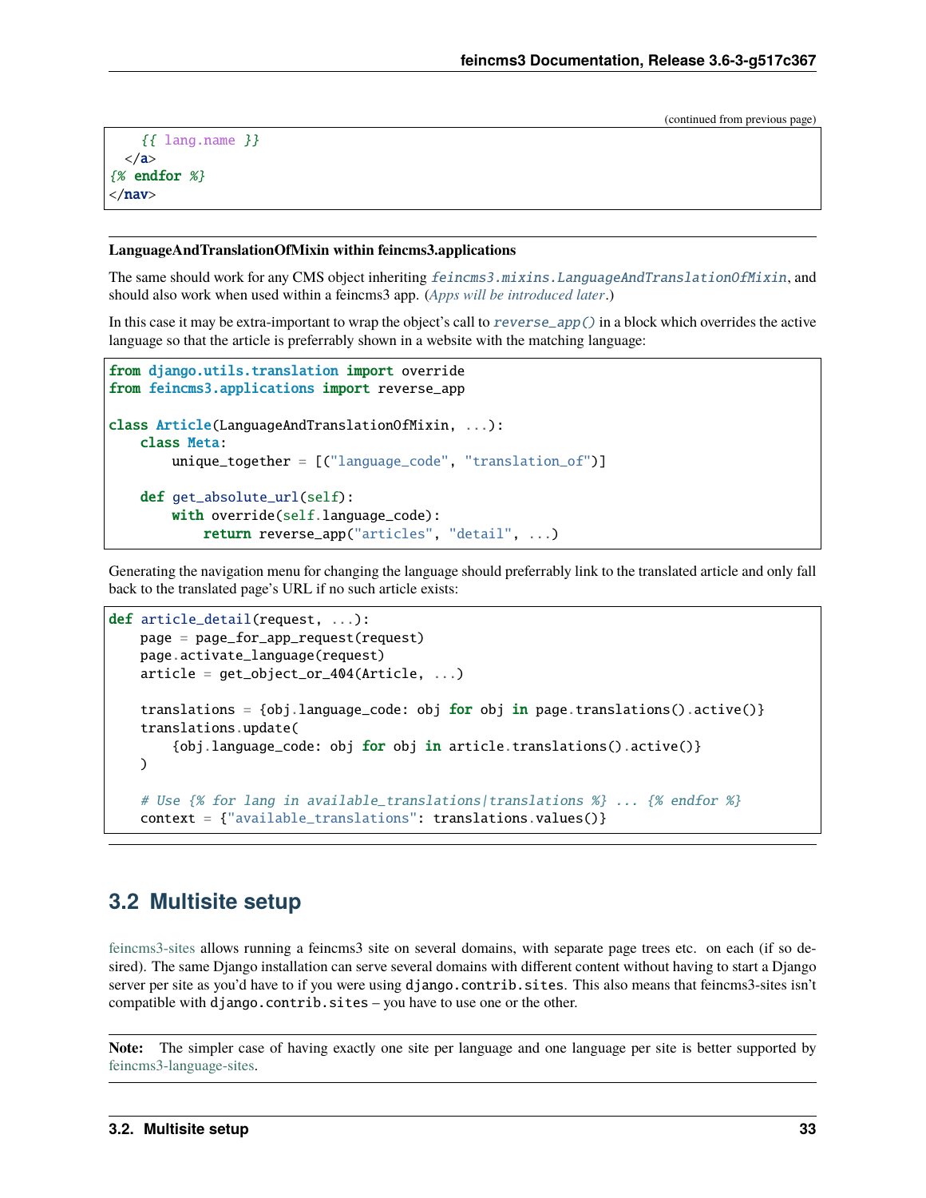(continued from previous page)

```
    {{ lang.name }}
  </a>
{% endfor %}
</nav>
```

**LanguageAndTranslationOfMixin within feincms3.applications**

The same should work for any CMS object inheriting `feincms3.mixins.LanguageAndTranslationOfMixin`, and should also work when used within a feincms3 app. (*Apps will be introduced later*.)

In this case it may be extra-important to wrap the object's call to `reverse_app()` in a block which overrides the active language so that the article is preferrably shown in a website with the matching language:

```python
from django.utils.translation import override
from feincms3.applications import reverse_app

class Article(LanguageAndTranslationOfMixin, ...):
    class Meta:
        unique_together = [("language_code", "translation_of")]

    def get_absolute_url(self):
        with override(self.language_code):
            return reverse_app("articles", "detail", ...)
```

Generating the navigation menu for changing the language should preferrably link to the translated article and only fall back to the translated page's URL if no such article exists:

```python
def article_detail(request, ...):
    page = page_for_app_request(request)
    page.activate_language(request)
    article = get_object_or_404(Article, ...)

    translations = {obj.language_code: obj for obj in page.translations().active()}
    translations.update(
        {obj.language_code: obj for obj in article.translations().active()}
    )

    # Use {% for lang in available_translations|translations %} ... {% endfor %}
    context = {"available_translations": translations.values()}
```

## 3.2 Multisite setup

feincms3-sites allows running a feincms3 site on several domains, with separate page trees etc. on each (if so desired). The same Django installation can serve several domains with different content without having to start a Django server per site as you'd have to if you were using `django.contrib.sites`. This also means that feincms3-sites isn't compatible with `django.contrib.sites` – you have to use one or the other.

**Note:** The simpler case of having exactly one site per language and one language per site is better supported by feincms3-language-sites.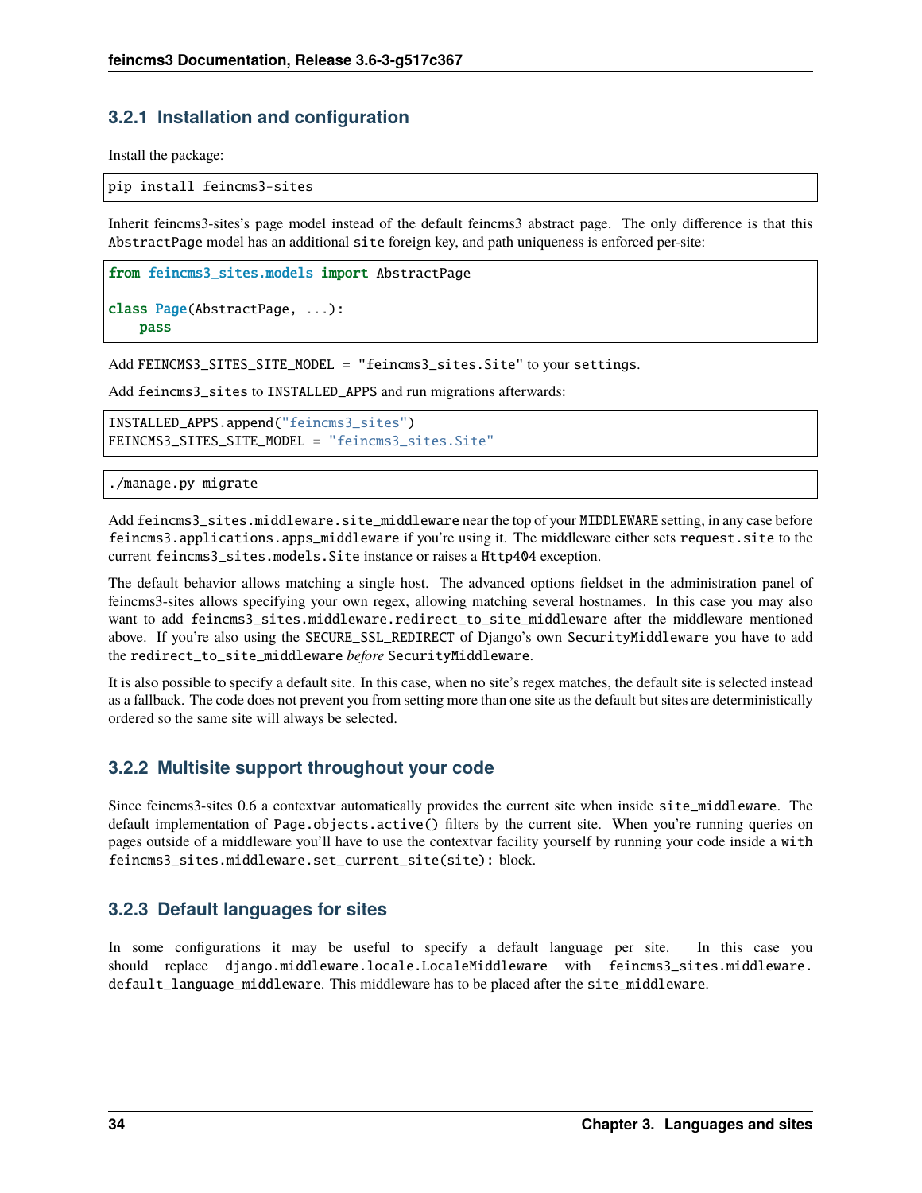### 3.2.1 Installation and configuration

Install the package:

```
pip install feincms3-sites
```

Inherit feincms3-sites's page model instead of the default feincms3 abstract page. The only difference is that this `AbstractPage` model has an additional `site` foreign key, and path uniqueness is enforced per-site:

```python
from feincms3_sites.models import AbstractPage

class Page(AbstractPage, ...):
    pass
```

Add `FEINCMS3_SITES_SITE_MODEL = "feincms3_sites.Site"` to your `settings`.

Add `feincms3_sites` to `INSTALLED_APPS` and run migrations afterwards:

```python
INSTALLED_APPS.append("feincms3_sites")
FEINCMS3_SITES_SITE_MODEL = "feincms3_sites.Site"
```

```
./manage.py migrate
```

Add `feincms3_sites.middleware.site_middleware` near the top of your `MIDDLEWARE` setting, in any case before `feincms3.applications.apps_middleware` if you're using it. The middleware either sets `request.site` to the current `feincms3_sites.models.Site` instance or raises a `Http404` exception.

The default behavior allows matching a single host. The advanced options fieldset in the administration panel of feincms3-sites allows specifying your own regex, allowing matching several hostnames. In this case you may also want to add `feincms3_sites.middleware.redirect_to_site_middleware` after the middleware mentioned above. If you're also using the `SECURE_SSL_REDIRECT` of Django's own `SecurityMiddleware` you have to add the `redirect_to_site_middleware` *before* `SecurityMiddleware`.

It is also possible to specify a default site. In this case, when no site's regex matches, the default site is selected instead as a fallback. The code does not prevent you from setting more than one site as the default but sites are deterministically ordered so the same site will always be selected.

### 3.2.2 Multisite support throughout your code

Since feincms3-sites 0.6 a contextvar automatically provides the current site when inside `site_middleware`. The default implementation of `Page.objects.active()` filters by the current site. When you're running queries on pages outside of a middleware you'll have to use the contextvar facility yourself by running your code inside a `with feincms3_sites.middleware.set_current_site(site):` block.

### 3.2.3 Default languages for sites

In some configurations it may be useful to specify a default language per site. In this case you should replace `django.middleware.locale.LocaleMiddleware` with `feincms3_sites.middleware.default_language_middleware`. This middleware has to be placed after the `site_middleware`.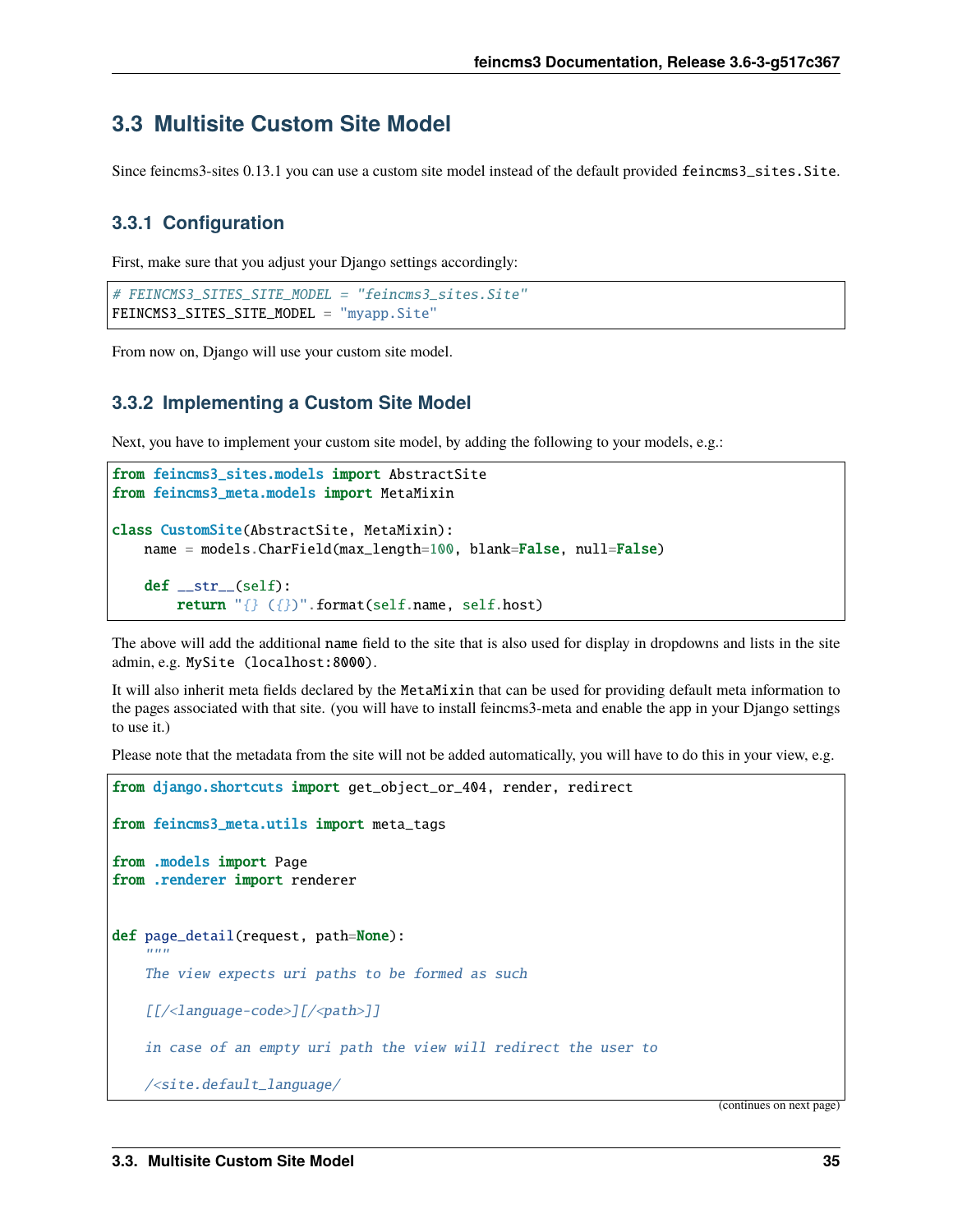## 3.3 Multisite Custom Site Model

Since feincms3-sites 0.13.1 you can use a custom site model instead of the default provided `feincms3_sites.Site`.

### 3.3.1 Configuration

First, make sure that you adjust your Django settings accordingly:

```
# FEINCMS3_SITES_SITE_MODEL = "feincms3_sites.Site"
FEINCMS3_SITES_SITE_MODEL = "myapp.Site"
```

From now on, Django will use your custom site model.

### 3.3.2 Implementing a Custom Site Model

Next, you have to implement your custom site model, by adding the following to your models, e.g.:

```
from feincms3_sites.models import AbstractSite
from feincms3_meta.models import MetaMixin

class CustomSite(AbstractSite, MetaMixin):
    name = models.CharField(max_length=100, blank=False, null=False)

    def __str__(self):
        return "{} ({})".format(self.name, self.host)
```

The above will add the additional `name` field to the site that is also used for display in dropdowns and lists in the site admin, e.g. `MySite (localhost:8000)`.

It will also inherit meta fields declared by the `MetaMixin` that can be used for providing default meta information to the pages associated with that site. (you will have to install feincms3-meta and enable the app in your Django settings to use it.)

Please note that the metadata from the site will not be added automatically, you will have to do this in your view, e.g.

```
from django.shortcuts import get_object_or_404, render, redirect

from feincms3_meta.utils import meta_tags

from .models import Page
from .renderer import renderer


def page_detail(request, path=None):
    """
    The view expects uri paths to be formed as such

    [[/<language-code>][/<path>]]

    in case of an empty uri path the view will redirect the user to

    /<site.default_language/
```

(continues on next page)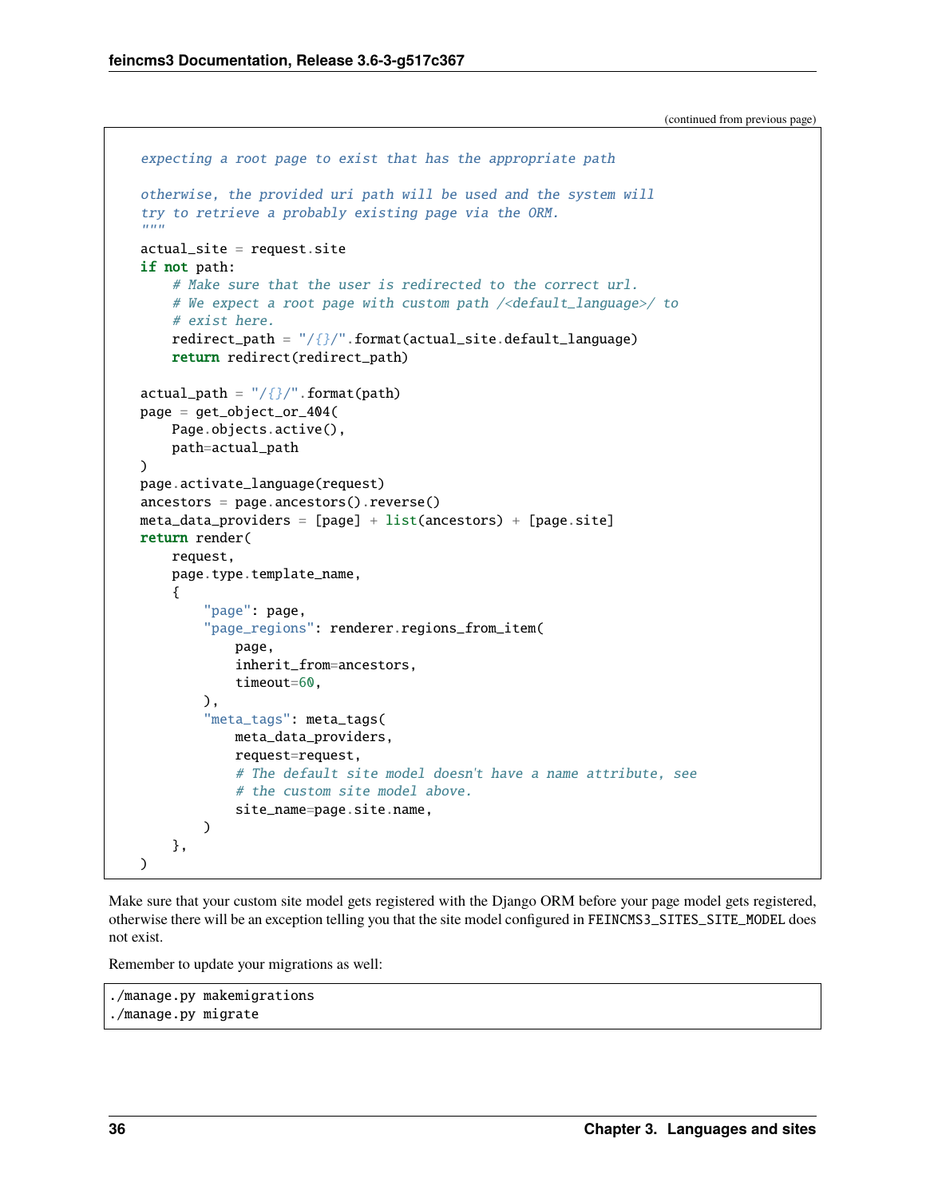(continued from previous page)

```
    expecting a root page to exist that has the appropriate path

    otherwise, the provided uri path will be used and the system will
    try to retrieve a probably existing page via the ORM.
    """
    actual_site = request.site
    if not path:
        # Make sure that the user is redirected to the correct url.
        # We expect a root page with custom path /<default_language>/ to
        # exist here.
        redirect_path = "/{}/".format(actual_site.default_language)
        return redirect(redirect_path)

    actual_path = "/{}/".format(path)
    page = get_object_or_404(
        Page.objects.active(),
        path=actual_path
    )
    page.activate_language(request)
    ancestors = page.ancestors().reverse()
    meta_data_providers = [page] + list(ancestors) + [page.site]
    return render(
        request,
        page.type.template_name,
        {
            "page": page,
            "page_regions": renderer.regions_from_item(
                page,
                inherit_from=ancestors,
                timeout=60,
            ),
            "meta_tags": meta_tags(
                meta_data_providers,
                request=request,
                # The default site model doesn't have a name attribute, see
                # the custom site model above.
                site_name=page.site.name,
            )
        },
    )
```

Make sure that your custom site model gets registered with the Django ORM before your page model gets registered, otherwise there will be an exception telling you that the site model configured in `FEINCMS3_SITES_SITE_MODEL` does not exist.

Remember to update your migrations as well:

```
./manage.py makemigrations
./manage.py migrate
```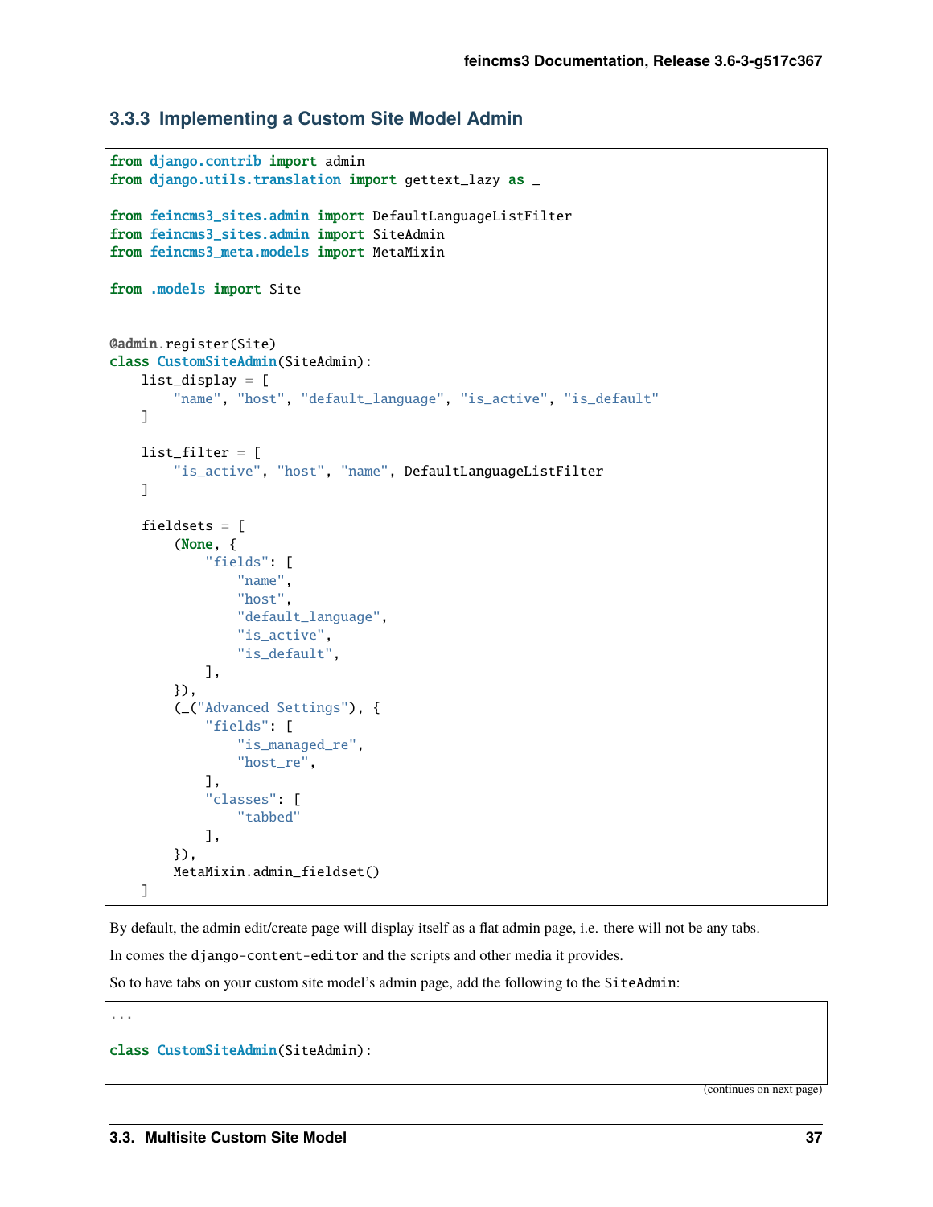### 3.3.3 Implementing a Custom Site Model Admin

```python
from django.contrib import admin
from django.utils.translation import gettext_lazy as _

from feincms3_sites.admin import DefaultLanguageListFilter
from feincms3_sites.admin import SiteAdmin
from feincms3_meta.models import MetaMixin

from .models import Site


@admin.register(Site)
class CustomSiteAdmin(SiteAdmin):
    list_display = [
        "name", "host", "default_language", "is_active", "is_default"
    ]

    list_filter = [
        "is_active", "host", "name", DefaultLanguageListFilter
    ]

    fieldsets = [
        (None, {
            "fields": [
                "name",
                "host",
                "default_language",
                "is_active",
                "is_default",
            ],
        }),
        (_("Advanced Settings"), {
            "fields": [
                "is_managed_re",
                "host_re",
            ],
            "classes": [
                "tabbed"
            ],
        }),
        MetaMixin.admin_fieldset()
    ]
```

By default, the admin edit/create page will display itself as a flat admin page, i.e. there will not be any tabs.

In comes the django-content-editor and the scripts and other media it provides.

So to have tabs on your custom site model's admin page, add the following to the SiteAdmin:

```python
...

class CustomSiteAdmin(SiteAdmin):
```

(continues on next page)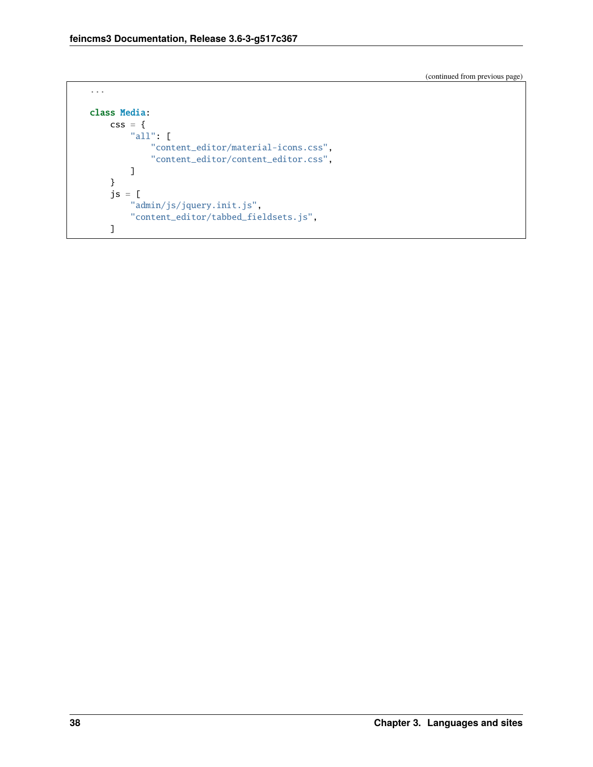(continued from previous page)

```
    ...

    class Media:
        css = {
            "all": [
                "content_editor/material-icons.css",
                "content_editor/content_editor.css",
            ]
        }
        js = [
            "admin/js/jquery.init.js",
            "content_editor/tabbed_fieldsets.js",
        ]
```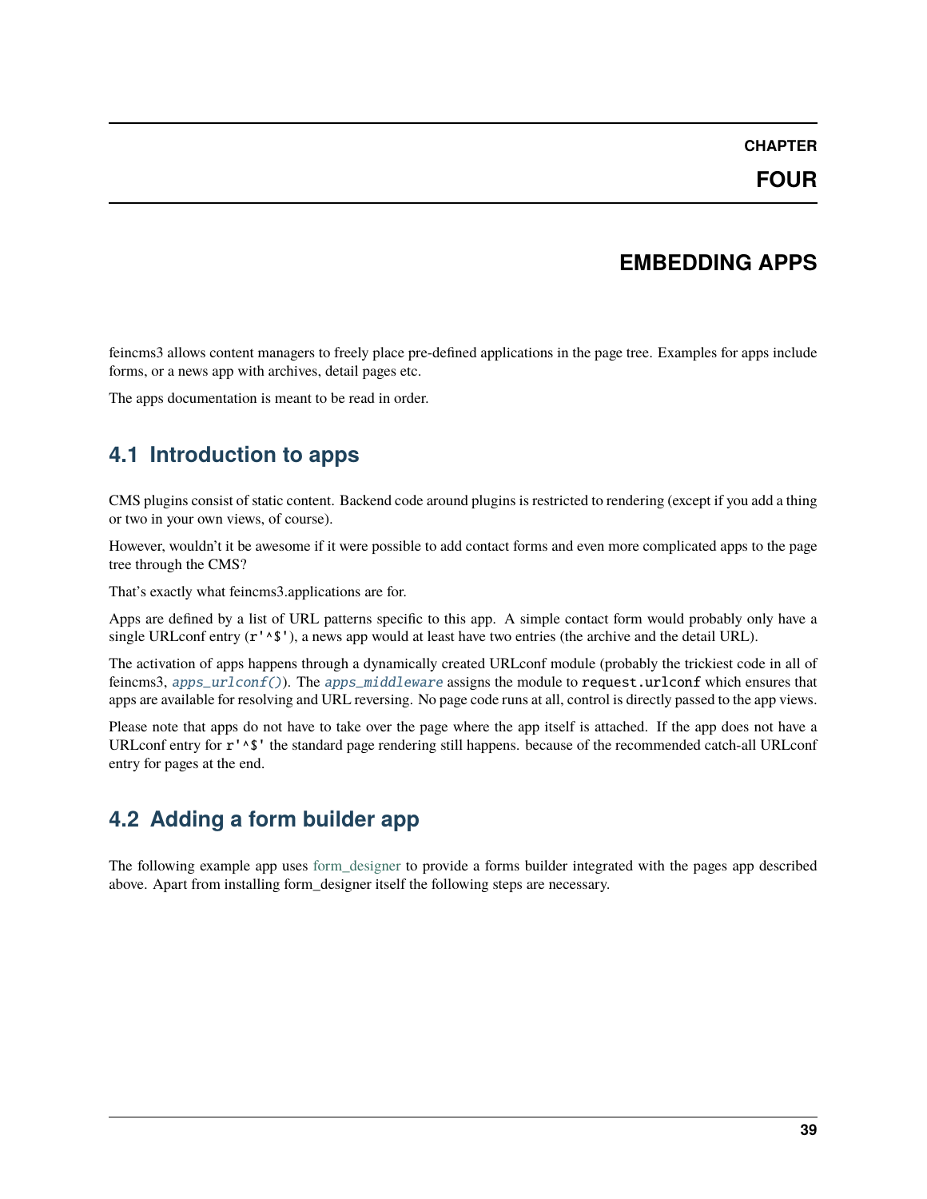# CHAPTER FOUR

# EMBEDDING APPS

feincms3 allows content managers to freely place pre-defined applications in the page tree. Examples for apps include forms, or a news app with archives, detail pages etc.

The apps documentation is meant to be read in order.

## 4.1 Introduction to apps

CMS plugins consist of static content. Backend code around plugins is restricted to rendering (except if you add a thing or two in your own views, of course).

However, wouldn't it be awesome if it were possible to add contact forms and even more complicated apps to the page tree through the CMS?

That's exactly what feincms3.applications are for.

Apps are defined by a list of URL patterns specific to this app. A simple contact form would probably only have a single URLconf entry (`r'^$'`), a news app would at least have two entries (the archive and the detail URL).

The activation of apps happens through a dynamically created URLconf module (probably the trickiest code in all of feincms3, *apps_urlconf()*). The *apps_middleware* assigns the module to `request.urlconf` which ensures that apps are available for resolving and URL reversing. No page code runs at all, control is directly passed to the app views.

Please note that apps do not have to take over the page where the app itself is attached. If the app does not have a URLconf entry for `r'^$'` the standard page rendering still happens. because of the recommended catch-all URLconf entry for pages at the end.

## 4.2 Adding a form builder app

The following example app uses form_designer to provide a forms builder integrated with the pages app described above. Apart from installing form_designer itself the following steps are necessary.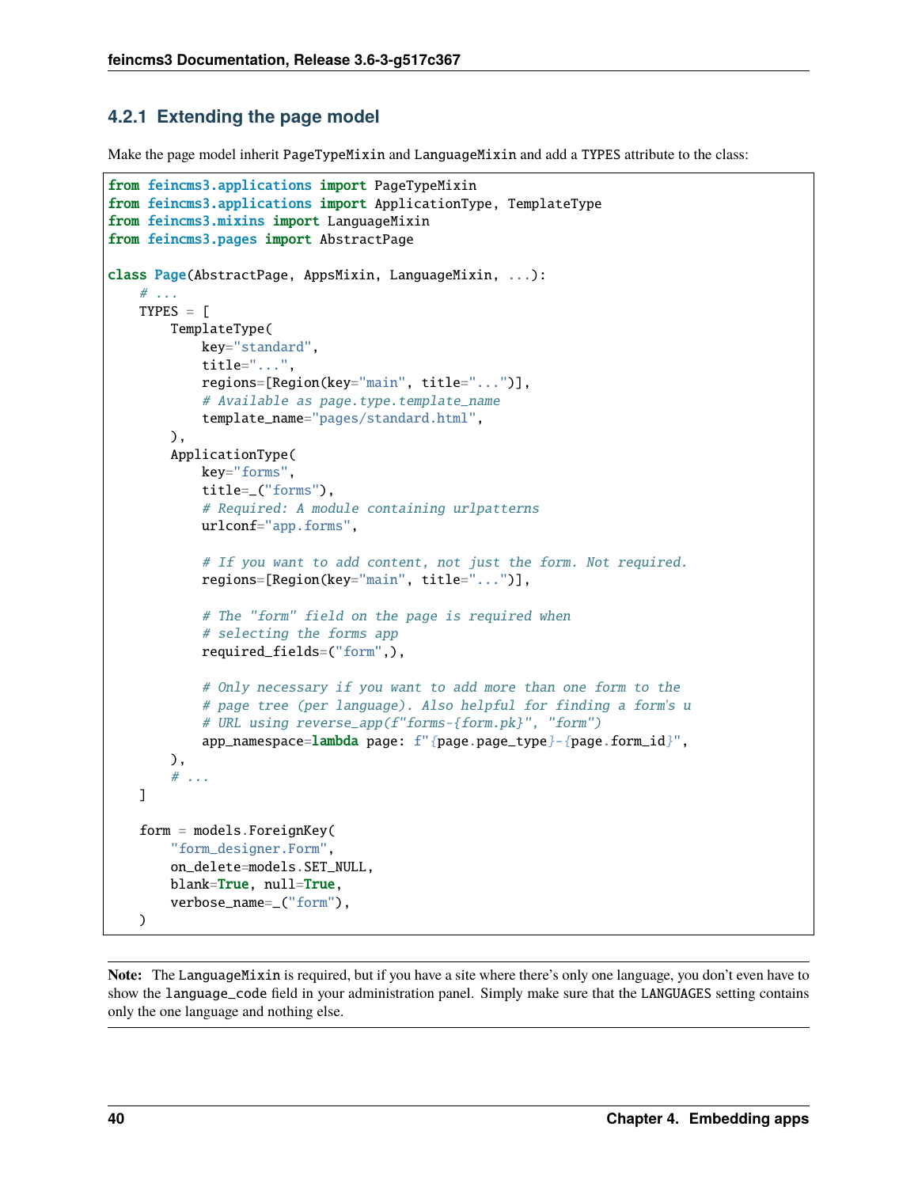### 4.2.1 Extending the page model

Make the page model inherit PageTypeMixin and LanguageMixin and add a TYPES attribute to the class:

```
from feincms3.applications import PageTypeMixin
from feincms3.applications import ApplicationType, TemplateType
from feincms3.mixins import LanguageMixin
from feincms3.pages import AbstractPage

class Page(AbstractPage, AppsMixin, LanguageMixin, ...):
    # ...
    TYPES = [
        TemplateType(
            key="standard",
            title="...",
            regions=[Region(key="main", title="...")],
            # Available as page.type.template_name
            template_name="pages/standard.html",
        ),
        ApplicationType(
            key="forms",
            title=_("forms"),
            # Required: A module containing urlpatterns
            urlconf="app.forms",

            # If you want to add content, not just the form. Not required.
            regions=[Region(key="main", title="...")],

            # The "form" field on the page is required when
            # selecting the forms app
            required_fields=("form",),

            # Only necessary if you want to add more than one form to the
            # page tree (per language). Also helpful for finding a form's u
            # URL using reverse_app(f"forms-{form.pk}", "form")
            app_namespace=lambda page: f"{page.page_type}-{page.form_id}",
        ),
        # ...
    ]

    form = models.ForeignKey(
        "form_designer.Form",
        on_delete=models.SET_NULL,
        blank=True, null=True,
        verbose_name=_("form"),
    )
```

**Note:** The LanguageMixin is required, but if you have a site where there's only one language, you don't even have to show the language_code field in your administration panel. Simply make sure that the LANGUAGES setting contains only the one language and nothing else.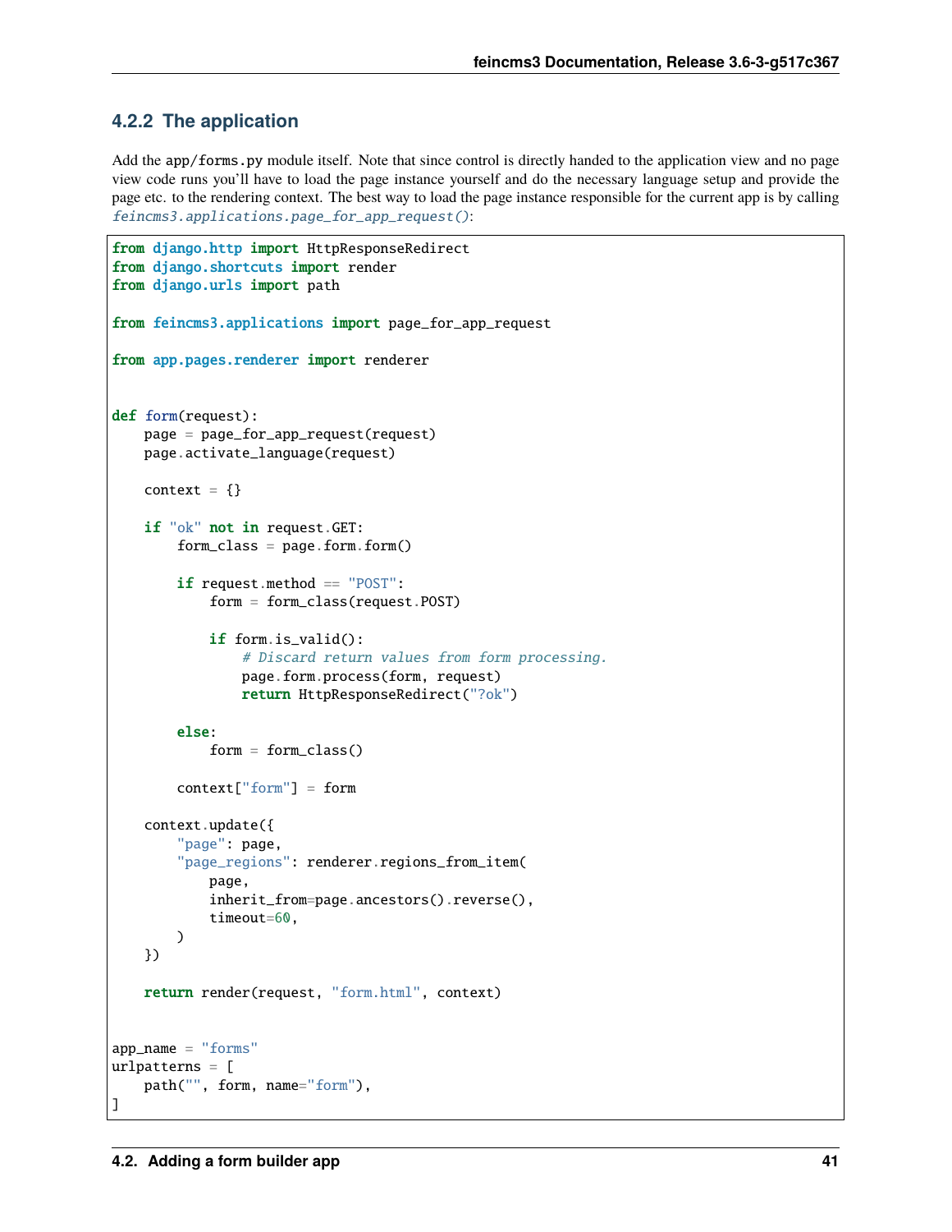### 4.2.2 The application

Add the `app/forms.py` module itself. Note that since control is directly handed to the application view and no page view code runs you'll have to load the page instance yourself and do the necessary language setup and provide the page etc. to the rendering context. The best way to load the page instance responsible for the current app is by calling *feincms3.applications.page_for_app_request()*:

```python
from django.http import HttpResponseRedirect
from django.shortcuts import render
from django.urls import path

from feincms3.applications import page_for_app_request

from app.pages.renderer import renderer


def form(request):
    page = page_for_app_request(request)
    page.activate_language(request)

    context = {}

    if "ok" not in request.GET:
        form_class = page.form.form()

        if request.method == "POST":
            form = form_class(request.POST)

            if form.is_valid():
                # Discard return values from form processing.
                page.form.process(form, request)
                return HttpResponseRedirect("?ok")

        else:
            form = form_class()

        context["form"] = form

    context.update({
        "page": page,
        "page_regions": renderer.regions_from_item(
            page,
            inherit_from=page.ancestors().reverse(),
            timeout=60,
        )
    })

    return render(request, "form.html", context)


app_name = "forms"
urlpatterns = [
    path("", form, name="form"),
]
```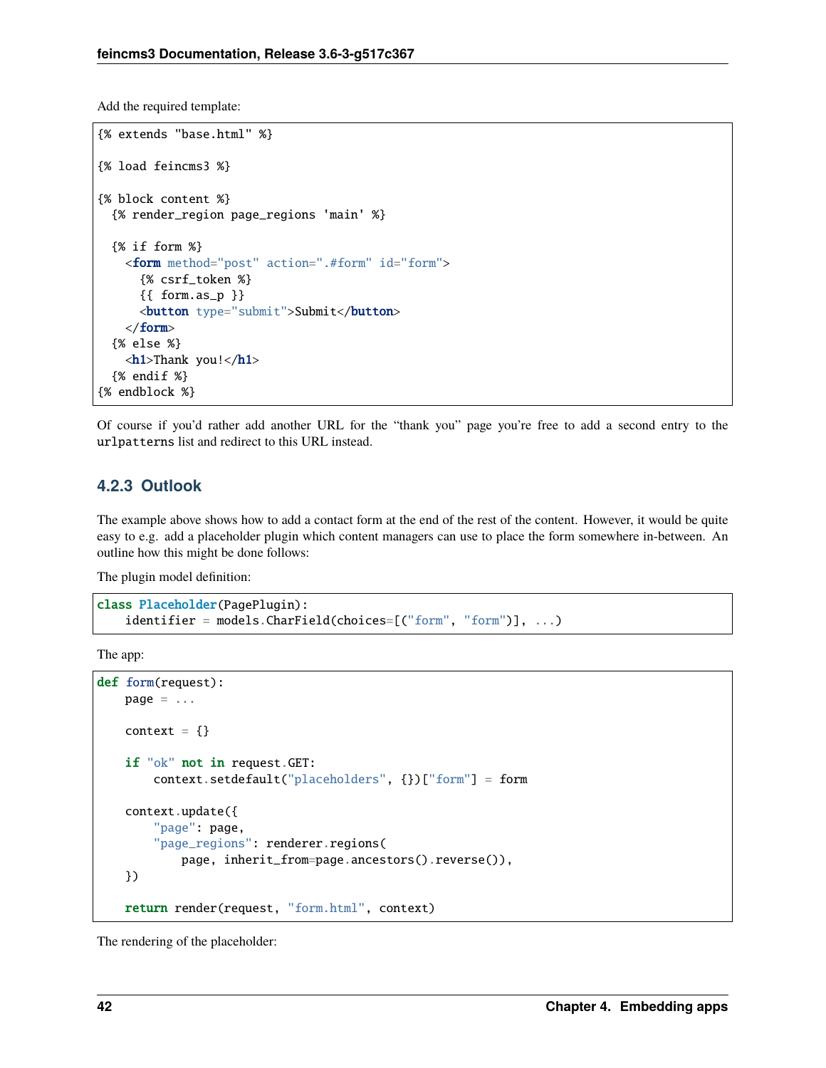Add the required template:

```
{% extends "base.html" %}

{% load feincms3 %}

{% block content %}
  {% render_region page_regions 'main' %}

  {% if form %}
    <form method="post" action=".#form" id="form">
      {% csrf_token %}
      {{ form.as_p }}
      <button type="submit">Submit</button>
    </form>
  {% else %}
    <h1>Thank you!</h1>
  {% endif %}
{% endblock %}
```

Of course if you'd rather add another URL for the "thank you" page you're free to add a second entry to the `urlpatterns` list and redirect to this URL instead.

### 4.2.3 Outlook

The example above shows how to add a contact form at the end of the rest of the content. However, it would be quite easy to e.g. add a placeholder plugin which content managers can use to place the form somewhere in-between. An outline how this might be done follows:

The plugin model definition:

```python
class Placeholder(PagePlugin):
    identifier = models.CharField(choices=[("form", "form")], ...)
```

The app:

```python
def form(request):
    page = ...

    context = {}

    if "ok" not in request.GET:
        context.setdefault("placeholders", {})["form"] = form

    context.update({
        "page": page,
        "page_regions": renderer.regions(
            page, inherit_from=page.ancestors().reverse()),
    })

    return render(request, "form.html", context)
```

The rendering of the placeholder: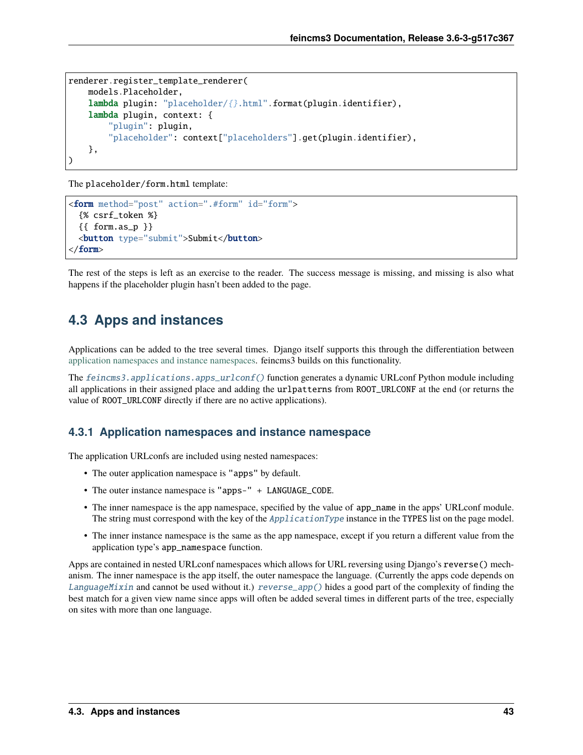```python
renderer.register_template_renderer(
    models.Placeholder,
    lambda plugin: "placeholder/{}.html".format(plugin.identifier),
    lambda plugin, context: {
        "plugin": plugin,
        "placeholder": context["placeholders"].get(plugin.identifier),
    },
)
```

The `placeholder/form.html` template:

```html
<form method="post" action=".#form" id="form">
  {% csrf_token %}
  {{ form.as_p }}
  <button type="submit">Submit</button>
</form>
```

The rest of the steps is left as an exercise to the reader. The success message is missing, and missing is also what happens if the placeholder plugin hasn't been added to the page.

## 4.3 Apps and instances

Applications can be added to the tree several times. Django itself supports this through the differentiation between application namespaces and instance namespaces. feincms3 builds on this functionality.

The *feincms3.applications.apps_urlconf()* function generates a dynamic URLconf Python module including all applications in their assigned place and adding the `urlpatterns` from `ROOT_URLCONF` at the end (or returns the value of `ROOT_URLCONF` directly if there are no active applications).

### 4.3.1 Application namespaces and instance namespace

The application URLconfs are included using nested namespaces:

- The outer application namespace is `"apps"` by default.
- The outer instance namespace is `"apps-" + LANGUAGE_CODE`.
- The inner namespace is the app namespace, specified by the value of `app_name` in the apps' URLconf module. The string must correspond with the key of the *ApplicationType* instance in the `TYPES` list on the page model.
- The inner instance namespace is the same as the app namespace, except if you return a different value from the application type's `app_namespace` function.

Apps are contained in nested URLconf namespaces which allows for URL reversing using Django's `reverse()` mechanism. The inner namespace is the app itself, the outer namespace the language. (Currently the apps code depends on *LanguageMixin* and cannot be used without it.) *reverse_app()* hides a good part of the complexity of finding the best match for a given view name since apps will often be added several times in different parts of the tree, especially on sites with more than one language.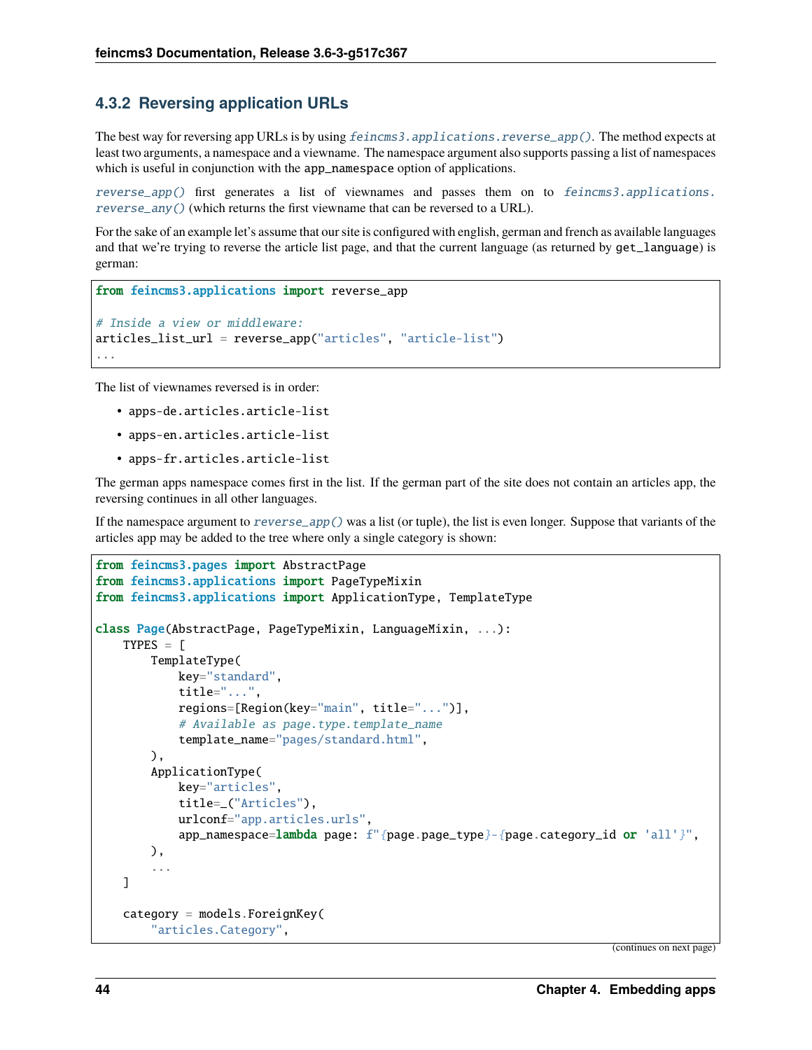### 4.3.2 Reversing application URLs

The best way for reversing app URLs is by using `feincms3.applications.reverse_app()`. The method expects at least two arguments, a namespace and a viewname. The namespace argument also supports passing a list of namespaces which is useful in conjunction with the `app_namespace` option of applications.

`reverse_app()` first generates a list of viewnames and passes them on to `feincms3.applications.reverse_any()` (which returns the first viewname that can be reversed to a URL).

For the sake of an example let's assume that our site is configured with english, german and french as available languages and that we're trying to reverse the article list page, and that the current language (as returned by `get_language`) is german:

```
from feincms3.applications import reverse_app

# Inside a view or middleware:
articles_list_url = reverse_app("articles", "article-list")
...
```

The list of viewnames reversed is in order:

- `apps-de.articles.article-list`
- `apps-en.articles.article-list`
- `apps-fr.articles.article-list`

The german apps namespace comes first in the list. If the german part of the site does not contain an articles app, the reversing continues in all other languages.

If the namespace argument to `reverse_app()` was a list (or tuple), the list is even longer. Suppose that variants of the articles app may be added to the tree where only a single category is shown:

```
from feincms3.pages import AbstractPage
from feincms3.applications import PageTypeMixin
from feincms3.applications import ApplicationType, TemplateType

class Page(AbstractPage, PageTypeMixin, LanguageMixin, ...):
    TYPES = [
        TemplateType(
            key="standard",
            title="...",
            regions=[Region(key="main", title="...")],
            # Available as page.type.template_name
            template_name="pages/standard.html",
        ),
        ApplicationType(
            key="articles",
            title=_("Articles"),
            urlconf="app.articles.urls",
            app_namespace=lambda page: f"{page.page_type}-{page.category_id or 'all'}",
        ),
        ...
    ]

    category = models.ForeignKey(
        "articles.Category",
```

(continues on next page)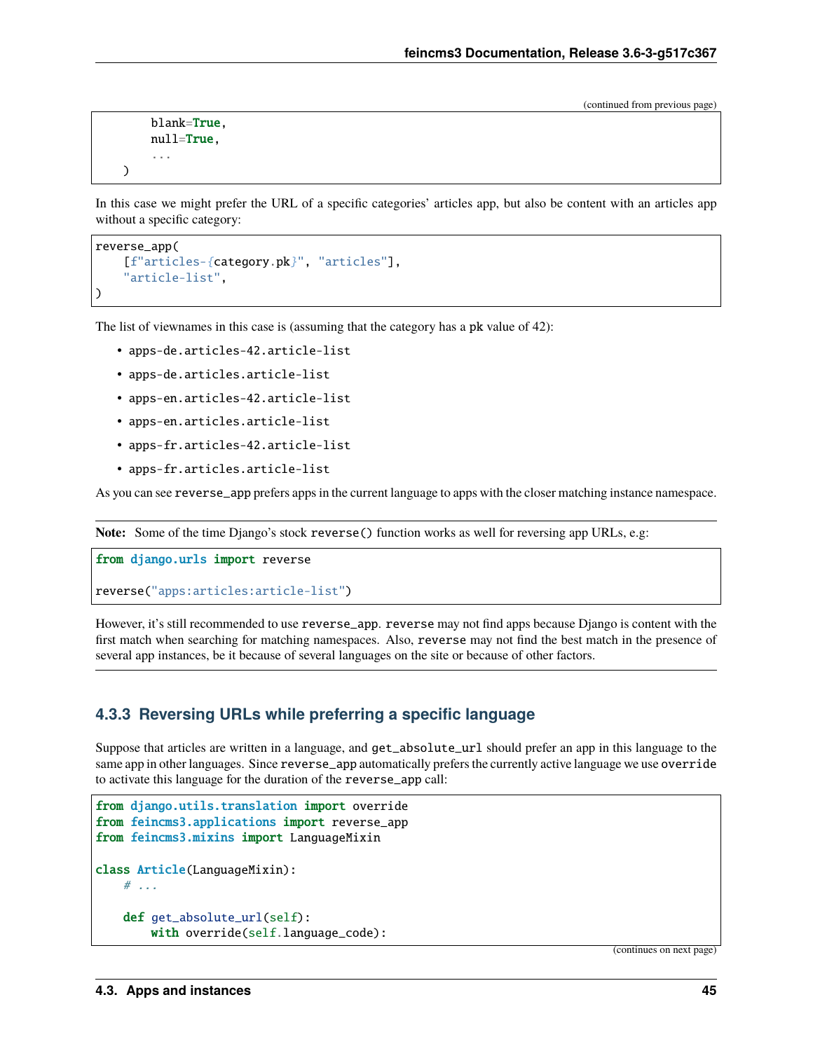(continued from previous page)

```
        blank=True,
        null=True,
        ...
    )
```

In this case we might prefer the URL of a specific categories' articles app, but also be content with an articles app without a specific category:

```
reverse_app(
    [f"articles-{category.pk}", "articles"],
    "article-list",
)
```

The list of viewnames in this case is (assuming that the category has a `pk` value of 42):

- `apps-de.articles-42.article-list`
- `apps-de.articles.article-list`
- `apps-en.articles-42.article-list`
- `apps-en.articles.article-list`
- `apps-fr.articles-42.article-list`
- `apps-fr.articles.article-list`

As you can see `reverse_app` prefers apps in the current language to apps with the closer matching instance namespace.

---

**Note:** Some of the time Django's stock `reverse()` function works as well for reversing app URLs, e.g:

```
from django.urls import reverse

reverse("apps:articles:article-list")
```

However, it's still recommended to use `reverse_app`. `reverse` may not find apps because Django is content with the first match when searching for matching namespaces. Also, `reverse` may not find the best match in the presence of several app instances, be it because of several languages on the site or because of other factors.

---

### 4.3.3 Reversing URLs while preferring a specific language

Suppose that articles are written in a language, and `get_absolute_url` should prefer an app in this language to the same app in other languages. Since `reverse_app` automatically prefers the currently active language we use `override` to activate this language for the duration of the `reverse_app` call:

```
from django.utils.translation import override
from feincms3.applications import reverse_app
from feincms3.mixins import LanguageMixin

class Article(LanguageMixin):
    # ...

    def get_absolute_url(self):
        with override(self.language_code):
```

(continues on next page)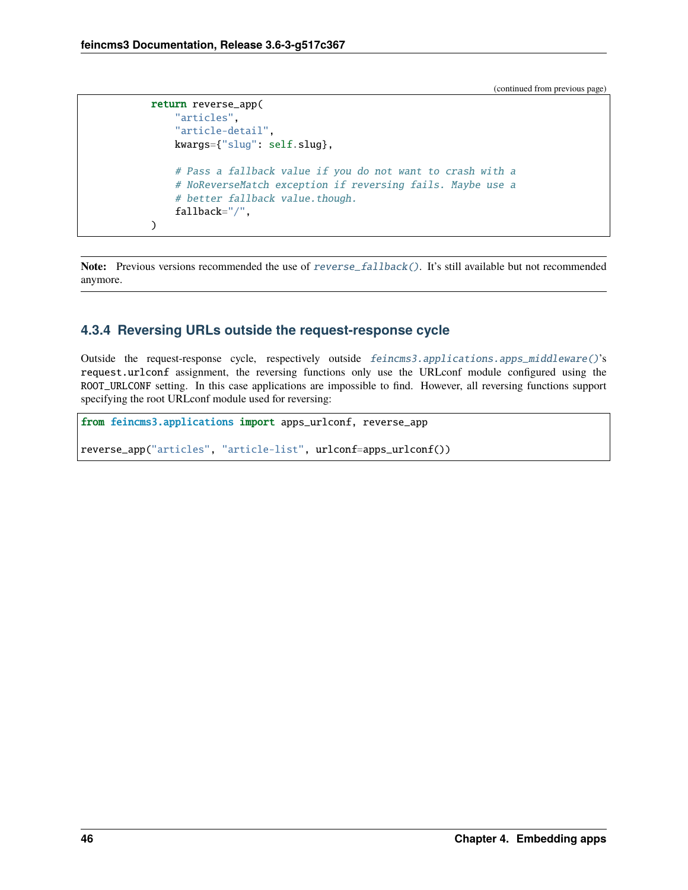(continued from previous page)

```
        return reverse_app(
            "articles",
            "article-detail",
            kwargs={"slug": self.slug},

            # Pass a fallback value if you do not want to crash with a
            # NoReverseMatch exception if reversing fails. Maybe use a
            # better fallback value.though.
            fallback="/",
        )
```

**Note:** Previous versions recommended the use of *reverse_fallback()*. It's still available but not recommended anymore.

### 4.3.4 Reversing URLs outside the request-response cycle

Outside the request-response cycle, respectively outside *feincms3.applications.apps_middleware()*'s `request.urlconf` assignment, the reversing functions only use the URLconf module configured using the `ROOT_URLCONF` setting. In this case applications are impossible to find. However, all reversing functions support specifying the root URLconf module used for reversing:

```
from feincms3.applications import apps_urlconf, reverse_app

reverse_app("articles", "article-list", urlconf=apps_urlconf())
```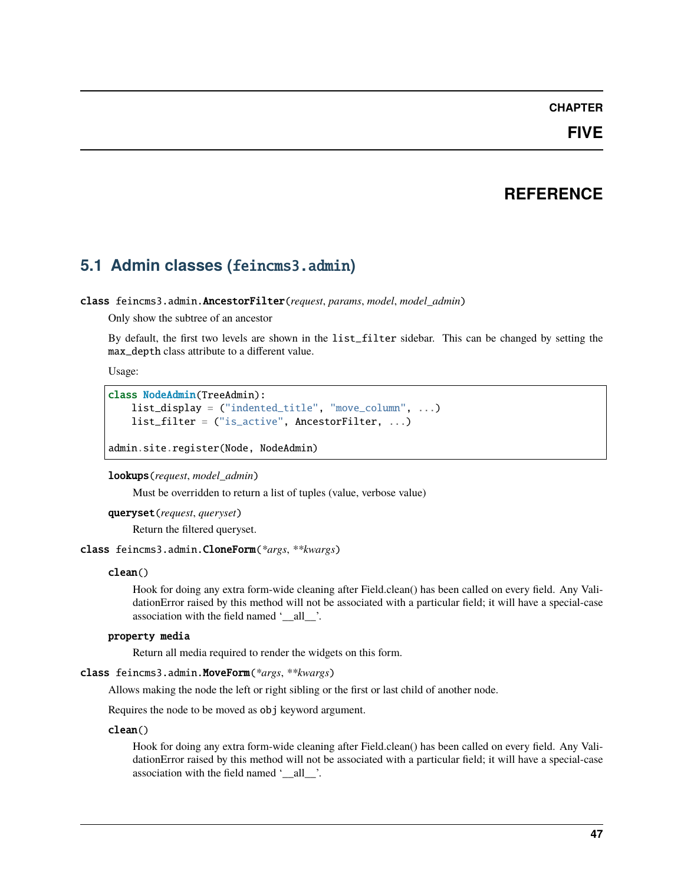# CHAPTER FIVE

# REFERENCE

## 5.1 Admin classes (`feincms3.admin`)

**class** `feincms3.admin.AncestorFilter`(*request*, *params*, *model*, *model_admin*)

Only show the subtree of an ancestor

By default, the first two levels are shown in the `list_filter` sidebar. This can be changed by setting the `max_depth` class attribute to a different value.

Usage:

```
class NodeAdmin(TreeAdmin):
    list_display = ("indented_title", "move_column", ...)
    list_filter = ("is_active", AncestorFilter, ...)

admin.site.register(Node, NodeAdmin)
```

**lookups**(*request*, *model_admin*)

Must be overridden to return a list of tuples (value, verbose value)

**queryset**(*request*, *queryset*)

Return the filtered queryset.

**class** `feincms3.admin.CloneForm`(**args*, ***kwargs*)

**clean**()

Hook for doing any extra form-wide cleaning after Field.clean() has been called on every field. Any ValidationError raised by this method will not be associated with a particular field; it will have a special-case association with the field named '__all__'.

**property media**

Return all media required to render the widgets on this form.

**class** `feincms3.admin.MoveForm`(**args*, ***kwargs*)

Allows making the node the left or right sibling or the first or last child of another node.

Requires the node to be moved as `obj` keyword argument.

**clean**()

Hook for doing any extra form-wide cleaning after Field.clean() has been called on every field. Any ValidationError raised by this method will not be associated with a particular field; it will have a special-case association with the field named '__all__'.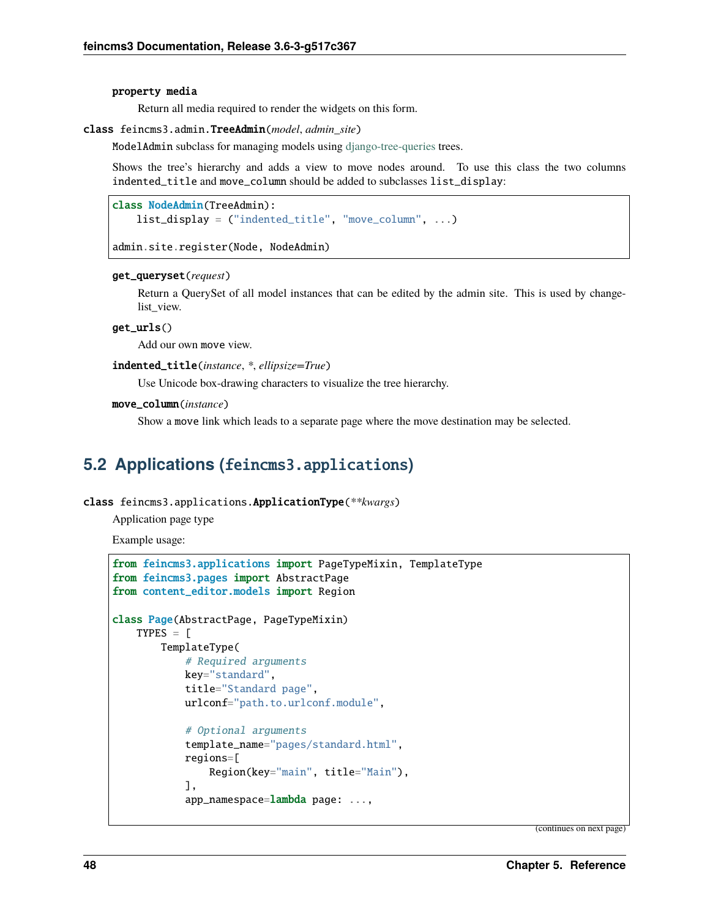**property media**

Return all media required to render the widgets on this form.

**class** feincms3.admin.**TreeAdmin**(*model*, *admin_site*)

`ModelAdmin` subclass for managing models using django-tree-queries trees.

Shows the tree's hierarchy and adds a view to move nodes around. To use this class the two columns `indented_title` and `move_column` should be added to subclasses `list_display`:

```
class NodeAdmin(TreeAdmin):
    list_display = ("indented_title", "move_column", ...)

admin.site.register(Node, NodeAdmin)
```

**get_queryset**(*request*)

Return a QuerySet of all model instances that can be edited by the admin site. This is used by changelist_view.

**get_urls**()

Add our own `move` view.

**indented_title**(*instance*, *\**, *ellipsize=True*)

Use Unicode box-drawing characters to visualize the tree hierarchy.

**move_column**(*instance*)

Show a `move` link which leads to a separate page where the move destination may be selected.

## 5.2 Applications (feincms3.applications)

**class** feincms3.applications.**ApplicationType**(*\*\*kwargs*)

Application page type

Example usage:

```
from feincms3.applications import PageTypeMixin, TemplateType
from feincms3.pages import AbstractPage
from content_editor.models import Region

class Page(AbstractPage, PageTypeMixin)
    TYPES = [
        TemplateType(
            # Required arguments
            key="standard",
            title="Standard page",
            urlconf="path.to.urlconf.module",

            # Optional arguments
            template_name="pages/standard.html",
            regions=[
                Region(key="main", title="Main"),
            ],
            app_namespace=lambda page: ...,
```

(continues on next page)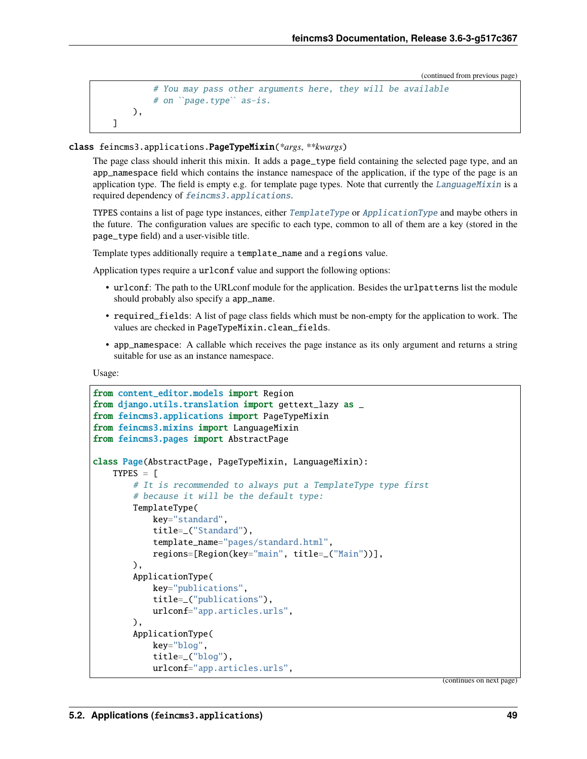```
            # You may pass other arguments here, they will be available
            # on ``page.type`` as-is.
        ),
    ]
```

**class** feincms3.applications.**PageTypeMixin**(*\*args*, *\*\*kwargs*)

The page class should inherit this mixin. It adds a `page_type` field containing the selected page type, and an `app_namespace` field which contains the instance namespace of the application, if the type of the page is an application type. The field is empty e.g. for template page types. Note that currently the *LanguageMixin* is a required dependency of *feincms3.applications*.

`TYPES` contains a list of page type instances, either *TemplateType* or *ApplicationType* and maybe others in the future. The configuration values are specific to each type, common to all of them are a key (stored in the `page_type` field) and a user-visible title.

Template types additionally require a `template_name` and a `regions` value.

Application types require a `urlconf` value and support the following options:

- `urlconf`: The path to the URLconf module for the application. Besides the `urlpatterns` list the module should probably also specify a `app_name`.
- `required_fields`: A list of page class fields which must be non-empty for the application to work. The values are checked in `PageTypeMixin.clean_fields`.
- `app_namespace`: A callable which receives the page instance as its only argument and returns a string suitable for use as an instance namespace.

Usage:

```python
from content_editor.models import Region
from django.utils.translation import gettext_lazy as _
from feincms3.applications import PageTypeMixin
from feincms3.mixins import LanguageMixin
from feincms3.pages import AbstractPage

class Page(AbstractPage, PageTypeMixin, LanguageMixin):
    TYPES = [
        # It is recommended to always put a TemplateType type first
        # because it will be the default type:
        TemplateType(
            key="standard",
            title=_("Standard"),
            template_name="pages/standard.html",
            regions=[Region(key="main", title=_("Main"))],
        ),
        ApplicationType(
            key="publications",
            title=_("publications"),
            urlconf="app.articles.urls",
        ),
        ApplicationType(
            key="blog",
            title=_("blog"),
            urlconf="app.articles.urls",
```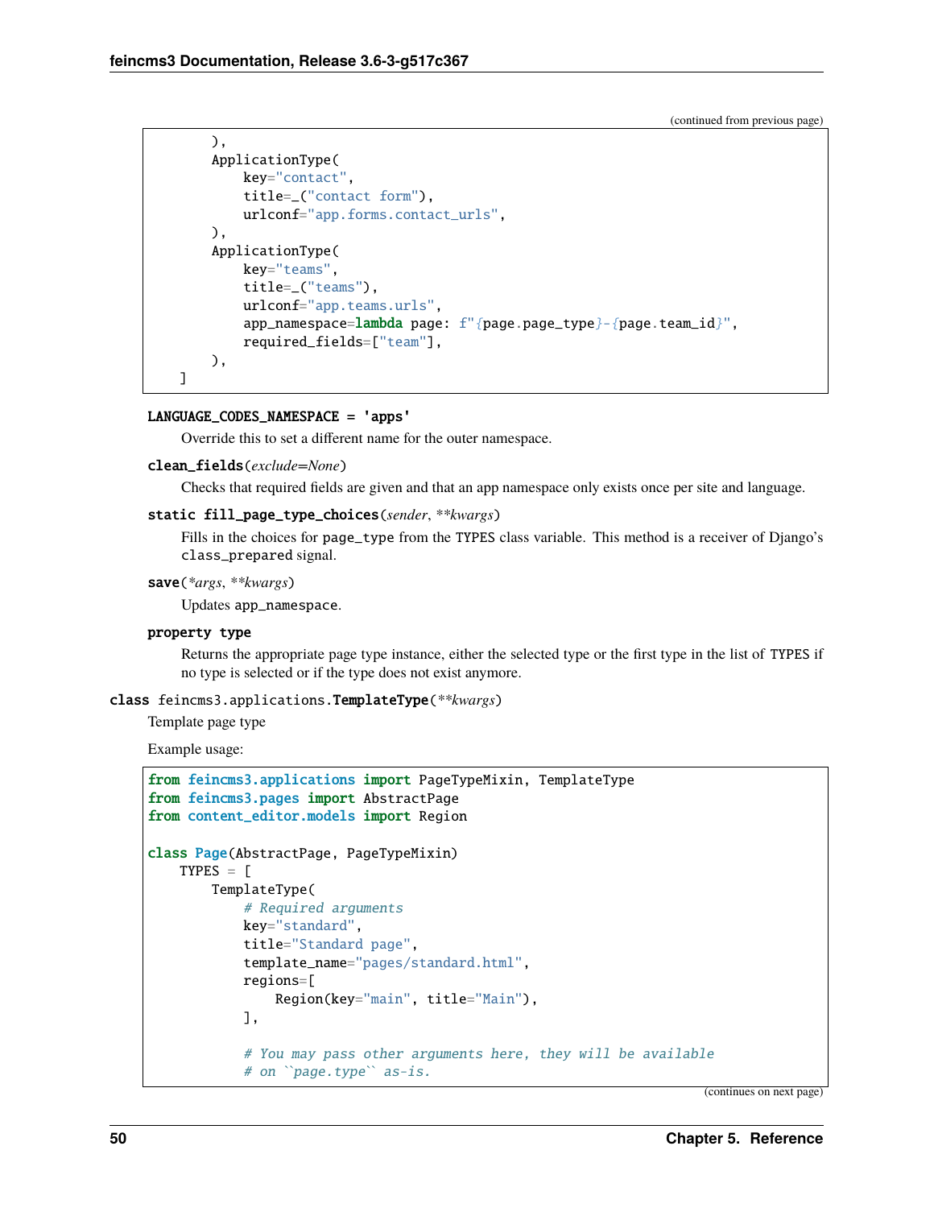(continued from previous page)

```
        ),
        ApplicationType(
            key="contact",
            title=_("contact form"),
            urlconf="app.forms.contact_urls",
        ),
        ApplicationType(
            key="teams",
            title=_("teams"),
            urlconf="app.teams.urls",
            app_namespace=lambda page: f"{page.page_type}-{page.team_id}",
            required_fields=["team"],
        ),
    ]
```

**LANGUAGE_CODES_NAMESPACE = 'apps'**

Override this to set a different name for the outer namespace.

**clean_fields**(*exclude=None*)

Checks that required fields are given and that an app namespace only exists once per site and language.

**static fill_page_type_choices**(*sender*, ***kwargs*)

Fills in the choices for `page_type` from the `TYPES` class variable. This method is a receiver of Django's `class_prepared` signal.

**save**(**args*, ***kwargs*)

Updates `app_namespace`.

**property type**

Returns the appropriate page type instance, either the selected type or the first type in the list of `TYPES` if no type is selected or if the type does not exist anymore.

**class feincms3.applications.TemplateType**(***kwargs*)

Template page type

Example usage:

```
from feincms3.applications import PageTypeMixin, TemplateType
from feincms3.pages import AbstractPage
from content_editor.models import Region

class Page(AbstractPage, PageTypeMixin)
    TYPES = [
        TemplateType(
            # Required arguments
            key="standard",
            title="Standard page",
            template_name="pages/standard.html",
            regions=[
                Region(key="main", title="Main"),
            ],

            # You may pass other arguments here, they will be available
            # on ``page.type`` as-is.
```

(continues on next page)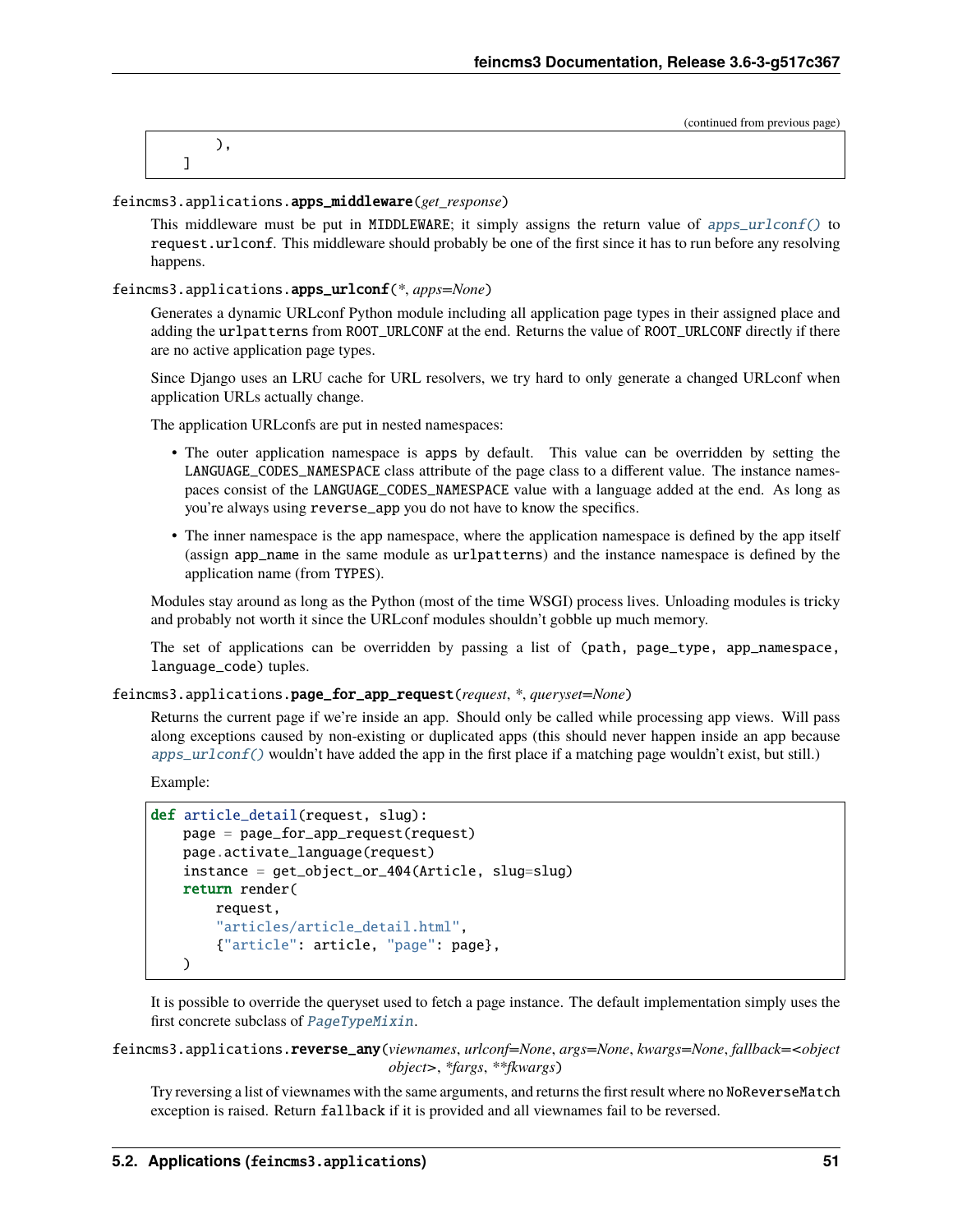```
    ),
]
```

`feincms3.applications.apps_middleware(get_response)`

This middleware must be put in MIDDLEWARE; it simply assigns the return value of `apps_urlconf()` to `request.urlconf`. This middleware should probably be one of the first since it has to run before any resolving happens.

`feincms3.applications.apps_urlconf(*, apps=None)`

Generates a dynamic URLconf Python module including all application page types in their assigned place and adding the `urlpatterns` from `ROOT_URLCONF` at the end. Returns the value of `ROOT_URLCONF` directly if there are no active application page types.

Since Django uses an LRU cache for URL resolvers, we try hard to only generate a changed URLconf when application URLs actually change.

The application URLconfs are put in nested namespaces:

- The outer application namespace is `apps` by default. This value can be overridden by setting the `LANGUAGE_CODES_NAMESPACE` class attribute of the page class to a different value. The instance namespaces consist of the `LANGUAGE_CODES_NAMESPACE` value with a language added at the end. As long as you're always using `reverse_app` you do not have to know the specifics.
- The inner namespace is the app namespace, where the application namespace is defined by the app itself (assign `app_name` in the same module as `urlpatterns`) and the instance namespace is defined by the application name (from `TYPES`).

Modules stay around as long as the Python (most of the time WSGI) process lives. Unloading modules is tricky and probably not worth it since the URLconf modules shouldn't gobble up much memory.

The set of applications can be overridden by passing a list of `(path, page_type, app_namespace, language_code)` tuples.

`feincms3.applications.page_for_app_request(request, *, queryset=None)`

Returns the current page if we're inside an app. Should only be called while processing app views. Will pass along exceptions caused by non-existing or duplicated apps (this should never happen inside an app because `apps_urlconf()` wouldn't have added the app in the first place if a matching page wouldn't exist, but still.)

Example:

```python
def article_detail(request, slug):
    page = page_for_app_request(request)
    page.activate_language(request)
    instance = get_object_or_404(Article, slug=slug)
    return render(
        request,
        "articles/article_detail.html",
        {"article": article, "page": page},
    )
```

It is possible to override the queryset used to fetch a page instance. The default implementation simply uses the first concrete subclass of `PageTypeMixin`.

`feincms3.applications.reverse_any(viewnames, urlconf=None, args=None, kwargs=None, fallback=<object object>, *fargs, **fkwargs)`

Try reversing a list of viewnames with the same arguments, and returns the first result where no `NoReverseMatch` exception is raised. Return `fallback` if it is provided and all viewnames fail to be reversed.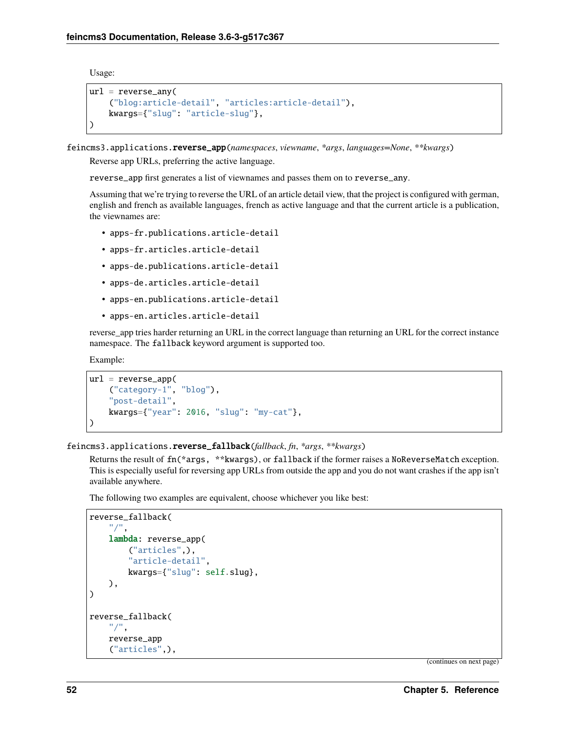Usage:

```
url = reverse_any(
    ("blog:article-detail", "articles:article-detail"),
    kwargs={"slug": "article-slug"},
)
```

feincms3.applications.**reverse_app**(*namespaces*, *viewname*, *\*args*, *languages=None*, *\*\*kwargs*)

Reverse app URLs, preferring the active language.

`reverse_app` first generates a list of viewnames and passes them on to `reverse_any`.

Assuming that we're trying to reverse the URL of an article detail view, that the project is configured with german, english and french as available languages, french as active language and that the current article is a publication, the viewnames are:

- `apps-fr.publications.article-detail`
- `apps-fr.articles.article-detail`
- `apps-de.publications.article-detail`
- `apps-de.articles.article-detail`
- `apps-en.publications.article-detail`
- `apps-en.articles.article-detail`

reverse_app tries harder returning an URL in the correct language than returning an URL for the correct instance namespace. The `fallback` keyword argument is supported too.

Example:

```
url = reverse_app(
    ("category-1", "blog"),
    "post-detail",
    kwargs={"year": 2016, "slug": "my-cat"},
)
```

feincms3.applications.**reverse_fallback**(*fallback*, *fn*, *\*args*, *\*\*kwargs*)

Returns the result of `fn(*args, **kwargs)`, or `fallback` if the former raises a `NoReverseMatch` exception. This is especially useful for reversing app URLs from outside the app and you do not want crashes if the app isn't available anywhere.

The following two examples are equivalent, choose whichever you like best:

```
reverse_fallback(
    "/",
    lambda: reverse_app(
        ("articles",),
        "article-detail",
        kwargs={"slug": self.slug},
    ),
)

reverse_fallback(
    "/",
    reverse_app
    ("articles",),
```

(continues on next page)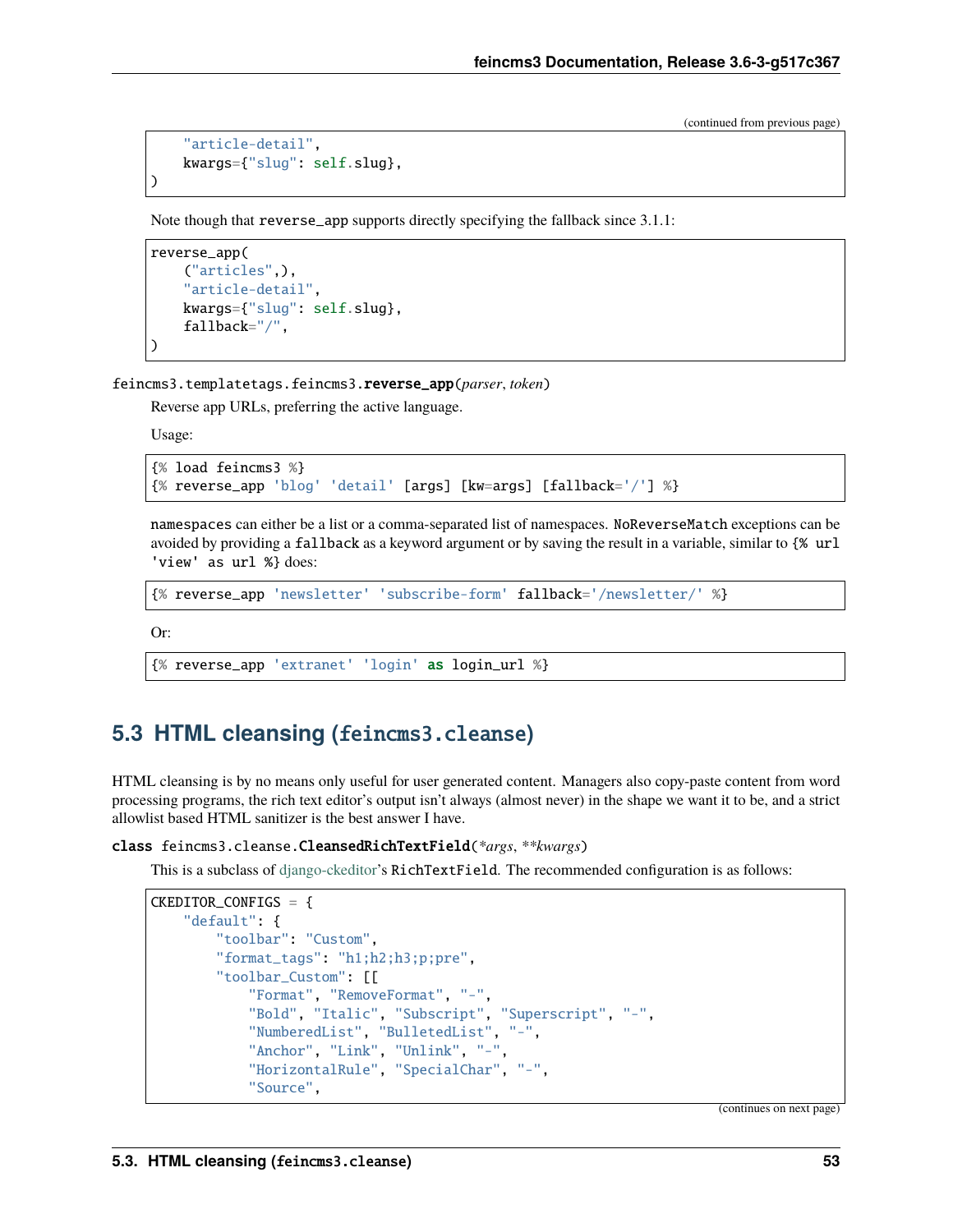(continued from previous page)

```
    "article-detail",
    kwargs={"slug": self.slug},
)
```

Note though that `reverse_app` supports directly specifying the fallback since 3.1.1:

```
reverse_app(
    ("articles",),
    "article-detail",
    kwargs={"slug": self.slug},
    fallback="/",
)
```

`feincms3.templatetags.feincms3.reverse_app`(*parser*, *token*)

Reverse app URLs, preferring the active language.

Usage:

```
{% load feincms3 %}
{% reverse_app 'blog' 'detail' [args] [kw=args] [fallback='/'] %}
```

`namespaces` can either be a list or a comma-separated list of namespaces. `NoReverseMatch` exceptions can be avoided by providing a `fallback` as a keyword argument or by saving the result in a variable, similar to `{% url 'view' as url %}` does:

```
{% reverse_app 'newsletter' 'subscribe-form' fallback='/newsletter/' %}
```

Or:

```
{% reverse_app 'extranet' 'login' as login_url %}
```

## 5.3 HTML cleansing (feincms3.cleanse)

HTML cleansing is by no means only useful for user generated content. Managers also copy-paste content from word processing programs, the rich text editor's output isn't always (almost never) in the shape we want it to be, and a strict allowlist based HTML sanitizer is the best answer I have.

**class** `feincms3.cleanse.CleansedRichTextField`(*\*args*, *\*\*kwargs*)

This is a subclass of django-ckeditor's `RichTextField`. The recommended configuration is as follows:

```
CKEDITOR_CONFIGS = {
    "default": {
        "toolbar": "Custom",
        "format_tags": "h1;h2;h3;p;pre",
        "toolbar_Custom": [[
            "Format", "RemoveFormat", "-",
            "Bold", "Italic", "Subscript", "Superscript", "-",
            "NumberedList", "BulletedList", "-",
            "Anchor", "Link", "Unlink", "-",
            "HorizontalRule", "SpecialChar", "-",
            "Source",
```

(continues on next page)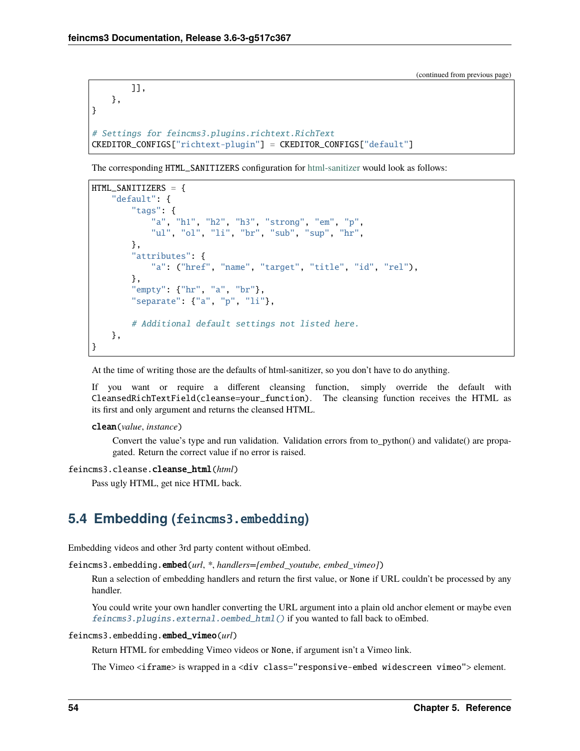(continued from previous page)

```
        ]],
    },
}

# Settings for feincms3.plugins.richtext.RichText
CKEDITOR_CONFIGS["richtext-plugin"] = CKEDITOR_CONFIGS["default"]
```

The corresponding HTML_SANITIZERS configuration for html-sanitizer would look as follows:

```
HTML_SANITIZERS = {
    "default": {
        "tags": {
            "a", "h1", "h2", "h3", "strong", "em", "p",
            "ul", "ol", "li", "br", "sub", "sup", "hr",
        },
        "attributes": {
            "a": ("href", "name", "target", "title", "id", "rel"),
        },
        "empty": {"hr", "a", "br"},
        "separate": {"a", "p", "li"},

        # Additional default settings not listed here.
    },
}
```

At the time of writing those are the defaults of html-sanitizer, so you don't have to do anything.

If you want or require a different cleansing function, simply override the default with `CleansedRichTextField(cleanse=your_function)`. The cleansing function receives the HTML as its first and only argument and returns the cleansed HTML.

**clean**(*value*, *instance*)

Convert the value's type and run validation. Validation errors from to_python() and validate() are propagated. Return the correct value if no error is raised.

feincms3.cleanse.**cleanse_html**(*html*)

Pass ugly HTML, get nice HTML back.

## 5.4 Embedding (feincms3.embedding)

Embedding videos and other 3rd party content without oEmbed.

feincms3.embedding.**embed**(*url*, *, *handlers=[embed_youtube, embed_vimeo]*)

Run a selection of embedding handlers and return the first value, or None if URL couldn't be processed by any handler.

You could write your own handler converting the URL argument into a plain old anchor element or maybe even `feincms3.plugins.external.oembed_html()` if you wanted to fall back to oEmbed.

feincms3.embedding.**embed_vimeo**(*url*)

Return HTML for embedding Vimeo videos or None, if argument isn't a Vimeo link.

The Vimeo `<iframe>` is wrapped in a `<div class="responsive-embed widescreen vimeo">` element.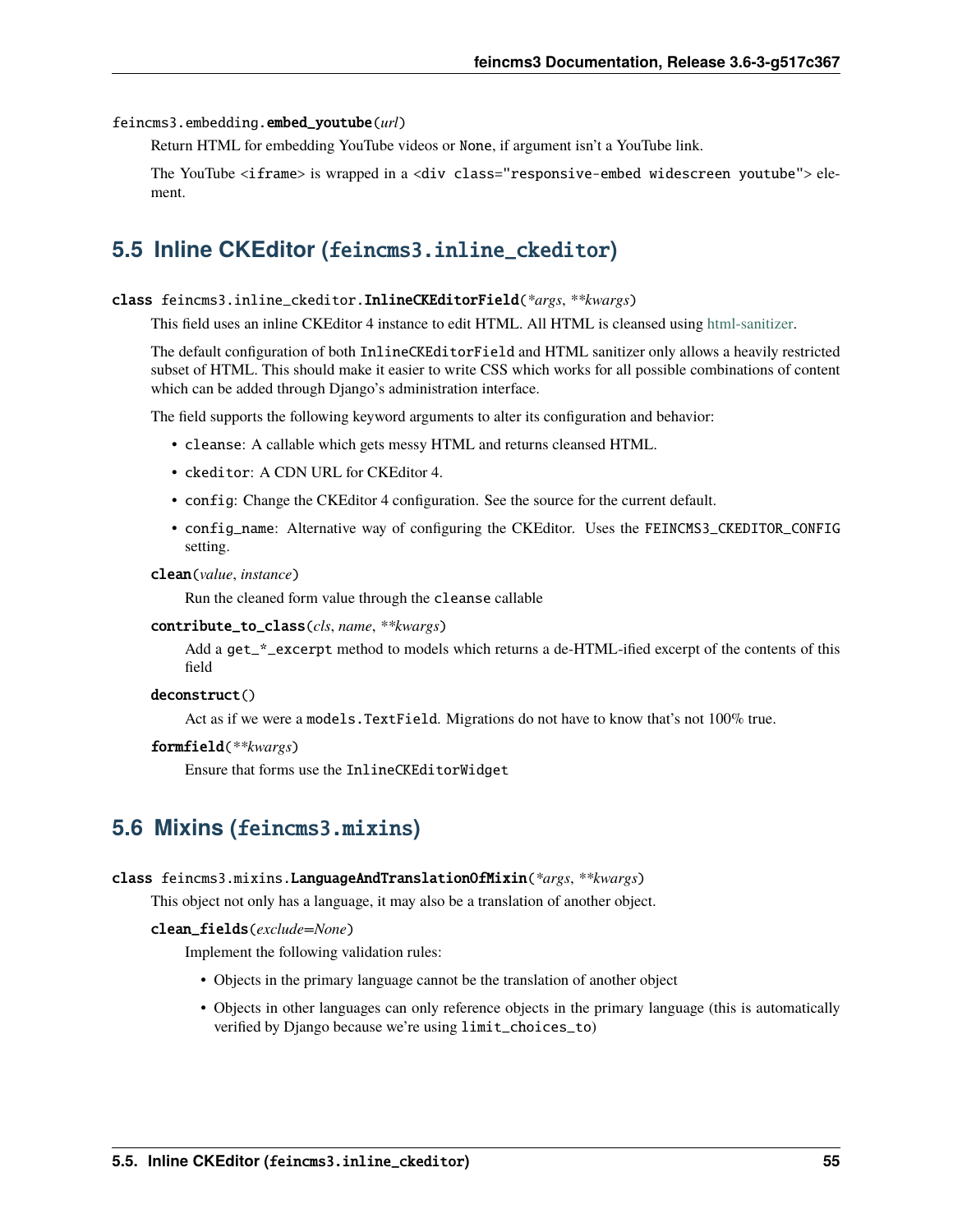feincms3.embedding.**embed_youtube**(*url*)

Return HTML for embedding YouTube videos or `None`, if argument isn't a YouTube link.

The YouTube `<iframe>` is wrapped in a `<div class="responsive-embed widescreen youtube">` element.

## 5.5 Inline CKEditor (`feincms3.inline_ckeditor`)

class feincms3.inline_ckeditor.**InlineCKEditorField**(*\*args*, *\*\*kwargs*)

This field uses an inline CKEditor 4 instance to edit HTML. All HTML is cleansed using html-sanitizer.

The default configuration of both `InlineCKEditorField` and HTML sanitizer only allows a heavily restricted subset of HTML. This should make it easier to write CSS which works for all possible combinations of content which can be added through Django's administration interface.

The field supports the following keyword arguments to alter its configuration and behavior:

- `cleanse`: A callable which gets messy HTML and returns cleansed HTML.
- `ckeditor`: A CDN URL for CKEditor 4.
- `config`: Change the CKEditor 4 configuration. See the source for the current default.
- `config_name`: Alternative way of configuring the CKEditor. Uses the `FEINCMS3_CKEDITOR_CONFIG` setting.

**clean**(*value*, *instance*)

Run the cleaned form value through the `cleanse` callable

**contribute_to_class**(*cls*, *name*, *\*\*kwargs*)

Add a `get_*_excerpt` method to models which returns a de-HTML-ified excerpt of the contents of this field

**deconstruct**()

Act as if we were a `models.TextField`. Migrations do not have to know that's not 100% true.

**formfield**(*\*\*kwargs*)

Ensure that forms use the `InlineCKEditorWidget`

## 5.6 Mixins (`feincms3.mixins`)

class feincms3.mixins.**LanguageAndTranslationOfMixin**(*\*args*, *\*\*kwargs*)

This object not only has a language, it may also be a translation of another object.

**clean_fields**(*exclude=None*)

Implement the following validation rules:

- Objects in the primary language cannot be the translation of another object
- Objects in other languages can only reference objects in the primary language (this is automatically verified by Django because we're using `limit_choices_to`)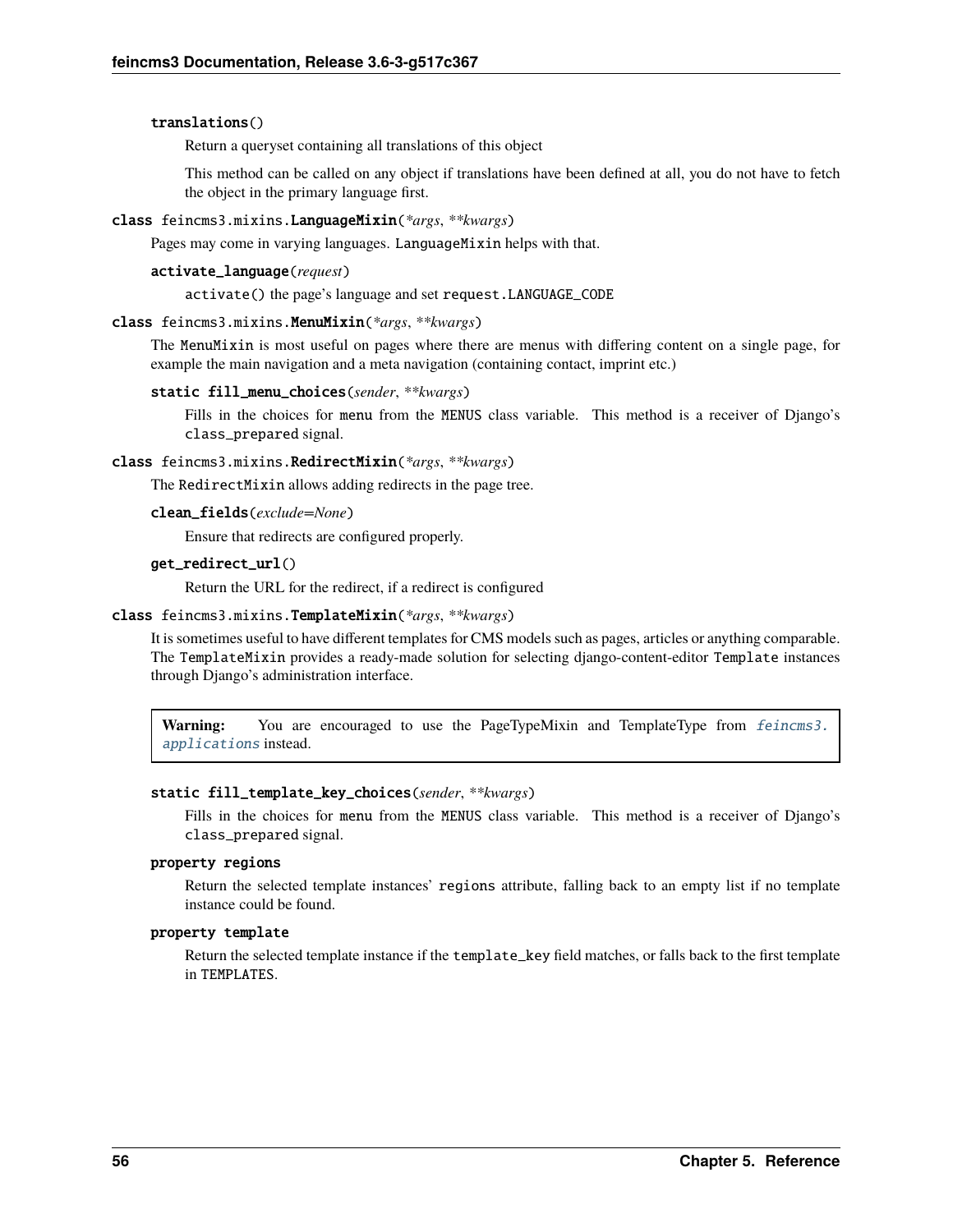`translations()`

Return a queryset containing all translations of this object

This method can be called on any object if translations have been defined at all, you do not have to fetch the object in the primary language first.

`class feincms3.mixins.LanguageMixin(*args, **kwargs)`

Pages may come in varying languages. `LanguageMixin` helps with that.

`activate_language(request)`

`activate()` the page's language and set `request.LANGUAGE_CODE`

`class feincms3.mixins.MenuMixin(*args, **kwargs)`

The `MenuMixin` is most useful on pages where there are menus with differing content on a single page, for example the main navigation and a meta navigation (containing contact, imprint etc.)

`static fill_menu_choices(sender, **kwargs)`

Fills in the choices for `menu` from the `MENUS` class variable. This method is a receiver of Django's `class_prepared` signal.

`class feincms3.mixins.RedirectMixin(*args, **kwargs)`

The `RedirectMixin` allows adding redirects in the page tree.

`clean_fields(exclude=None)`

Ensure that redirects are configured properly.

`get_redirect_url()`

Return the URL for the redirect, if a redirect is configured

`class feincms3.mixins.TemplateMixin(*args, **kwargs)`

It is sometimes useful to have different templates for CMS models such as pages, articles or anything comparable. The `TemplateMixin` provides a ready-made solution for selecting django-content-editor `Template` instances through Django's administration interface.

> **Warning:** You are encouraged to use the PageTypeMixin and TemplateType from *feincms3.applications* instead.

`static fill_template_key_choices(sender, **kwargs)`

Fills in the choices for `menu` from the `MENUS` class variable. This method is a receiver of Django's `class_prepared` signal.

`property regions`

Return the selected template instances' `regions` attribute, falling back to an empty list if no template instance could be found.

`property template`

Return the selected template instance if the `template_key` field matches, or falls back to the first template in `TEMPLATES`.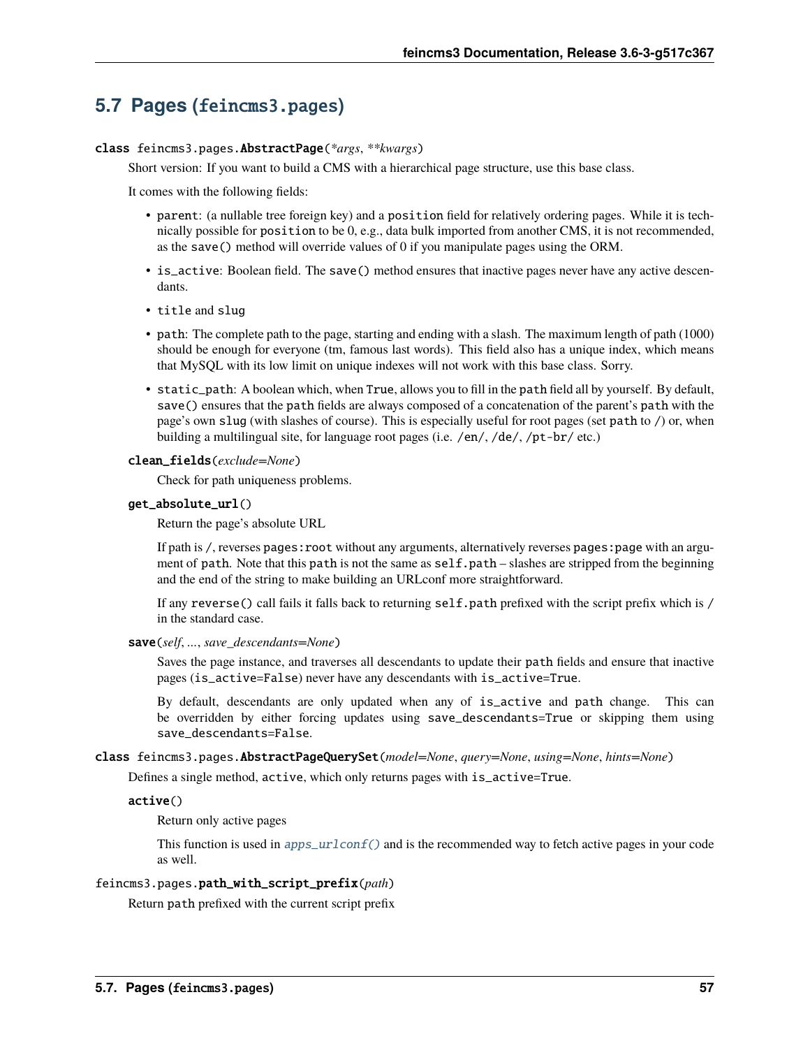## 5.7 Pages (`feincms3.pages`)

**class** feincms3.pages.**AbstractPage**(*\*args*, *\*\*kwargs*)

Short version: If you want to build a CMS with a hierarchical page structure, use this base class.

It comes with the following fields:

- `parent`: (a nullable tree foreign key) and a `position` field for relatively ordering pages. While it is technically possible for `position` to be 0, e.g., data bulk imported from another CMS, it is not recommended, as the `save()` method will override values of 0 if you manipulate pages using the ORM.
- `is_active`: Boolean field. The `save()` method ensures that inactive pages never have any active descendants.
- `title` and `slug`
- `path`: The complete path to the page, starting and ending with a slash. The maximum length of path (1000) should be enough for everyone (tm, famous last words). This field also has a unique index, which means that MySQL with its low limit on unique indexes will not work with this base class. Sorry.
- `static_path`: A boolean which, when `True`, allows you to fill in the `path` field all by yourself. By default, `save()` ensures that the `path` fields are always composed of a concatenation of the parent's `path` with the page's own `slug` (with slashes of course). This is especially useful for root pages (set `path` to `/`) or, when building a multilingual site, for language root pages (i.e. `/en/`, `/de/`, `/pt-br/` etc.)

**clean_fields**(*exclude=None*)

Check for path uniqueness problems.

**get_absolute_url**()

Return the page's absolute URL

If path is `/`, reverses `pages:root` without any arguments, alternatively reverses `pages:page` with an argument of `path`. Note that this `path` is not the same as `self.path` – slashes are stripped from the beginning and the end of the string to make building an URLconf more straightforward.

If any `reverse()` call fails it falls back to returning `self.path` prefixed with the script prefix which is `/` in the standard case.

**save**(*self*, *...*, *save_descendants=None*)

Saves the page instance, and traverses all descendants to update their `path` fields and ensure that inactive pages (`is_active=False`) never have any descendants with `is_active=True`.

By default, descendants are only updated when any of `is_active` and `path` change. This can be overridden by either forcing updates using `save_descendants=True` or skipping them using `save_descendants=False`.

**class** feincms3.pages.**AbstractPageQuerySet**(*model=None*, *query=None*, *using=None*, *hints=None*)

Defines a single method, `active`, which only returns pages with `is_active=True`.

**active**()

Return only active pages

This function is used in `apps_urlconf()` and is the recommended way to fetch active pages in your code as well.

feincms3.pages.**path_with_script_prefix**(*path*)

Return `path` prefixed with the current script prefix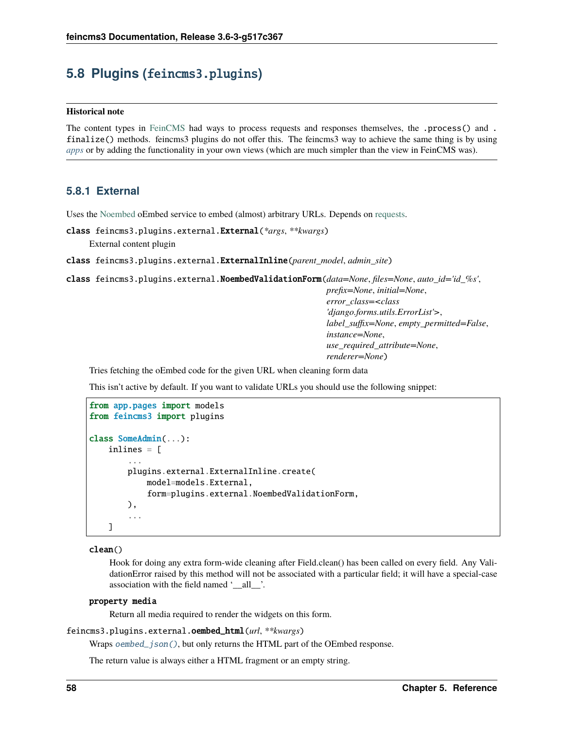## 5.8 Plugins (feincms3.plugins)

**Historical note**

The content types in FeinCMS had ways to process requests and responses themselves, the `.process()` and `.finalize()` methods. feincms3 plugins do not offer this. The feincms3 way to achieve the same thing is by using *apps* or by adding the functionality in your own views (which are much simpler than the view in FeinCMS was).

### 5.8.1 External

Uses the Noembed oEmbed service to embed (almost) arbitrary URLs. Depends on requests.

**class feincms3.plugins.external.External**(*\*args*, *\*\*kwargs*)

External content plugin

**class feincms3.plugins.external.ExternalInline**(*parent_model*, *admin_site*)

**class feincms3.plugins.external.NoembedValidationForm**(*data=None*, *files=None*, *auto_id='id_%s'*, *prefix=None*, *initial=None*, *error_class=<class 'django.forms.utils.ErrorList'>*, *label_suffix=None*, *empty_permitted=False*, *instance=None*, *use_required_attribute=None*, *renderer=None*)

Tries fetching the oEmbed code for the given URL when cleaning form data

This isn't active by default. If you want to validate URLs you should use the following snippet:

```python
from app.pages import models
from feincms3 import plugins

class SomeAdmin(...):
    inlines = [
        ...
        plugins.external.ExternalInline.create(
            model=models.External,
            form=plugins.external.NoembedValidationForm,
        ),
        ...
    ]
```

**clean()**

Hook for doing any extra form-wide cleaning after Field.clean() has been called on every field. Any ValidationError raised by this method will not be associated with a particular field; it will have a special-case association with the field named '__all__'.

**property media**

Return all media required to render the widgets on this form.

**feincms3.plugins.external.oembed_html**(*url*, *\*\*kwargs*)

Wraps `oembed_json()`, but only returns the HTML part of the OEmbed response.

The return value is always either a HTML fragment or an empty string.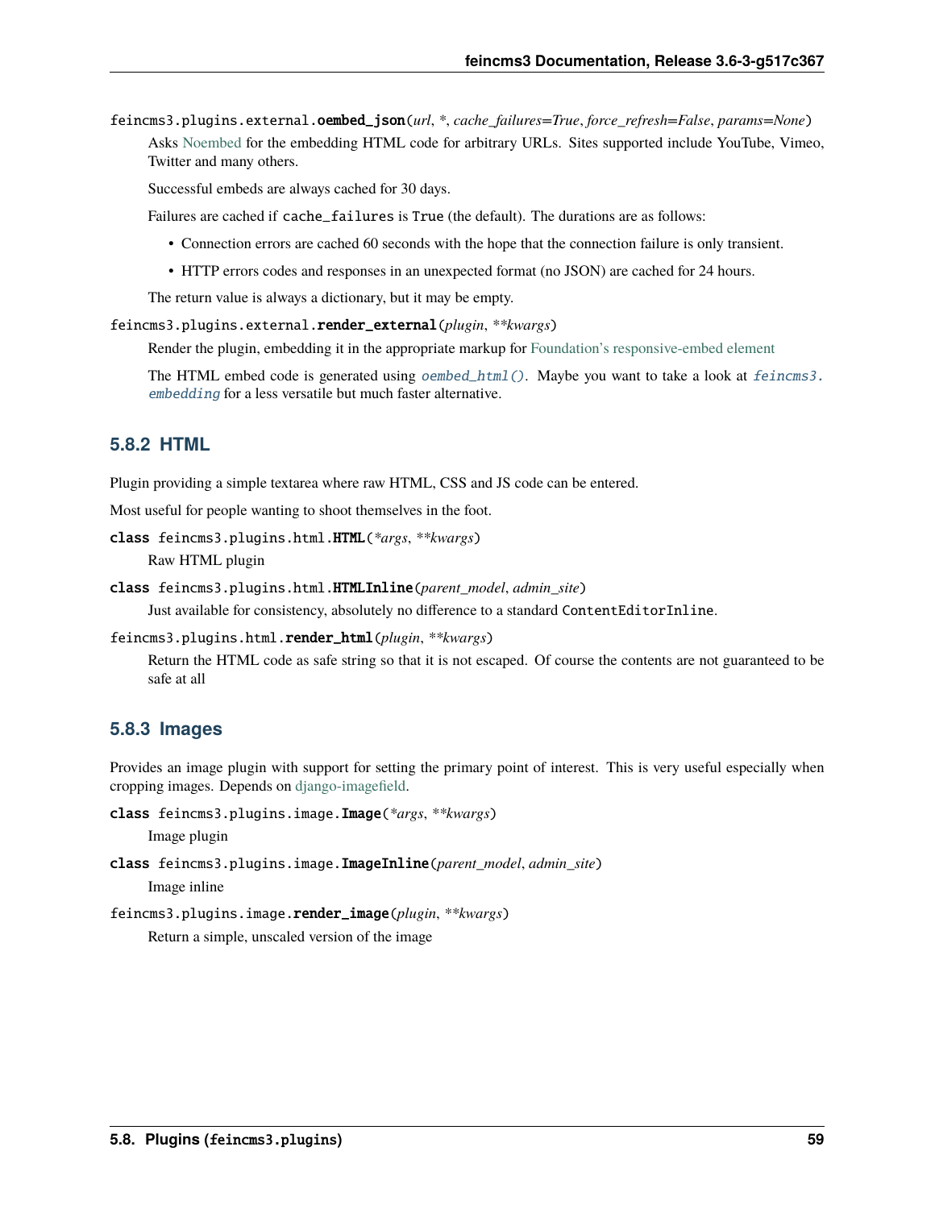`feincms3.plugins.external.oembed_json(url, *, cache_failures=True, force_refresh=False, params=None)`

Asks Noembed for the embedding HTML code for arbitrary URLs. Sites supported include YouTube, Vimeo, Twitter and many others.

Successful embeds are always cached for 30 days.

Failures are cached if `cache_failures` is `True` (the default). The durations are as follows:

- Connection errors are cached 60 seconds with the hope that the connection failure is only transient.
- HTTP errors codes and responses in an unexpected format (no JSON) are cached for 24 hours.

The return value is always a dictionary, but it may be empty.

`feincms3.plugins.external.render_external(plugin, **kwargs)`

Render the plugin, embedding it in the appropriate markup for Foundation's responsive-embed element

The HTML embed code is generated using `oembed_html()`. Maybe you want to take a look at `feincms3.embedding` for a less versatile but much faster alternative.

### 5.8.2 HTML

Plugin providing a simple textarea where raw HTML, CSS and JS code can be entered.

Most useful for people wanting to shoot themselves in the foot.

`class feincms3.plugins.html.HTML(*args, **kwargs)`

Raw HTML plugin

`class feincms3.plugins.html.HTMLInline(parent_model, admin_site)`

Just available for consistency, absolutely no difference to a standard `ContentEditorInline`.

`feincms3.plugins.html.render_html(plugin, **kwargs)`

Return the HTML code as safe string so that it is not escaped. Of course the contents are not guaranteed to be safe at all

### 5.8.3 Images

Provides an image plugin with support for setting the primary point of interest. This is very useful especially when cropping images. Depends on django-imagefield.

`class feincms3.plugins.image.Image(*args, **kwargs)`

Image plugin

`class feincms3.plugins.image.ImageInline(parent_model, admin_site)`

Image inline

`feincms3.plugins.image.render_image(plugin, **kwargs)`

Return a simple, unscaled version of the image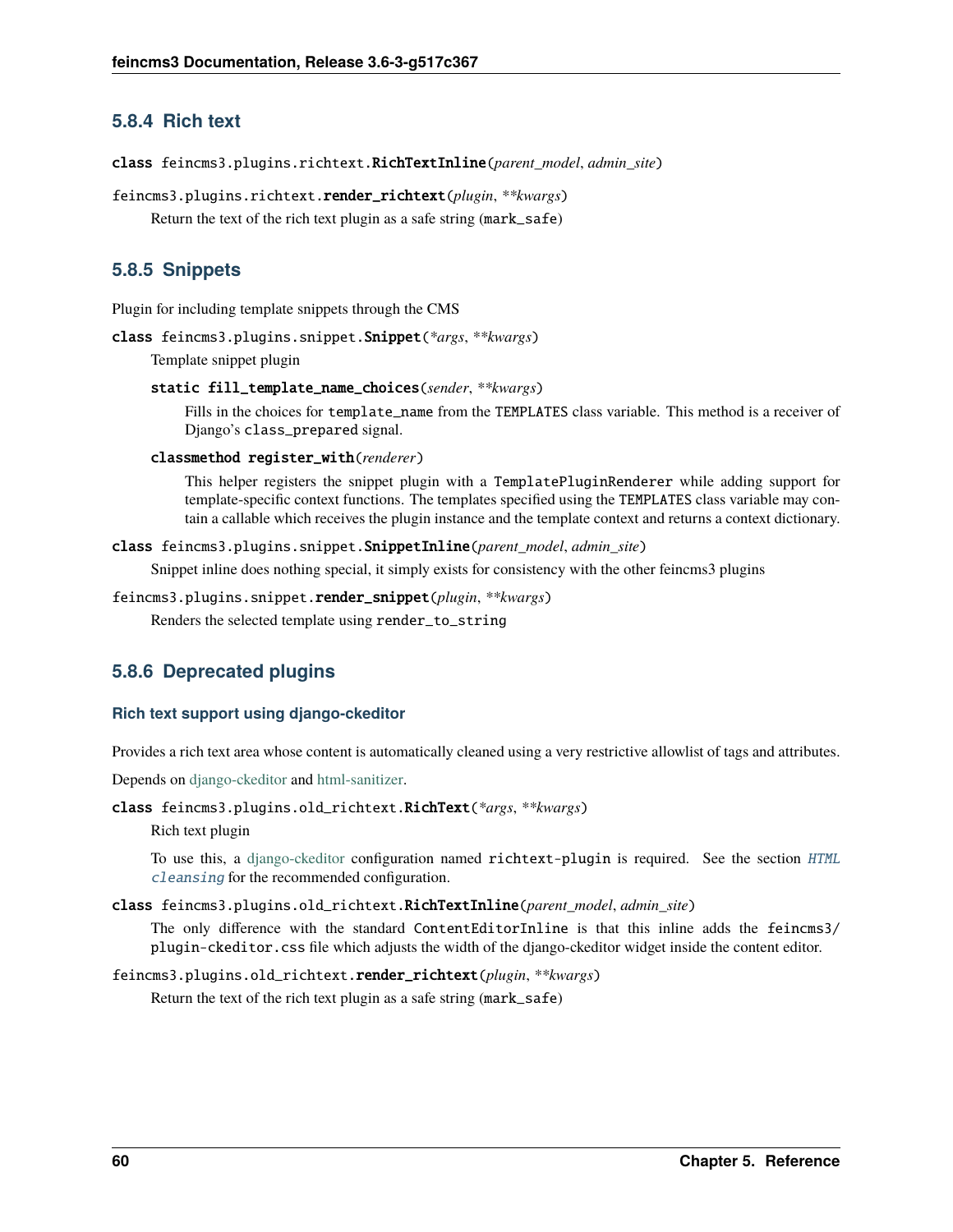### 5.8.4 Rich text

`class feincms3.plugins.richtext.RichTextInline(parent_model, admin_site)`

`feincms3.plugins.richtext.render_richtext(plugin, **kwargs)`

Return the text of the rich text plugin as a safe string (`mark_safe`)

### 5.8.5 Snippets

Plugin for including template snippets through the CMS

`class feincms3.plugins.snippet.Snippet(*args, **kwargs)`

Template snippet plugin

`static fill_template_name_choices(sender, **kwargs)`

Fills in the choices for `template_name` from the `TEMPLATES` class variable. This method is a receiver of Django's `class_prepared` signal.

`classmethod register_with(renderer)`

This helper registers the snippet plugin with a `TemplatePluginRenderer` while adding support for template-specific context functions. The templates specified using the `TEMPLATES` class variable may contain a callable which receives the plugin instance and the template context and returns a context dictionary.

`class feincms3.plugins.snippet.SnippetInline(parent_model, admin_site)`

Snippet inline does nothing special, it simply exists for consistency with the other feincms3 plugins

`feincms3.plugins.snippet.render_snippet(plugin, **kwargs)`

Renders the selected template using `render_to_string`

### 5.8.6 Deprecated plugins

#### Rich text support using django-ckeditor

Provides a rich text area whose content is automatically cleaned using a very restrictive allowlist of tags and attributes.

Depends on django-ckeditor and html-sanitizer.

`class feincms3.plugins.old_richtext.RichText(*args, **kwargs)`

Rich text plugin

To use this, a django-ckeditor configuration named `richtext-plugin` is required. See the section *HTML cleansing* for the recommended configuration.

`class feincms3.plugins.old_richtext.RichTextInline(parent_model, admin_site)`

The only difference with the standard `ContentEditorInline` is that this inline adds the `feincms3/plugin-ckeditor.css` file which adjusts the width of the django-ckeditor widget inside the content editor.

`feincms3.plugins.old_richtext.render_richtext(plugin, **kwargs)`

Return the text of the rich text plugin as a safe string (`mark_safe`)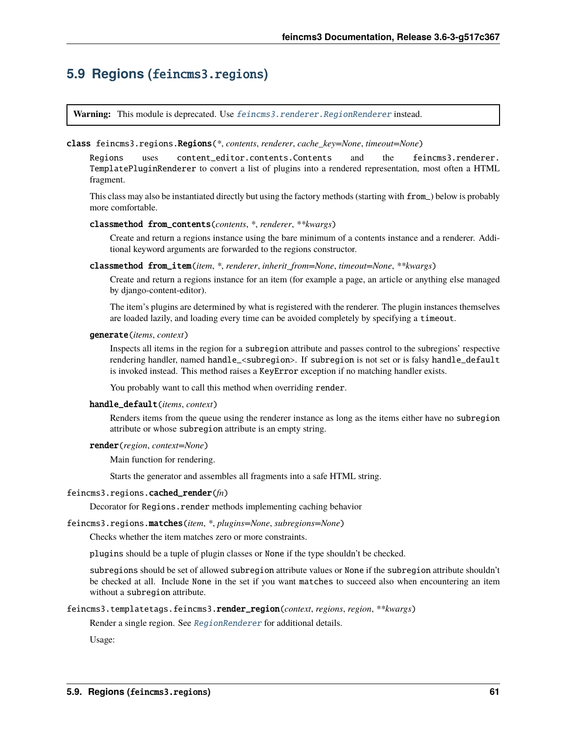## 5.9 Regions (`feincms3.regions`)

> **Warning:** This module is deprecated. Use `feincms3.renderer.RegionRenderer` instead.

**class** `feincms3.regions.Regions`(*\*, contents, renderer, cache_key=None, timeout=None*)

Regions uses `content_editor.contents.Contents` and the `feincms3.renderer.TemplatePluginRenderer` to convert a list of plugins into a rendered representation, most often a HTML fragment.

This class may also be instantiated directly but using the factory methods (starting with `from_`) below is probably more comfortable.

**classmethod** `from_contents`(*contents, \*, renderer, \*\*kwargs*)

Create and return a regions instance using the bare minimum of a contents instance and a renderer. Additional keyword arguments are forwarded to the regions constructor.

**classmethod** `from_item`(*item, \*, renderer, inherit_from=None, timeout=None, \*\*kwargs*)

Create and return a regions instance for an item (for example a page, an article or anything else managed by django-content-editor).

The item's plugins are determined by what is registered with the renderer. The plugin instances themselves are loaded lazily, and loading every time can be avoided completely by specifying a `timeout`.

`generate`(*items, context*)

Inspects all items in the region for a `subregion` attribute and passes control to the subregions' respective rendering handler, named `handle_<subregion>`. If `subregion` is not set or is falsy `handle_default` is invoked instead. This method raises a `KeyError` exception if no matching handler exists.

You probably want to call this method when overriding `render`.

`handle_default`(*items, context*)

Renders items from the queue using the renderer instance as long as the items either have no `subregion` attribute or whose `subregion` attribute is an empty string.

`render`(*region, context=None*)

Main function for rendering.

Starts the generator and assembles all fragments into a safe HTML string.

`feincms3.regions.cached_render`(*fn*)

Decorator for `Regions.render` methods implementing caching behavior

`feincms3.regions.matches`(*item, \*, plugins=None, subregions=None*)

Checks whether the item matches zero or more constraints.

`plugins` should be a tuple of plugin classes or `None` if the type shouldn't be checked.

`subregions` should be set of allowed `subregion` attribute values or `None` if the `subregion` attribute shouldn't be checked at all. Include `None` in the set if you want `matches` to succeed also when encountering an item without a `subregion` attribute.

`feincms3.templatetags.feincms3.render_region`(*context, regions, region, \*\*kwargs*)

Render a single region. See `RegionRenderer` for additional details.

Usage: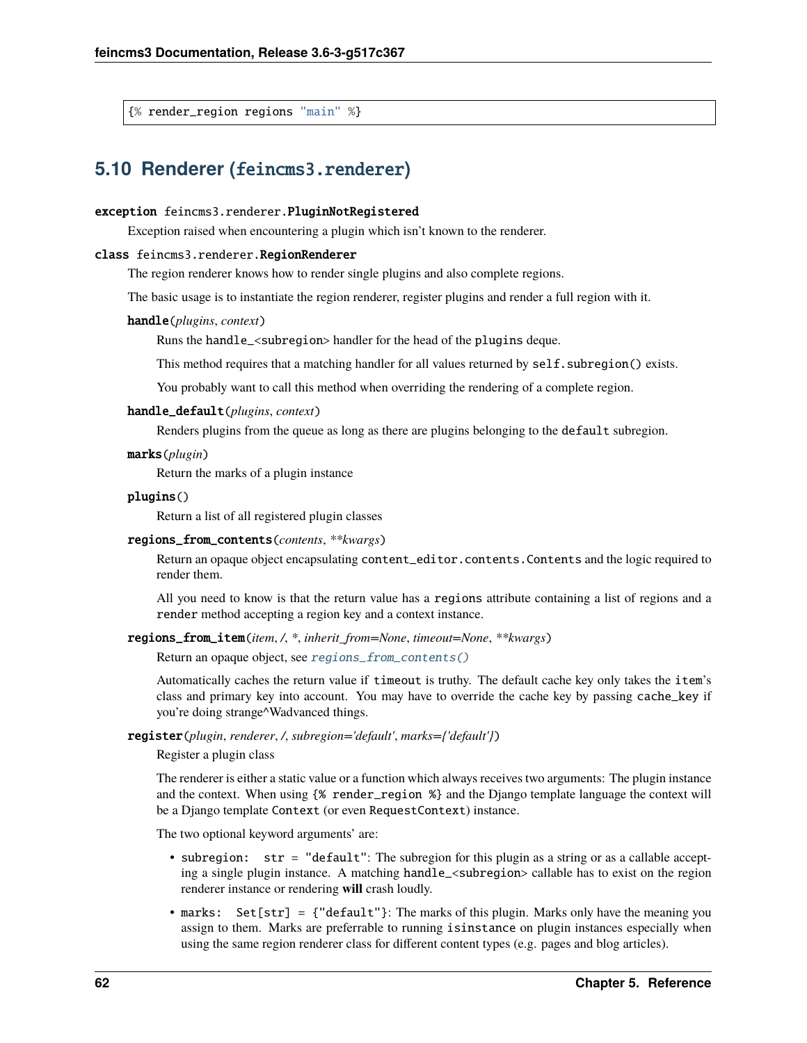```
{% render_region regions "main" %}
```

## 5.10 Renderer (`feincms3.renderer`)

**exception** feincms3.renderer.**PluginNotRegistered**

Exception raised when encountering a plugin which isn't known to the renderer.

**class** feincms3.renderer.**RegionRenderer**

The region renderer knows how to render single plugins and also complete regions.

The basic usage is to instantiate the region renderer, register plugins and render a full region with it.

**handle**(*plugins*, *context*)

Runs the `handle_<subregion>` handler for the head of the `plugins` deque.

This method requires that a matching handler for all values returned by `self.subregion()` exists.

You probably want to call this method when overriding the rendering of a complete region.

**handle_default**(*plugins*, *context*)

Renders plugins from the queue as long as there are plugins belonging to the `default` subregion.

**marks**(*plugin*)

Return the marks of a plugin instance

**plugins**()

Return a list of all registered plugin classes

**regions_from_contents**(*contents*, *\*\*kwargs*)

Return an opaque object encapsulating `content_editor.contents.Contents` and the logic required to render them.

All you need to know is that the return value has a `regions` attribute containing a list of regions and a `render` method accepting a region key and a context instance.

**regions_from_item**(*item*, */*, *\**, *inherit_from=None*, *timeout=None*, *\*\*kwargs*)

Return an opaque object, see `regions_from_contents()`

Automatically caches the return value if `timeout` is truthy. The default cache key only takes the `item`'s class and primary key into account. You may have to override the cache key by passing `cache_key` if you're doing strange^Wadvanced things.

**register**(*plugin*, *renderer*, */*, *subregion='default'*, *marks={'default'}*)

Register a plugin class

The renderer is either a static value or a function which always receives two arguments: The plugin instance and the context. When using `{% render_region %}` and the Django template language the context will be a Django template `Context` (or even `RequestContext`) instance.

The two optional keyword arguments' are:

- `subregion: str = "default"`: The subregion for this plugin as a string or as a callable accepting a single plugin instance. A matching `handle_<subregion>` callable has to exist on the region renderer instance or rendering **will** crash loudly.
- `marks: Set[str] = {"default"}`: The marks of this plugin. Marks only have the meaning you assign to them. Marks are preferrable to running `isinstance` on plugin instances especially when using the same region renderer class for different content types (e.g. pages and blog articles).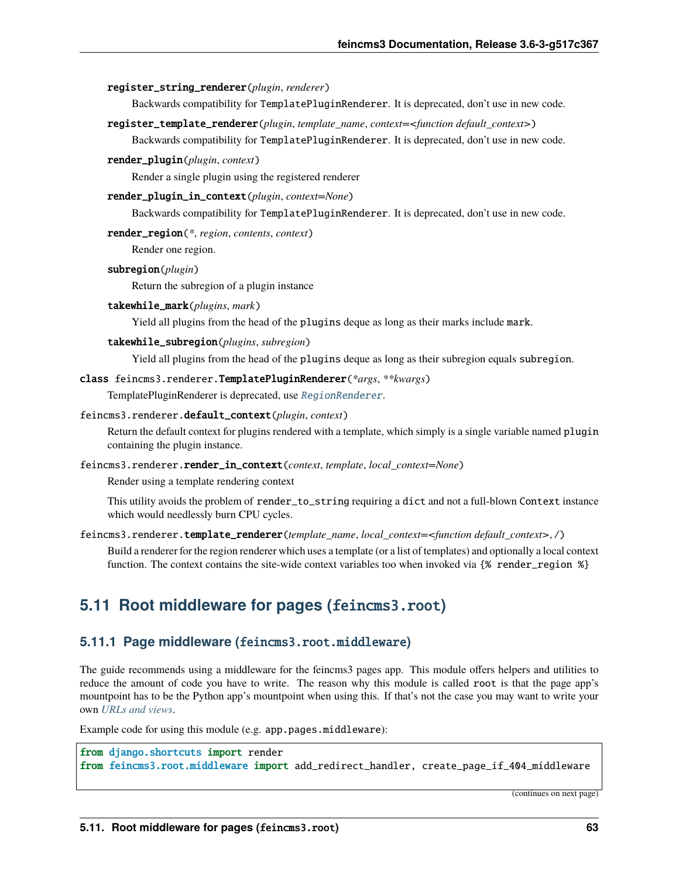**register_string_renderer**(*plugin*, *renderer*)

Backwards compatibility for `TemplatePluginRenderer`. It is deprecated, don't use in new code.

**register_template_renderer**(*plugin*, *template_name*, *context=<function default_context>*)

Backwards compatibility for `TemplatePluginRenderer`. It is deprecated, don't use in new code.

**render_plugin**(*plugin*, *context*)

Render a single plugin using the registered renderer

**render_plugin_in_context**(*plugin*, *context=None*)

Backwards compatibility for `TemplatePluginRenderer`. It is deprecated, don't use in new code.

**render_region**(*, *region*, *contents*, *context*)

Render one region.

**subregion**(*plugin*)

Return the subregion of a plugin instance

**takewhile_mark**(*plugins*, *mark*)

Yield all plugins from the head of the `plugins` deque as long as their marks include `mark`.

**takewhile_subregion**(*plugins*, *subregion*)

Yield all plugins from the head of the `plugins` deque as long as their subregion equals `subregion`.

**class** feincms3.renderer.**TemplatePluginRenderer**(*\*args*, *\*\*kwargs*)

TemplatePluginRenderer is deprecated, use `RegionRenderer`.

feincms3.renderer.**default_context**(*plugin*, *context*)

Return the default context for plugins rendered with a template, which simply is a single variable named `plugin` containing the plugin instance.

feincms3.renderer.**render_in_context**(*context*, *template*, *local_context=None*)

Render using a template rendering context

This utility avoids the problem of `render_to_string` requiring a `dict` and not a full-blown `Context` instance which would needlessly burn CPU cycles.

feincms3.renderer.**template_renderer**(*template_name*, *local_context=<function default_context>*, */*)

Build a renderer for the region renderer which uses a template (or a list of templates) and optionally a local context function. The context contains the site-wide context variables too when invoked via `{% render_region %}`

## 5.11 Root middleware for pages (`feincms3.root`)

### 5.11.1 Page middleware (`feincms3.root.middleware`)

The guide recommends using a middleware for the feincms3 pages app. This module offers helpers and utilities to reduce the amount of code you have to write. The reason why this module is called `root` is that the page app's mountpoint has to be the Python app's mountpoint when using this. If that's not the case you may want to write your own *URLs and views*.

Example code for using this module (e.g. `app.pages.middleware`):

```
from django.shortcuts import render
from feincms3.root.middleware import add_redirect_handler, create_page_if_404_middleware
```

(continues on next page)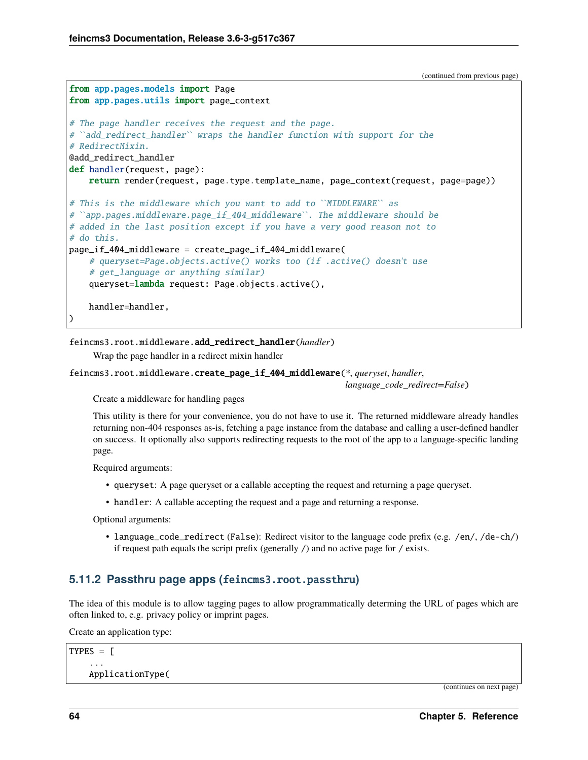(continued from previous page)

```python
from app.pages.models import Page
from app.pages.utils import page_context

# The page handler receives the request and the page.
# ``add_redirect_handler`` wraps the handler function with support for the
# RedirectMixin.
@add_redirect_handler
def handler(request, page):
    return render(request, page.type.template_name, page_context(request, page=page))

# This is the middleware which you want to add to ``MIDDLEWARE`` as
# ``app.pages.middleware.page_if_404_middleware``. The middleware should be
# added in the last position except if you have a very good reason not to
# do this.
page_if_404_middleware = create_page_if_404_middleware(
    # queryset=Page.objects.active() works too (if .active() doesn't use
    # get_language or anything similar)
    queryset=lambda request: Page.objects.active(),

    handler=handler,
)
```

feincms3.root.middleware.**add_redirect_handler**(*handler*)

Wrap the page handler in a redirect mixin handler

feincms3.root.middleware.**create_page_if_404_middleware**(*, *queryset*, *handler*, *language_code_redirect=False*)

Create a middleware for handling pages

This utility is there for your convenience, you do not have to use it. The returned middleware already handles returning non-404 responses as-is, fetching a page instance from the database and calling a user-defined handler on success. It optionally also supports redirecting requests to the root of the app to a language-specific landing page.

Required arguments:

- `queryset`: A page queryset or a callable accepting the request and returning a page queryset.
- `handler`: A callable accepting the request and a page and returning a response.

Optional arguments:

- `language_code_redirect` (`False`): Redirect visitor to the language code prefix (e.g. `/en/`, `/de-ch/`) if request path equals the script prefix (generally `/`) and no active page for `/` exists.

### 5.11.2 Passthru page apps (`feincms3.root.passthru`)

The idea of this module is to allow tagging pages to allow programmatically determing the URL of pages which are often linked to, e.g. privacy policy or imprint pages.

Create an application type:

```python
TYPES = [
    ...
    ApplicationType(
```

(continues on next page)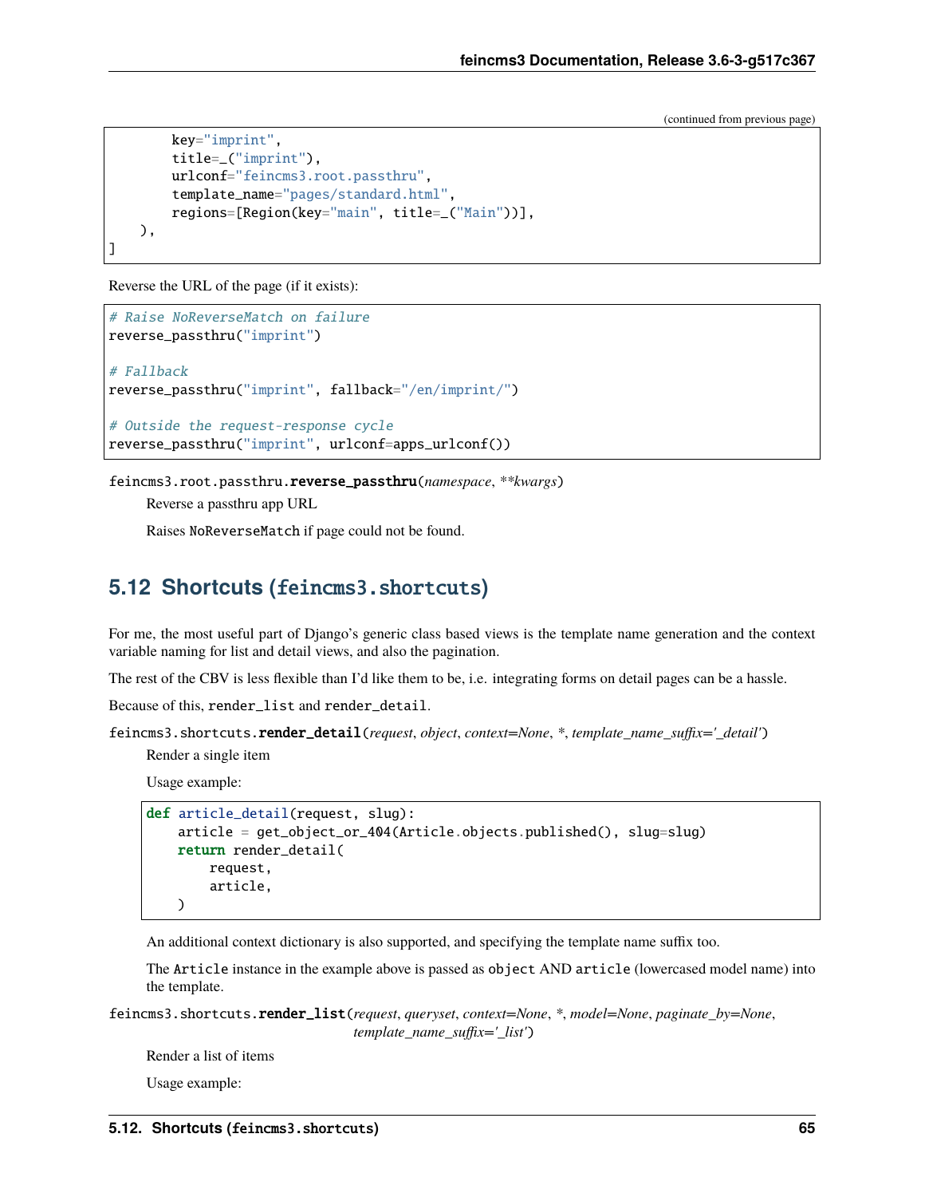(continued from previous page)

```
        key="imprint",
        title=_("imprint"),
        urlconf="feincms3.root.passthru",
        template_name="pages/standard.html",
        regions=[Region(key="main", title=_("Main"))],
    ),
]
```

Reverse the URL of the page (if it exists):

```
# Raise NoReverseMatch on failure
reverse_passthru("imprint")

# Fallback
reverse_passthru("imprint", fallback="/en/imprint/")

# Outside the request-response cycle
reverse_passthru("imprint", urlconf=apps_urlconf())
```

feincms3.root.passthru.**reverse_passthru**(*namespace*, *\*\*kwargs*)

Reverse a passthru app URL

Raises `NoReverseMatch` if page could not be found.

## 5.12 Shortcuts (`feincms3.shortcuts`)

For me, the most useful part of Django's generic class based views is the template name generation and the context variable naming for list and detail views, and also the pagination.

The rest of the CBV is less flexible than I'd like them to be, i.e. integrating forms on detail pages can be a hassle.

Because of this, `render_list` and `render_detail`.

feincms3.shortcuts.**render_detail**(*request*, *object*, *context=None*, *\**, *template_name_suffix='_detail'*)

Render a single item

Usage example:

```
def article_detail(request, slug):
    article = get_object_or_404(Article.objects.published(), slug=slug)
    return render_detail(
        request,
        article,
    )
```

An additional context dictionary is also supported, and specifying the template name suffix too.

The `Article` instance in the example above is passed as `object` AND `article` (lowercased model name) into the template.

feincms3.shortcuts.**render_list**(*request*, *queryset*, *context=None*, *\**, *model=None*, *paginate_by=None*, *template_name_suffix='_list'*)

Render a list of items

Usage example: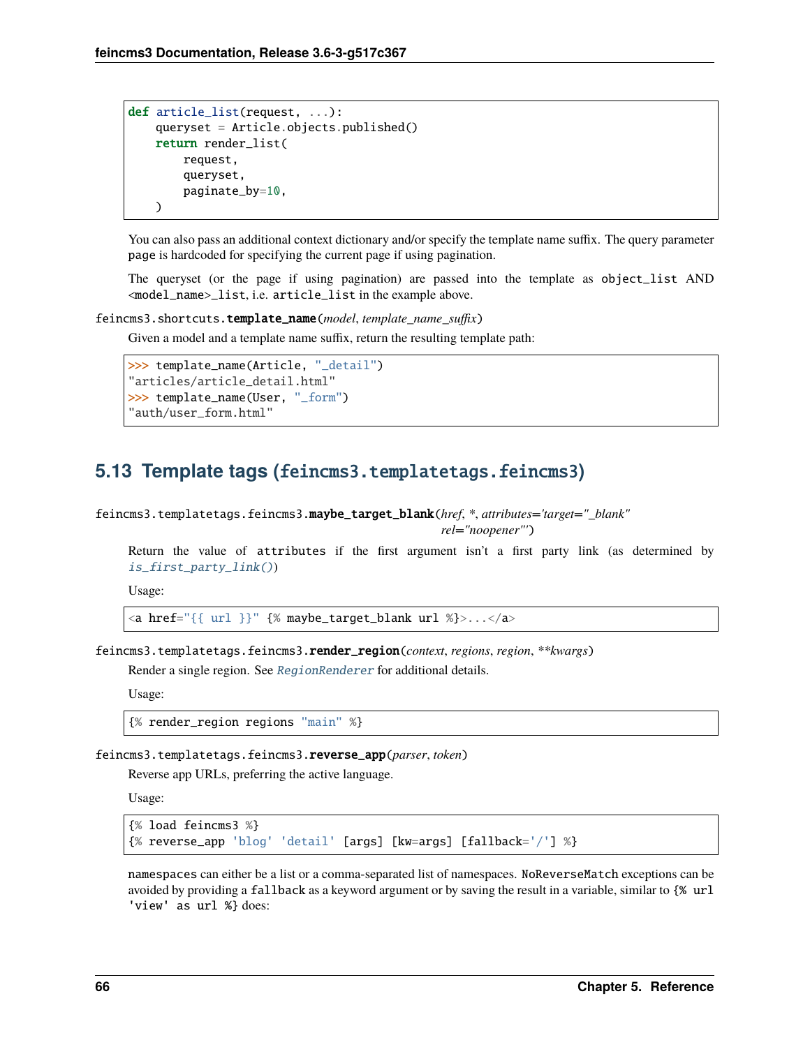```python
def article_list(request, ...):
    queryset = Article.objects.published()
    return render_list(
        request,
        queryset,
        paginate_by=10,
    )
```

You can also pass an additional context dictionary and/or specify the template name suffix. The query parameter `page` is hardcoded for specifying the current page if using pagination.

The queryset (or the page if using pagination) are passed into the template as `object_list` AND `<model_name>_list`, i.e. `article_list` in the example above.

`feincms3.shortcuts.template_name`(*model*, *template_name_suffix*)

Given a model and a template name suffix, return the resulting template path:

```python
>>> template_name(Article, "_detail")
"articles/article_detail.html"
>>> template_name(User, "_form")
"auth/user_form.html"
```

## 5.13 Template tags (`feincms3.templatetags.feincms3`)

`feincms3.templatetags.feincms3.maybe_target_blank`(*href*, *, *attributes='target="_blank" rel="noopener"'*)

Return the value of `attributes` if the first argument isn't a first party link (as determined by *is_first_party_link()*)

Usage:

```
<a href="{{ url }}" {% maybe_target_blank url %}>...</a>
```

`feincms3.templatetags.feincms3.render_region`(*context*, *regions*, *region*, ***kwargs*)

Render a single region. See *RegionRenderer* for additional details.

Usage:

```
{% render_region regions "main" %}
```

`feincms3.templatetags.feincms3.reverse_app`(*parser*, *token*)

Reverse app URLs, preferring the active language.

Usage:

```
{% load feincms3 %}
{% reverse_app 'blog' 'detail' [args] [kw=args] [fallback='/'] %}
```

`namespaces` can either be a list or a comma-separated list of namespaces. `NoReverseMatch` exceptions can be avoided by providing a `fallback` as a keyword argument or by saving the result in a variable, similar to `{% url 'view' as url %}` does: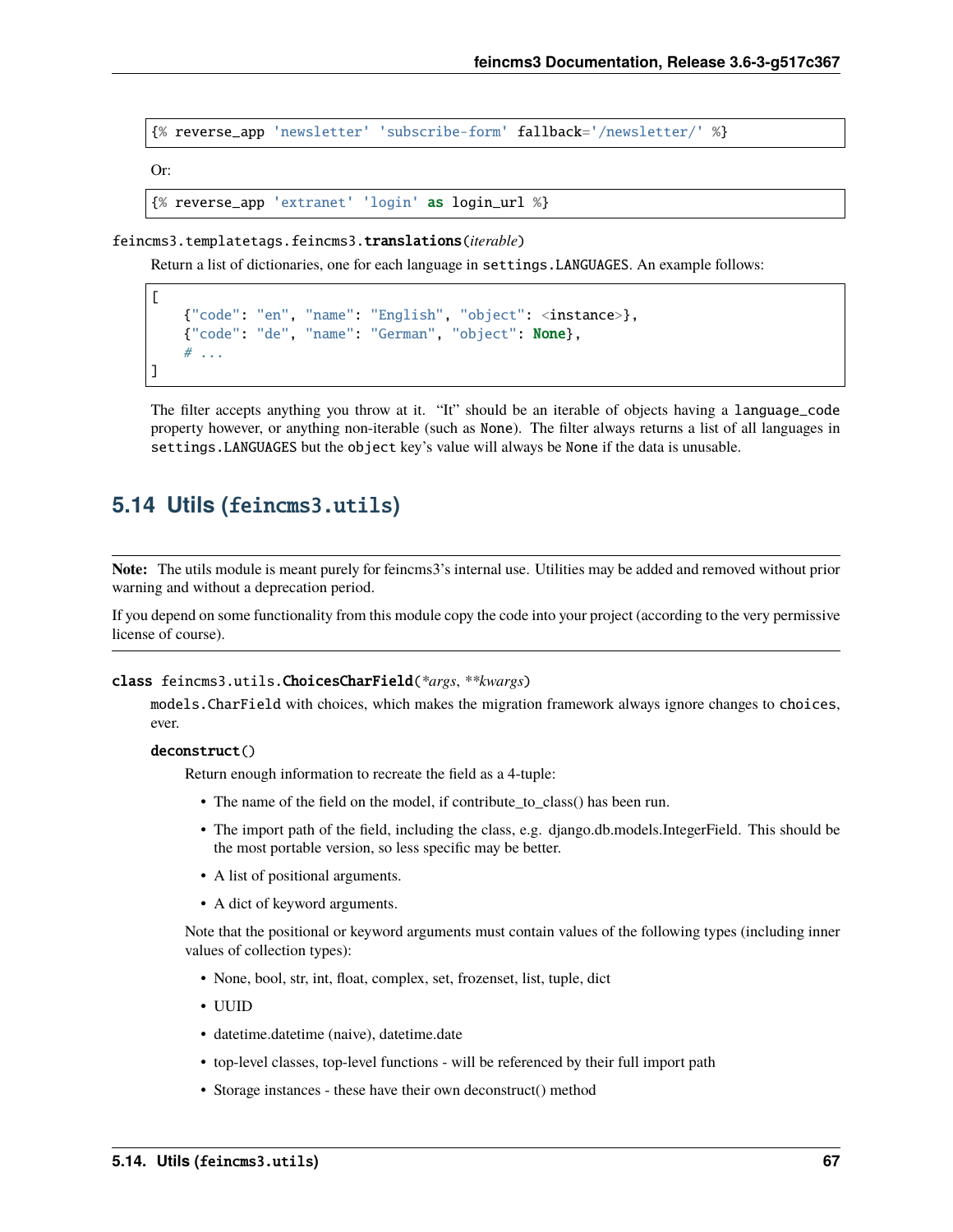```
{% reverse_app 'newsletter' 'subscribe-form' fallback='/newsletter/' %}
```

Or:

```
{% reverse_app 'extranet' 'login' as login_url %}
```

`feincms3.templatetags.feincms3.`**`translations`**(*iterable*)

Return a list of dictionaries, one for each language in `settings.LANGUAGES`. An example follows:

```
[
    {"code": "en", "name": "English", "object": <instance>},
    {"code": "de", "name": "German", "object": None},
    # ...
]
```

The filter accepts anything you throw at it. "It" should be an iterable of objects having a `language_code` property however, or anything non-iterable (such as `None`). The filter always returns a list of all languages in `settings.LANGUAGES` but the `object` key's value will always be `None` if the data is unusable.

## 5.14 Utils (`feincms3.utils`)

---

**Note:** The utils module is meant purely for feincms3's internal use. Utilities may be added and removed without prior warning and without a deprecation period.

If you depend on some functionality from this module copy the code into your project (according to the very permissive license of course).

---

`class feincms3.utils.`**`ChoicesCharField`**(*\*args*, *\*\*kwargs*)

`models.CharField` with choices, which makes the migration framework always ignore changes to `choices`, ever.

**`deconstruct`**()

Return enough information to recreate the field as a 4-tuple:

- The name of the field on the model, if contribute_to_class() has been run.
- The import path of the field, including the class, e.g. django.db.models.IntegerField. This should be the most portable version, so less specific may be better.
- A list of positional arguments.
- A dict of keyword arguments.

Note that the positional or keyword arguments must contain values of the following types (including inner values of collection types):

- None, bool, str, int, float, complex, set, frozenset, list, tuple, dict
- UUID
- datetime.datetime (naive), datetime.date
- top-level classes, top-level functions - will be referenced by their full import path
- Storage instances - these have their own deconstruct() method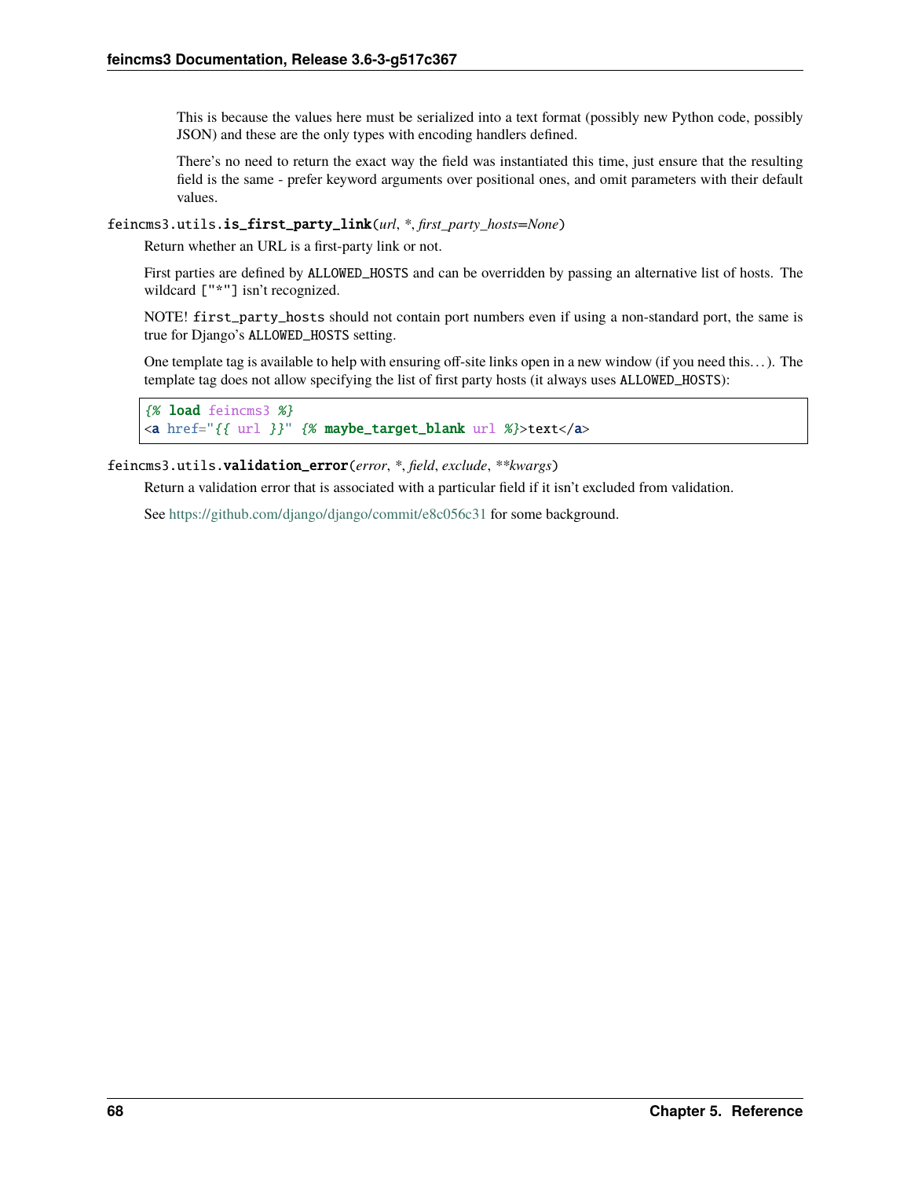This is because the values here must be serialized into a text format (possibly new Python code, possibly JSON) and these are the only types with encoding handlers defined.

There's no need to return the exact way the field was instantiated this time, just ensure that the resulting field is the same - prefer keyword arguments over positional ones, and omit parameters with their default values.

`feincms3.utils.is_first_party_link(url, *, first_party_hosts=None)`

Return whether an URL is a first-party link or not.

First parties are defined by `ALLOWED_HOSTS` and can be overridden by passing an alternative list of hosts. The wildcard `["*"]` isn't recognized.

NOTE! `first_party_hosts` should not contain port numbers even if using a non-standard port, the same is true for Django's `ALLOWED_HOSTS` setting.

One template tag is available to help with ensuring off-site links open in a new window (if you need this…). The template tag does not allow specifying the list of first party hosts (it always uses `ALLOWED_HOSTS`):

```
{% load feincms3 %}
<a href="{{ url }}" {% maybe_target_blank url %}>text</a>
```

`feincms3.utils.validation_error(error, *, field, exclude, **kwargs)`

Return a validation error that is associated with a particular field if it isn't excluded from validation.

See https://github.com/django/django/commit/e8c056c31 for some background.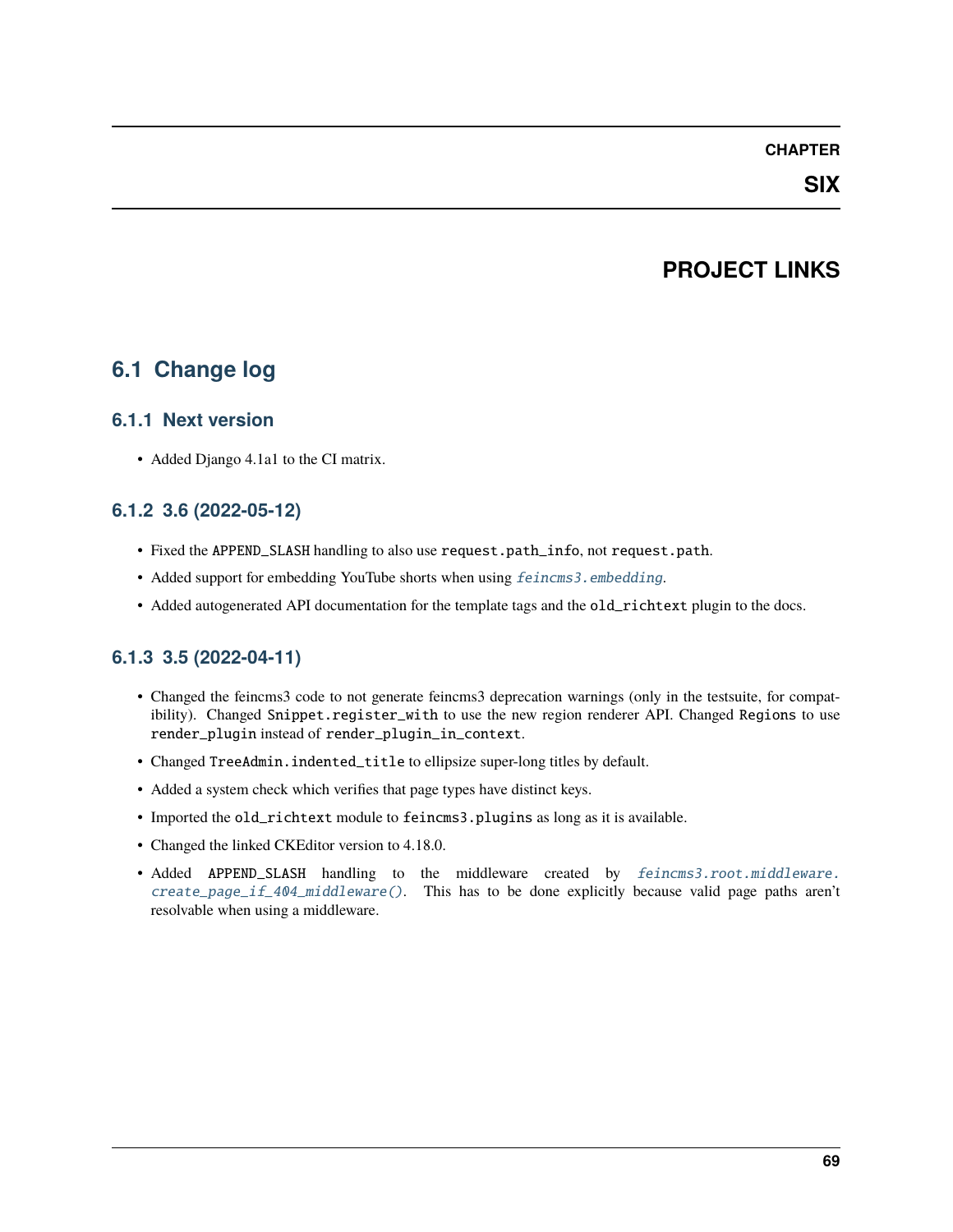# CHAPTER SIX

# PROJECT LINKS

## 6.1 Change log

### 6.1.1 Next version

- Added Django 4.1a1 to the CI matrix.

### 6.1.2 3.6 (2022-05-12)

- Fixed the `APPEND_SLASH` handling to also use `request.path_info`, not `request.path`.
- Added support for embedding YouTube shorts when using *feincms3.embedding*.
- Added autogenerated API documentation for the template tags and the `old_richtext` plugin to the docs.

### 6.1.3 3.5 (2022-04-11)

- Changed the feincms3 code to not generate feincms3 deprecation warnings (only in the testsuite, for compatibility). Changed `Snippet.register_with` to use the new region renderer API. Changed `Regions` to use `render_plugin` instead of `render_plugin_in_context`.
- Changed `TreeAdmin.indented_title` to ellipsize super-long titles by default.
- Added a system check which verifies that page types have distinct keys.
- Imported the `old_richtext` module to `feincms3.plugins` as long as it is available.
- Changed the linked CKEditor version to 4.18.0.
- Added `APPEND_SLASH` handling to the middleware created by *feincms3.root.middleware.create_page_if_404_middleware()*. This has to be done explicitly because valid page paths aren't resolvable when using a middleware.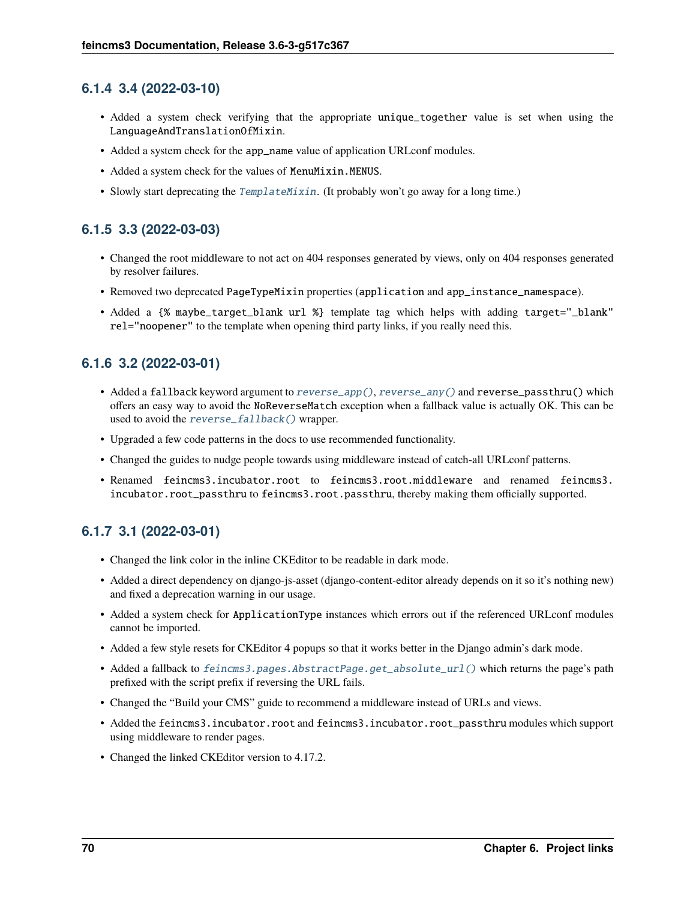### 6.1.4 3.4 (2022-03-10)

- Added a system check verifying that the appropriate `unique_together` value is set when using the `LanguageAndTranslationOfMixin`.
- Added a system check for the `app_name` value of application URLconf modules.
- Added a system check for the values of `MenuMixin.MENUS`.
- Slowly start deprecating the `TemplateMixin`. (It probably won't go away for a long time.)

### 6.1.5 3.3 (2022-03-03)

- Changed the root middleware to not act on 404 responses generated by views, only on 404 responses generated by resolver failures.
- Removed two deprecated `PageTypeMixin` properties (`application` and `app_instance_namespace`).
- Added a `{% maybe_target_blank url %}` template tag which helps with adding `target="_blank" rel="noopener"` to the template when opening third party links, if you really need this.

### 6.1.6 3.2 (2022-03-01)

- Added a `fallback` keyword argument to `reverse_app()`, `reverse_any()` and `reverse_passthru()` which offers an easy way to avoid the `NoReverseMatch` exception when a fallback value is actually OK. This can be used to avoid the `reverse_fallback()` wrapper.
- Upgraded a few code patterns in the docs to use recommended functionality.
- Changed the guides to nudge people towards using middleware instead of catch-all URLconf patterns.
- Renamed `feincms3.incubator.root` to `feincms3.root.middleware` and renamed `feincms3.incubator.root_passthru` to `feincms3.root.passthru`, thereby making them officially supported.

### 6.1.7 3.1 (2022-03-01)

- Changed the link color in the inline CKEditor to be readable in dark mode.
- Added a direct dependency on django-js-asset (django-content-editor already depends on it so it's nothing new) and fixed a deprecation warning in our usage.
- Added a system check for `ApplicationType` instances which errors out if the referenced URLconf modules cannot be imported.
- Added a few style resets for CKEditor 4 popups so that it works better in the Django admin's dark mode.
- Added a fallback to `feincms3.pages.AbstractPage.get_absolute_url()` which returns the page's path prefixed with the script prefix if reversing the URL fails.
- Changed the "Build your CMS" guide to recommend a middleware instead of URLs and views.
- Added the `feincms3.incubator.root` and `feincms3.incubator.root_passthru` modules which support using middleware to render pages.
- Changed the linked CKEditor version to 4.17.2.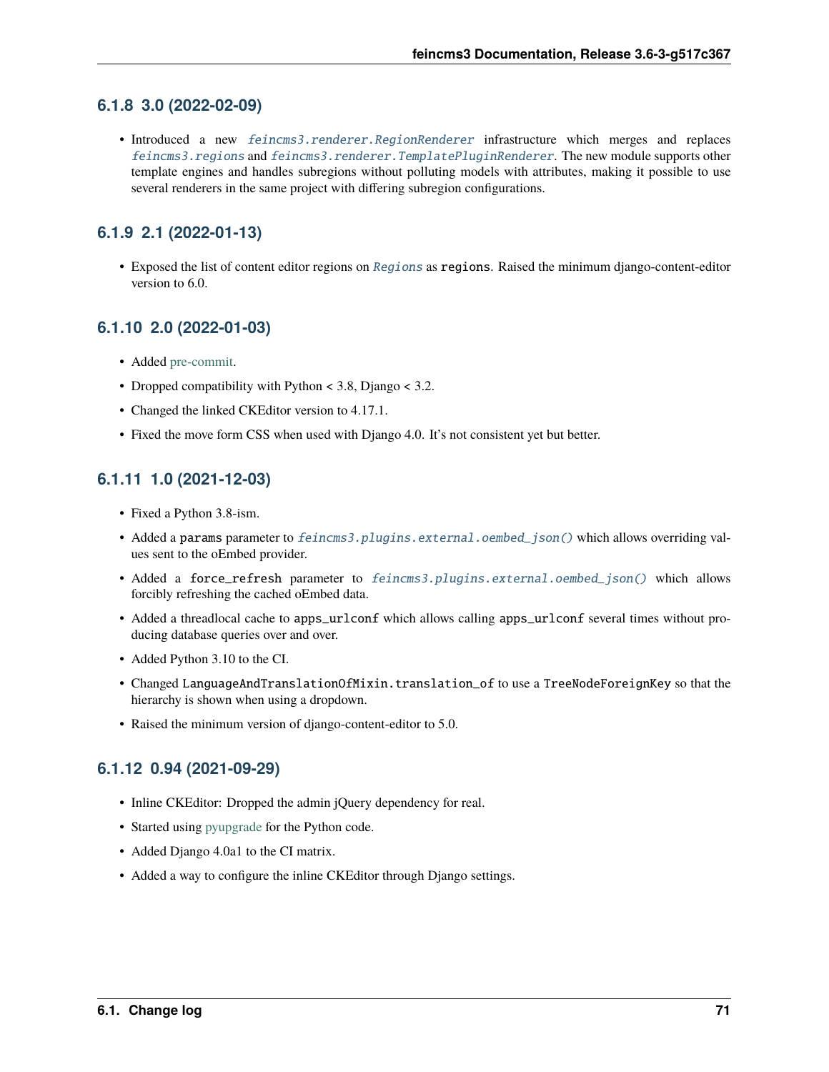### 6.1.8 3.0 (2022-02-09)

- Introduced a new `feincms3.renderer.RegionRenderer` infrastructure which merges and replaces `feincms3.regions` and `feincms3.renderer.TemplatePluginRenderer`. The new module supports other template engines and handles subregions without polluting models with attributes, making it possible to use several renderers in the same project with differing subregion configurations.

### 6.1.9 2.1 (2022-01-13)

- Exposed the list of content editor regions on `Regions` as `regions`. Raised the minimum django-content-editor version to 6.0.

### 6.1.10 2.0 (2022-01-03)

- Added pre-commit.
- Dropped compatibility with Python < 3.8, Django < 3.2.
- Changed the linked CKEditor version to 4.17.1.
- Fixed the move form CSS when used with Django 4.0. It's not consistent yet but better.

### 6.1.11 1.0 (2021-12-03)

- Fixed a Python 3.8-ism.
- Added a `params` parameter to `feincms3.plugins.external.oembed_json()` which allows overriding values sent to the oEmbed provider.
- Added a `force_refresh` parameter to `feincms3.plugins.external.oembed_json()` which allows forcibly refreshing the cached oEmbed data.
- Added a threadlocal cache to `apps_urlconf` which allows calling `apps_urlconf` several times without producing database queries over and over.
- Added Python 3.10 to the CI.
- Changed `LanguageAndTranslationOfMixin.translation_of` to use a `TreeNodeForeignKey` so that the hierarchy is shown when using a dropdown.
- Raised the minimum version of django-content-editor to 5.0.

### 6.1.12 0.94 (2021-09-29)

- Inline CKEditor: Dropped the admin jQuery dependency for real.
- Started using pyupgrade for the Python code.
- Added Django 4.0a1 to the CI matrix.
- Added a way to configure the inline CKEditor through Django settings.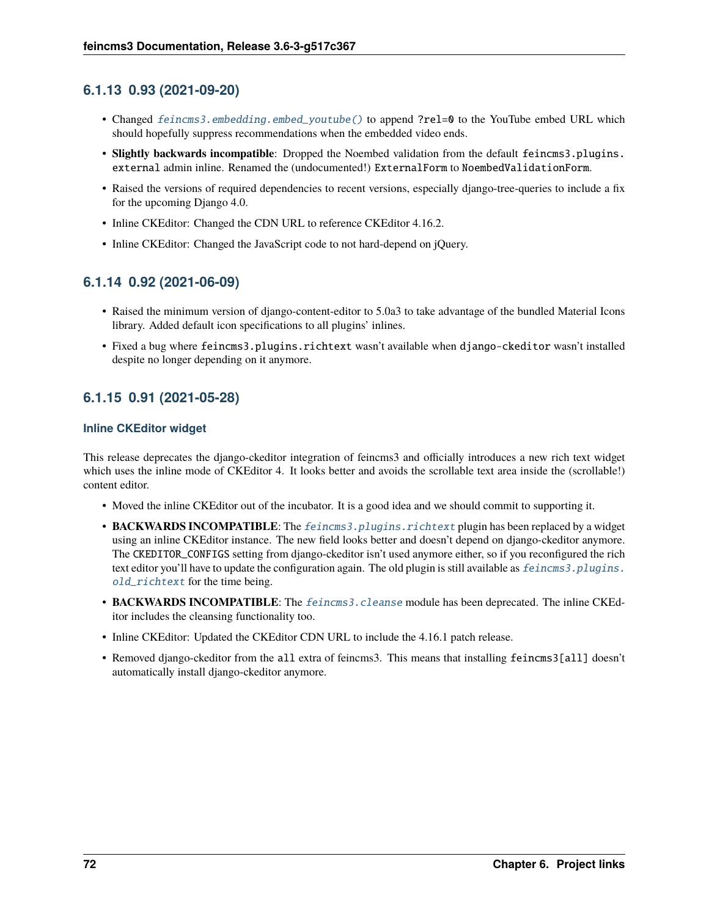### 6.1.13 0.93 (2021-09-20)

- Changed `feincms3.embedding.embed_youtube()` to append `?rel=0` to the YouTube embed URL which should hopefully suppress recommendations when the embedded video ends.
- **Slightly backwards incompatible**: Dropped the Noembed validation from the default `feincms3.plugins.external` admin inline. Renamed the (undocumented!) `ExternalForm` to `NoembedValidationForm`.
- Raised the versions of required dependencies to recent versions, especially django-tree-queries to include a fix for the upcoming Django 4.0.
- Inline CKEditor: Changed the CDN URL to reference CKEditor 4.16.2.
- Inline CKEditor: Changed the JavaScript code to not hard-depend on jQuery.

### 6.1.14 0.92 (2021-06-09)

- Raised the minimum version of django-content-editor to 5.0a3 to take advantage of the bundled Material Icons library. Added default icon specifications to all plugins' inlines.
- Fixed a bug where `feincms3.plugins.richtext` wasn't available when `django-ckeditor` wasn't installed despite no longer depending on it anymore.

### 6.1.15 0.91 (2021-05-28)

#### Inline CKEditor widget

This release deprecates the django-ckeditor integration of feincms3 and officially introduces a new rich text widget which uses the inline mode of CKEditor 4. It looks better and avoids the scrollable text area inside the (scrollable!) content editor.

- Moved the inline CKEditor out of the incubator. It is a good idea and we should commit to supporting it.
- **BACKWARDS INCOMPATIBLE**: The `feincms3.plugins.richtext` plugin has been replaced by a widget using an inline CKEditor instance. The new field looks better and doesn't depend on django-ckeditor anymore. The `CKEDITOR_CONFIGS` setting from django-ckeditor isn't used anymore either, so if you reconfigured the rich text editor you'll have to update the configuration again. The old plugin is still available as `feincms3.plugins.old_richtext` for the time being.
- **BACKWARDS INCOMPATIBLE**: The `feincms3.cleanse` module has been deprecated. The inline CKEditor includes the cleansing functionality too.
- Inline CKEditor: Updated the CKEditor CDN URL to include the 4.16.1 patch release.
- Removed django-ckeditor from the `all` extra of feincms3. This means that installing `feincms3[all]` doesn't automatically install django-ckeditor anymore.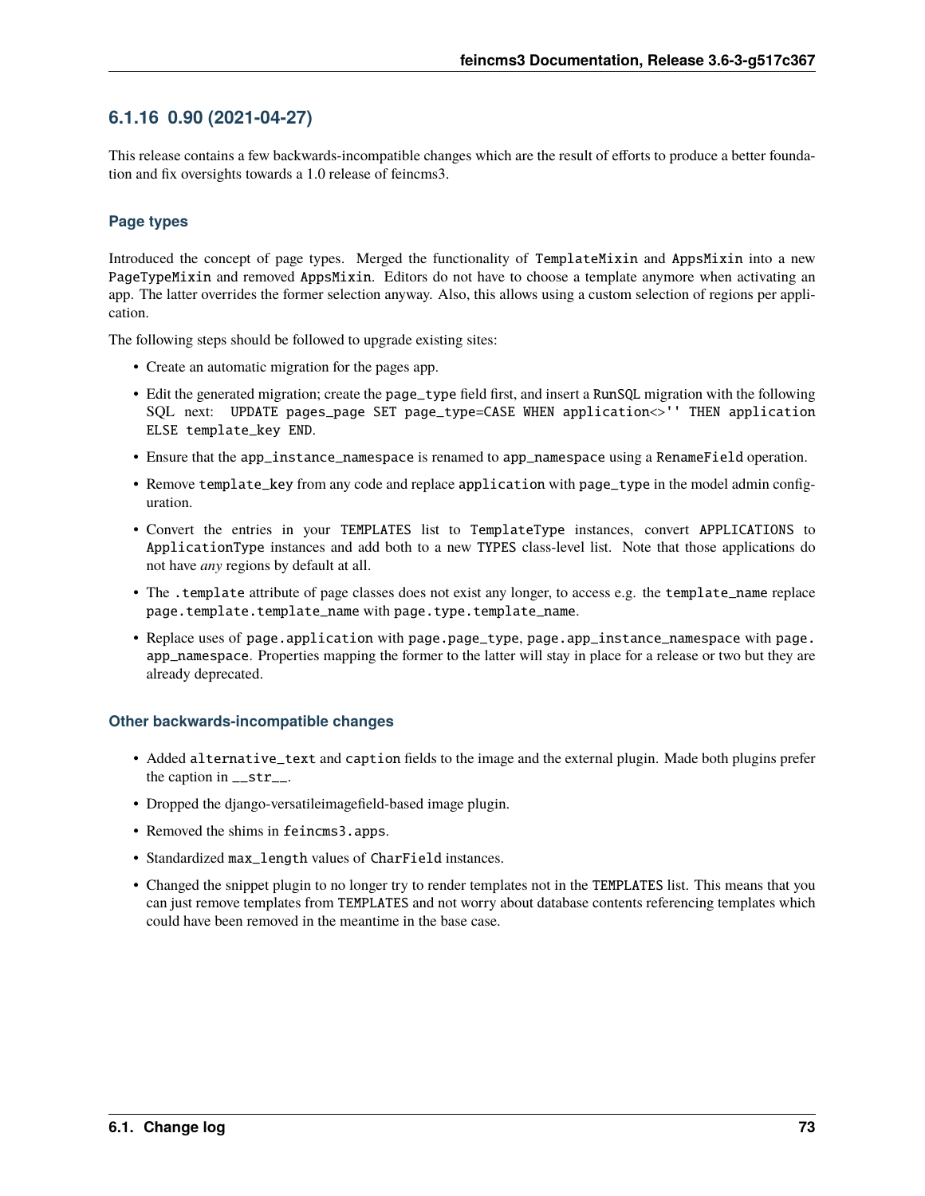### 6.1.16 0.90 (2021-04-27)

This release contains a few backwards-incompatible changes which are the result of efforts to produce a better foundation and fix oversights towards a 1.0 release of feincms3.

#### Page types

Introduced the concept of page types. Merged the functionality of `TemplateMixin` and `AppsMixin` into a new `PageTypeMixin` and removed `AppsMixin`. Editors do not have to choose a template anymore when activating an app. The latter overrides the former selection anyway. Also, this allows using a custom selection of regions per application.

The following steps should be followed to upgrade existing sites:

- Create an automatic migration for the pages app.
- Edit the generated migration; create the `page_type` field first, and insert a `RunSQL` migration with the following SQL next: `UPDATE pages_page SET page_type=CASE WHEN application<>'' THEN application ELSE template_key END`.
- Ensure that the `app_instance_namespace` is renamed to `app_namespace` using a `RenameField` operation.
- Remove `template_key` from any code and replace `application` with `page_type` in the model admin configuration.
- Convert the entries in your `TEMPLATES` list to `TemplateType` instances, convert `APPLICATIONS` to `ApplicationType` instances and add both to a new `TYPES` class-level list. Note that those applications do not have *any* regions by default at all.
- The `.template` attribute of page classes does not exist any longer, to access e.g. the `template_name` replace `page.template.template_name` with `page.type.template_name`.
- Replace uses of `page.application` with `page.page_type`, `page.app_instance_namespace` with `page.app_namespace`. Properties mapping the former to the latter will stay in place for a release or two but they are already deprecated.

#### Other backwards-incompatible changes

- Added `alternative_text` and `caption` fields to the image and the external plugin. Made both plugins prefer the caption in `__str__`.
- Dropped the django-versatileimagefield-based image plugin.
- Removed the shims in `feincms3.apps`.
- Standardized `max_length` values of `CharField` instances.
- Changed the snippet plugin to no longer try to render templates not in the `TEMPLATES` list. This means that you can just remove templates from `TEMPLATES` and not worry about database contents referencing templates which could have been removed in the meantime in the base case.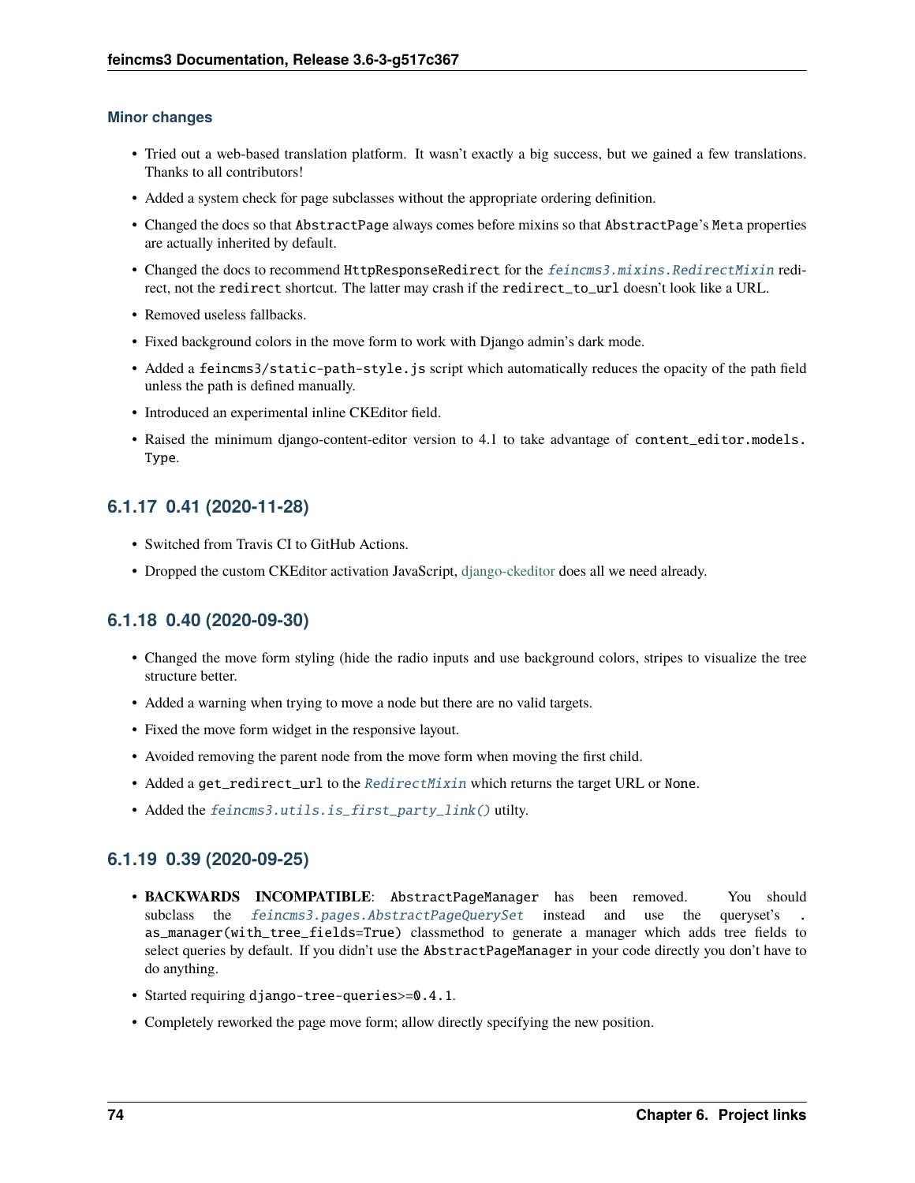#### Minor changes

- Tried out a web-based translation platform. It wasn't exactly a big success, but we gained a few translations. Thanks to all contributors!
- Added a system check for page subclasses without the appropriate ordering definition.
- Changed the docs so that `AbstractPage` always comes before mixins so that `AbstractPage`'s `Meta` properties are actually inherited by default.
- Changed the docs to recommend `HttpResponseRedirect` for the `feincms3.mixins.RedirectMixin` redirect, not the `redirect` shortcut. The latter may crash if the `redirect_to_url` doesn't look like a URL.
- Removed useless fallbacks.
- Fixed background colors in the move form to work with Django admin's dark mode.
- Added a `feincms3/static-path-style.js` script which automatically reduces the opacity of the path field unless the path is defined manually.
- Introduced an experimental inline CKEditor field.
- Raised the minimum django-content-editor version to 4.1 to take advantage of `content_editor.models.Type`.

### 6.1.17 0.41 (2020-11-28)

- Switched from Travis CI to GitHub Actions.
- Dropped the custom CKEditor activation JavaScript, django-ckeditor does all we need already.

### 6.1.18 0.40 (2020-09-30)

- Changed the move form styling (hide the radio inputs and use background colors, stripes to visualize the tree structure better.
- Added a warning when trying to move a node but there are no valid targets.
- Fixed the move form widget in the responsive layout.
- Avoided removing the parent node from the move form when moving the first child.
- Added a `get_redirect_url` to the `RedirectMixin` which returns the target URL or `None`.
- Added the `feincms3.utils.is_first_party_link()` utilty.

### 6.1.19 0.39 (2020-09-25)

- **BACKWARDS INCOMPATIBLE**: `AbstractPageManager` has been removed. You should subclass the `feincms3.pages.AbstractPageQuerySet` instead and use the queryset's `.as_manager(with_tree_fields=True)` classmethod to generate a manager which adds tree fields to select queries by default. If you didn't use the `AbstractPageManager` in your code directly you don't have to do anything.
- Started requiring `django-tree-queries>=0.4.1`.
- Completely reworked the page move form; allow directly specifying the new position.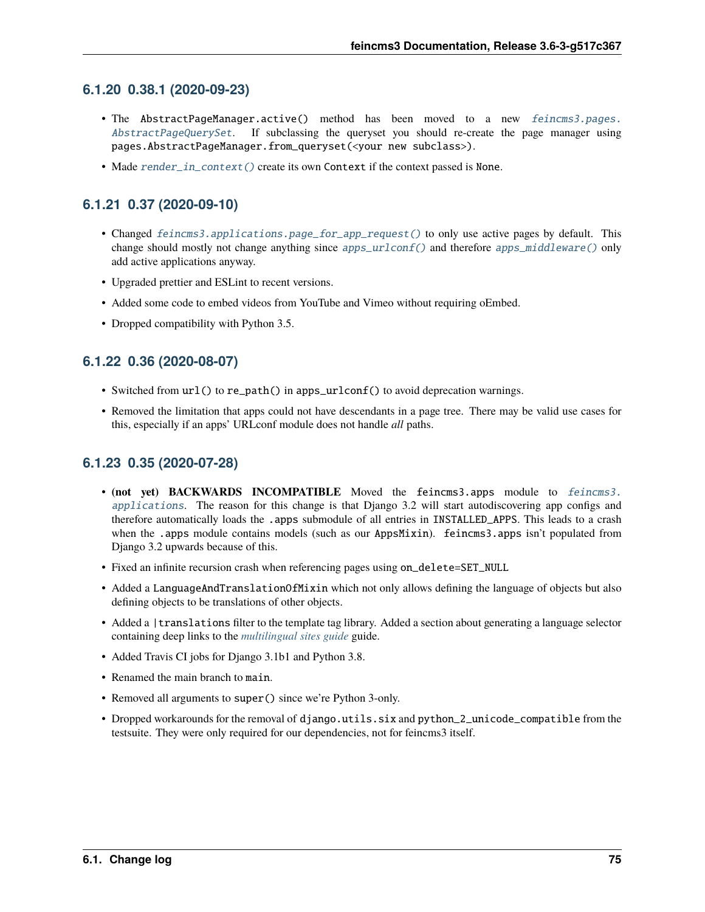### 6.1.20 0.38.1 (2020-09-23)

- The `AbstractPageManager.active()` method has been moved to a new `feincms3.pages.AbstractPageQuerySet`. If subclassing the queryset you should re-create the page manager using `pages.AbstractPageManager.from_queryset(<your new subclass>)`.
- Made `render_in_context()` create its own `Context` if the context passed is `None`.

### 6.1.21 0.37 (2020-09-10)

- Changed `feincms3.applications.page_for_app_request()` to only use active pages by default. This change should mostly not change anything since `apps_urlconf()` and therefore `apps_middleware()` only add active applications anyway.
- Upgraded prettier and ESLint to recent versions.
- Added some code to embed videos from YouTube and Vimeo without requiring oEmbed.
- Dropped compatibility with Python 3.5.

### 6.1.22 0.36 (2020-08-07)

- Switched from `url()` to `re_path()` in `apps_urlconf()` to avoid deprecation warnings.
- Removed the limitation that apps could not have descendants in a page tree. There may be valid use cases for this, especially if an apps' URLconf module does not handle *all* paths.

### 6.1.23 0.35 (2020-07-28)

- **(not yet) BACKWARDS INCOMPATIBLE** Moved the `feincms3.apps` module to `feincms3.applications`. The reason for this change is that Django 3.2 will start autodiscovering app configs and therefore automatically loads the `.apps` submodule of all entries in `INSTALLED_APPS`. This leads to a crash when the `.apps` module contains models (such as our `AppsMixin`). `feincms3.apps` isn't populated from Django 3.2 upwards because of this.
- Fixed an infinite recursion crash when referencing pages using `on_delete=SET_NULL`
- Added a `LanguageAndTranslationOfMixin` which not only allows defining the language of objects but also defining objects to be translations of other objects.
- Added a `|translations` filter to the template tag library. Added a section about generating a language selector containing deep links to the *multilingual sites guide* guide.
- Added Travis CI jobs for Django 3.1b1 and Python 3.8.
- Renamed the main branch to `main`.
- Removed all arguments to `super()` since we're Python 3-only.
- Dropped workarounds for the removal of `django.utils.six` and `python_2_unicode_compatible` from the testsuite. They were only required for our dependencies, not for feincms3 itself.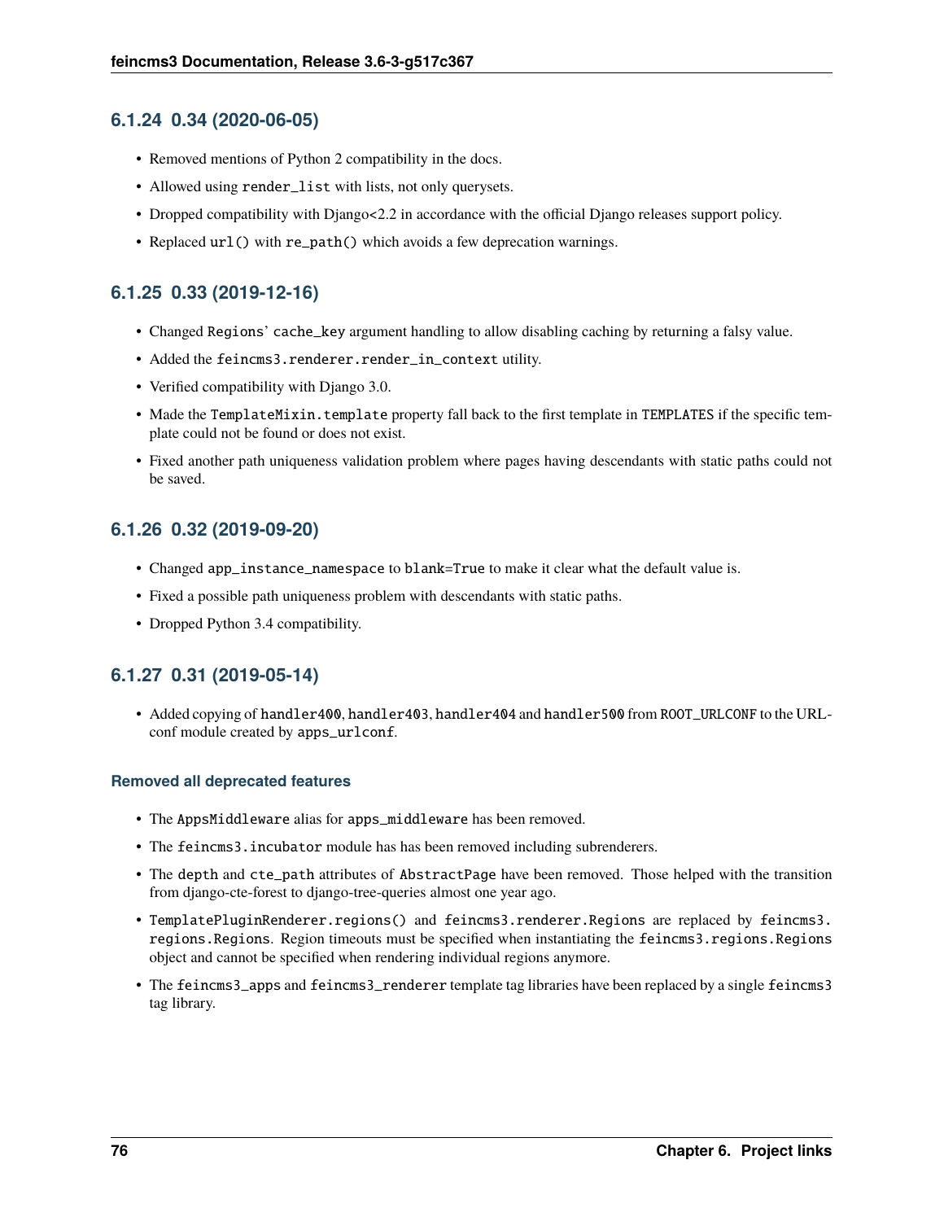### 6.1.24 0.34 (2020-06-05)

- Removed mentions of Python 2 compatibility in the docs.
- Allowed using `render_list` with lists, not only querysets.
- Dropped compatibility with Django<2.2 in accordance with the official Django releases support policy.
- Replaced `url()` with `re_path()` which avoids a few deprecation warnings.

### 6.1.25 0.33 (2019-12-16)

- Changed `Regions`' `cache_key` argument handling to allow disabling caching by returning a falsy value.
- Added the `feincms3.renderer.render_in_context` utility.
- Verified compatibility with Django 3.0.
- Made the `TemplateMixin.template` property fall back to the first template in `TEMPLATES` if the specific template could not be found or does not exist.
- Fixed another path uniqueness validation problem where pages having descendants with static paths could not be saved.

### 6.1.26 0.32 (2019-09-20)

- Changed `app_instance_namespace` to `blank=True` to make it clear what the default value is.
- Fixed a possible path uniqueness problem with descendants with static paths.
- Dropped Python 3.4 compatibility.

### 6.1.27 0.31 (2019-05-14)

- Added copying of `handler400`, `handler403`, `handler404` and `handler500` from `ROOT_URLCONF` to the URLconf module created by `apps_urlconf`.

#### Removed all deprecated features

- The `AppsMiddleware` alias for `apps_middleware` has been removed.
- The `feincms3.incubator` module has has been removed including subrenderers.
- The `depth` and `cte_path` attributes of `AbstractPage` have been removed. Those helped with the transition from django-cte-forest to django-tree-queries almost one year ago.
- `TemplatePluginRenderer.regions()` and `feincms3.renderer.Regions` are replaced by `feincms3.regions.Regions`. Region timeouts must be specified when instantiating the `feincms3.regions.Regions` object and cannot be specified when rendering individual regions anymore.
- The `feincms3_apps` and `feincms3_renderer` template tag libraries have been replaced by a single `feincms3` tag library.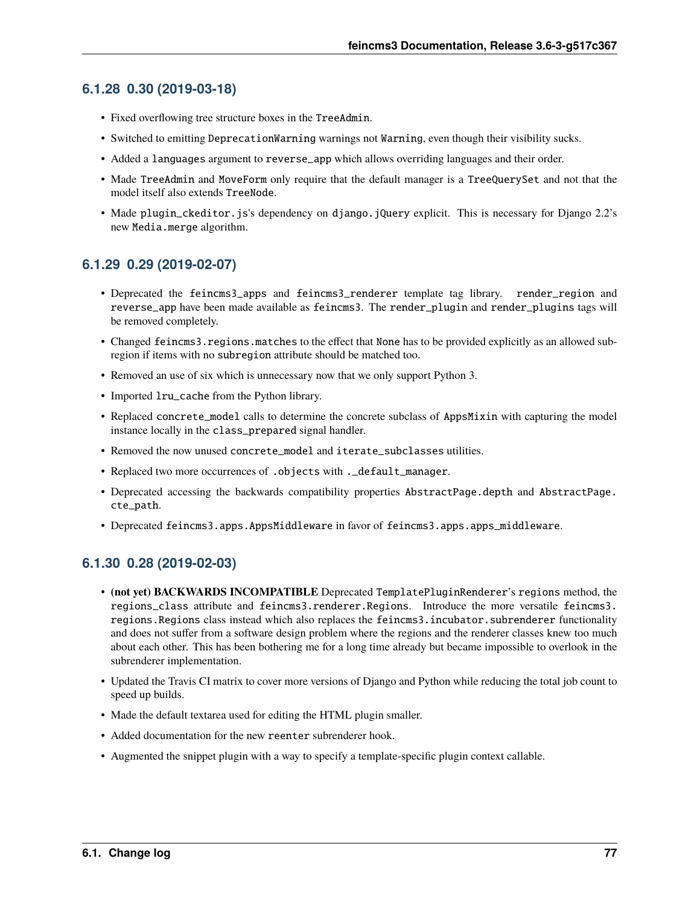### 6.1.28 0.30 (2019-03-18)

- Fixed overflowing tree structure boxes in the `TreeAdmin`.
- Switched to emitting `DeprecationWarning` warnings not `Warning`, even though their visibility sucks.
- Added a `languages` argument to `reverse_app` which allows overriding languages and their order.
- Made `TreeAdmin` and `MoveForm` only require that the default manager is a `TreeQuerySet` and not that the model itself also extends `TreeNode`.
- Made `plugin_ckeditor.js`'s dependency on `django.jQuery` explicit. This is necessary for Django 2.2's new `Media.merge` algorithm.

### 6.1.29 0.29 (2019-02-07)

- Deprecated the `feincms3_apps` and `feincms3_renderer` template tag library. `render_region` and `reverse_app` have been made available as `feincms3`. The `render_plugin` and `render_plugins` tags will be removed completely.
- Changed `feincms3.regions.matches` to the effect that `None` has to be provided explicitly as an allowed subregion if items with no `subregion` attribute should be matched too.
- Removed an use of six which is unnecessary now that we only support Python 3.
- Imported `lru_cache` from the Python library.
- Replaced `concrete_model` calls to determine the concrete subclass of `AppsMixin` with capturing the model instance locally in the `class_prepared` signal handler.
- Removed the now unused `concrete_model` and `iterate_subclasses` utilities.
- Replaced two more occurrences of `.objects` with `._default_manager`.
- Deprecated accessing the backwards compatibility properties `AbstractPage.depth` and `AbstractPage.cte_path`.
- Deprecated `feincms3.apps.AppsMiddleware` in favor of `feincms3.apps.apps_middleware`.

### 6.1.30 0.28 (2019-02-03)

- **(not yet) BACKWARDS INCOMPATIBLE** Deprecated `TemplatePluginRenderer`'s `regions` method, the `regions_class` attribute and `feincms3.renderer.Regions`. Introduce the more versatile `feincms3.regions.Regions` class instead which also replaces the `feincms3.incubator.subrenderer` functionality and does not suffer from a software design problem where the regions and the renderer classes knew too much about each other. This has been bothering me for a long time already but became impossible to overlook in the subrenderer implementation.
- Updated the Travis CI matrix to cover more versions of Django and Python while reducing the total job count to speed up builds.
- Made the default textarea used for editing the HTML plugin smaller.
- Added documentation for the new `reenter` subrenderer hook.
- Augmented the snippet plugin with a way to specify a template-specific plugin context callable.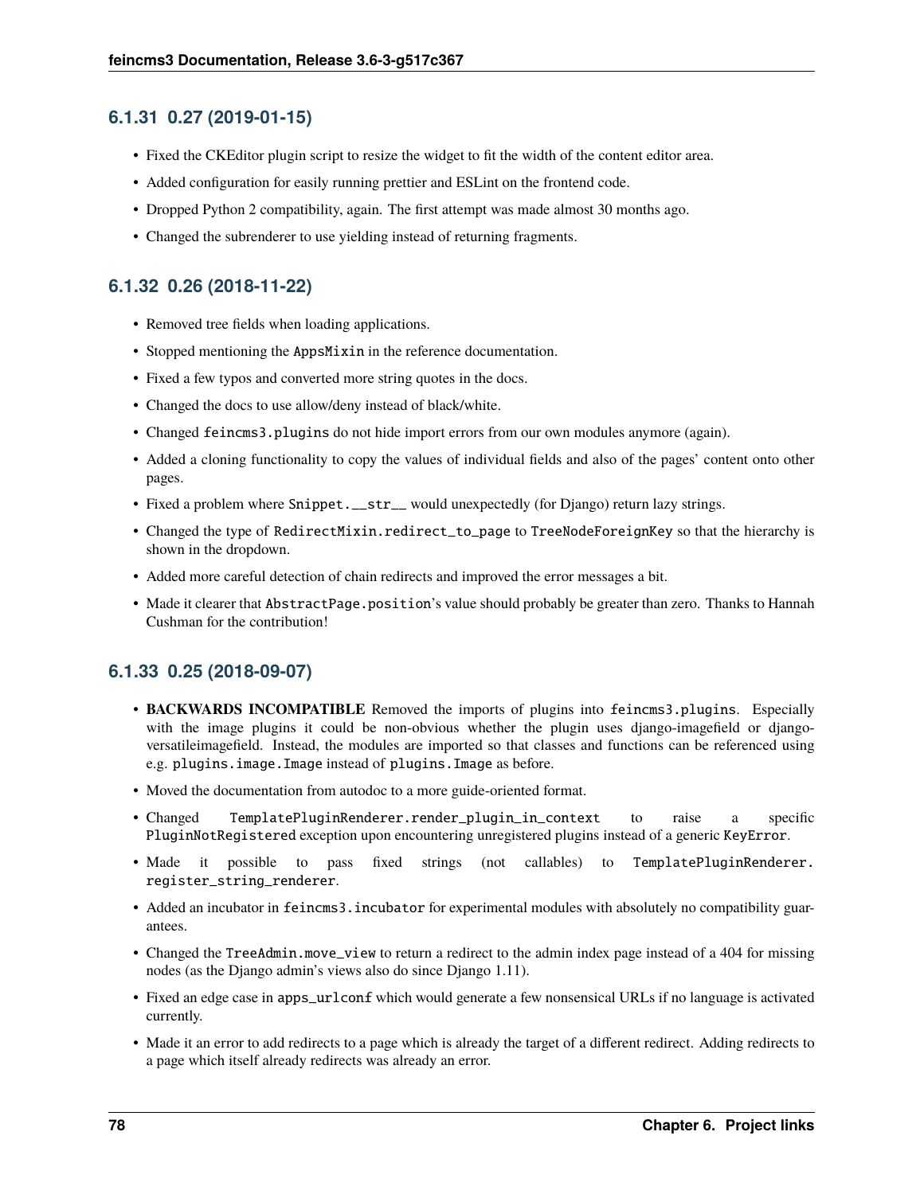### 6.1.31 0.27 (2019-01-15)

- Fixed the CKEditor plugin script to resize the widget to fit the width of the content editor area.
- Added configuration for easily running prettier and ESLint on the frontend code.
- Dropped Python 2 compatibility, again. The first attempt was made almost 30 months ago.
- Changed the subrenderer to use yielding instead of returning fragments.

### 6.1.32 0.26 (2018-11-22)

- Removed tree fields when loading applications.
- Stopped mentioning the `AppsMixin` in the reference documentation.
- Fixed a few typos and converted more string quotes in the docs.
- Changed the docs to use allow/deny instead of black/white.
- Changed `feincms3.plugins` do not hide import errors from our own modules anymore (again).
- Added a cloning functionality to copy the values of individual fields and also of the pages' content onto other pages.
- Fixed a problem where `Snippet.__str__` would unexpectedly (for Django) return lazy strings.
- Changed the type of `RedirectMixin.redirect_to_page` to `TreeNodeForeignKey` so that the hierarchy is shown in the dropdown.
- Added more careful detection of chain redirects and improved the error messages a bit.
- Made it clearer that `AbstractPage.position`'s value should probably be greater than zero. Thanks to Hannah Cushman for the contribution!

### 6.1.33 0.25 (2018-09-07)

- **BACKWARDS INCOMPATIBLE** Removed the imports of plugins into `feincms3.plugins`. Especially with the image plugins it could be non-obvious whether the plugin uses django-imagefield or django-versatileimagefield. Instead, the modules are imported so that classes and functions can be referenced using e.g. `plugins.image.Image` instead of `plugins.Image` as before.
- Moved the documentation from autodoc to a more guide-oriented format.
- Changed `TemplatePluginRenderer.render_plugin_in_context` to raise a specific `PluginNotRegistered` exception upon encountering unregistered plugins instead of a generic `KeyError`.
- Made it possible to pass fixed strings (not callables) to `TemplatePluginRenderer.register_string_renderer`.
- Added an incubator in `feincms3.incubator` for experimental modules with absolutely no compatibility guarantees.
- Changed the `TreeAdmin.move_view` to return a redirect to the admin index page instead of a 404 for missing nodes (as the Django admin's views also do since Django 1.11).
- Fixed an edge case in `apps_urlconf` which would generate a few nonsensical URLs if no language is activated currently.
- Made it an error to add redirects to a page which is already the target of a different redirect. Adding redirects to a page which itself already redirects was already an error.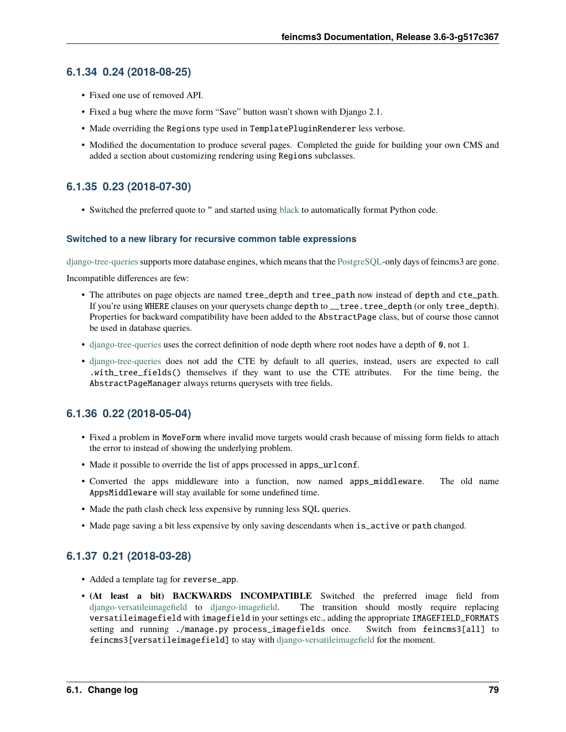### 6.1.34 0.24 (2018-08-25)

- Fixed one use of removed API.
- Fixed a bug where the move form "Save" button wasn't shown with Django 2.1.
- Made overriding the `Regions` type used in `TemplatePluginRenderer` less verbose.
- Modified the documentation to produce several pages. Completed the guide for building your own CMS and added a section about customizing rendering using `Regions` subclasses.

### 6.1.35 0.23 (2018-07-30)

- Switched the preferred quote to `"` and started using black to automatically format Python code.

#### Switched to a new library for recursive common table expressions

django-tree-queries supports more database engines, which means that the PostgreSQL-only days of feincms3 are gone.

Incompatible differences are few:

- The attributes on page objects are named `tree_depth` and `tree_path` now instead of `depth` and `cte_path`. If you're using `WHERE` clauses on your querysets change `depth` to `__tree.tree_depth` (or only `tree_depth`). Properties for backward compatibility have been added to the `AbstractPage` class, but of course those cannot be used in database queries.
- django-tree-queries uses the correct definition of node depth where root nodes have a depth of `0`, not `1`.
- django-tree-queries does not add the CTE by default to all queries, instead, users are expected to call `.with_tree_fields()` themselves if they want to use the CTE attributes. For the time being, the `AbstractPageManager` always returns querysets with tree fields.

### 6.1.36 0.22 (2018-05-04)

- Fixed a problem in `MoveForm` where invalid move targets would crash because of missing form fields to attach the error to instead of showing the underlying problem.
- Made it possible to override the list of apps processed in `apps_urlconf`.
- Converted the apps middleware into a function, now named `apps_middleware`. The old name `AppsMiddleware` will stay available for some undefined time.
- Made the path clash check less expensive by running less SQL queries.
- Made page saving a bit less expensive by only saving descendants when `is_active` or `path` changed.

### 6.1.37 0.21 (2018-03-28)

- Added a template tag for `reverse_app`.
- **(At least a bit) BACKWARDS INCOMPATIBLE** Switched the preferred image field from django-versatileimagefield to django-imagefield. The transition should mostly require replacing `versatileimagefield` with `imagefield` in your settings etc., adding the appropriate `IMAGEFIELD_FORMATS` setting and running `./manage.py process_imagefields` once. Switch from `feincms3[all]` to `feincms3[versatileimagefield]` to stay with django-versatileimagefield for the moment.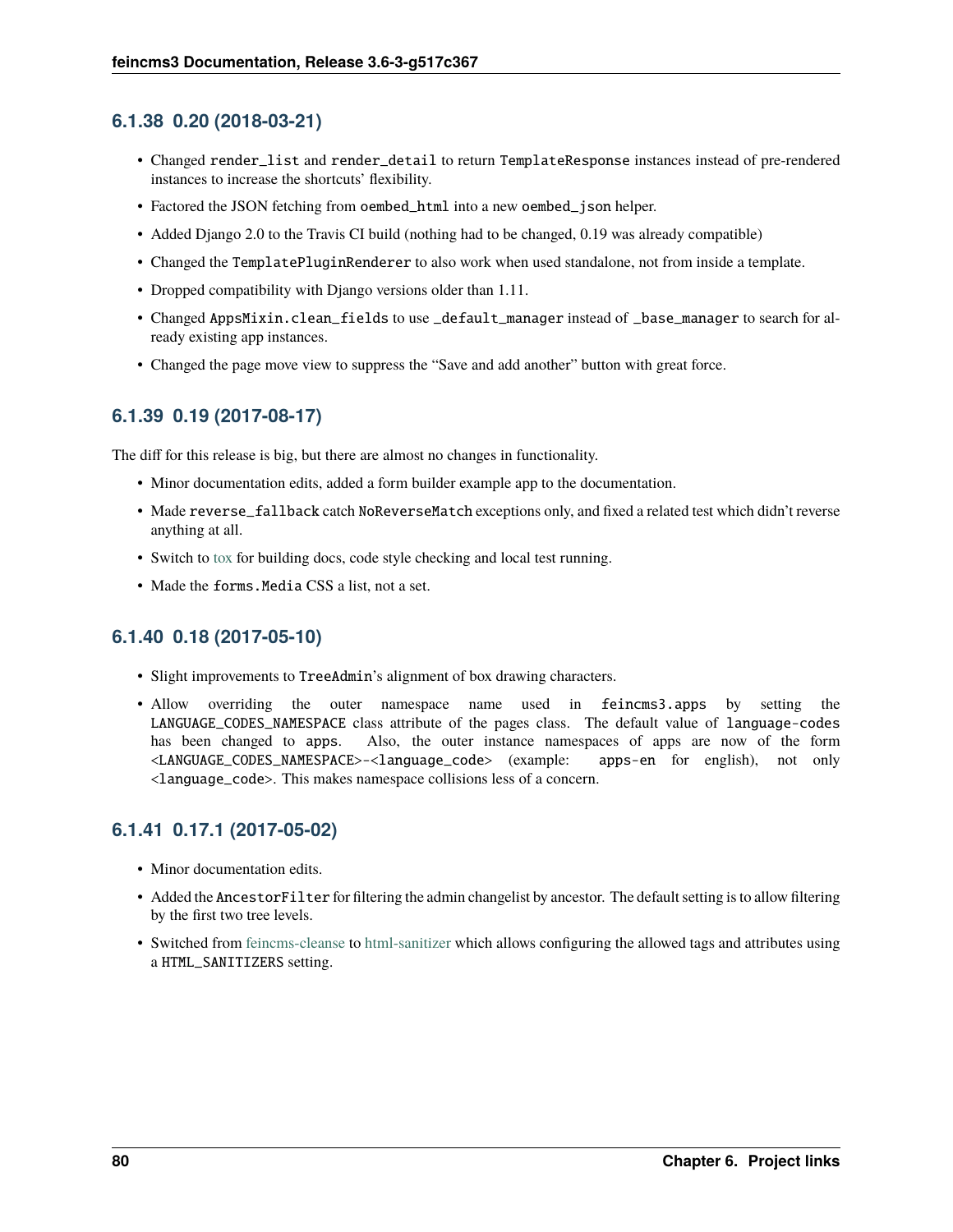### 6.1.38 0.20 (2018-03-21)

- Changed `render_list` and `render_detail` to return `TemplateResponse` instances instead of pre-rendered instances to increase the shortcuts' flexibility.
- Factored the JSON fetching from `oembed_html` into a new `oembed_json` helper.
- Added Django 2.0 to the Travis CI build (nothing had to be changed, 0.19 was already compatible)
- Changed the `TemplatePluginRenderer` to also work when used standalone, not from inside a template.
- Dropped compatibility with Django versions older than 1.11.
- Changed `AppsMixin.clean_fields` to use `_default_manager` instead of `_base_manager` to search for already existing app instances.
- Changed the page move view to suppress the "Save and add another" button with great force.

### 6.1.39 0.19 (2017-08-17)

The diff for this release is big, but there are almost no changes in functionality.

- Minor documentation edits, added a form builder example app to the documentation.
- Made `reverse_fallback` catch `NoReverseMatch` exceptions only, and fixed a related test which didn't reverse anything at all.
- Switch to tox for building docs, code style checking and local test running.
- Made the `forms.Media` CSS a list, not a set.

### 6.1.40 0.18 (2017-05-10)

- Slight improvements to `TreeAdmin`'s alignment of box drawing characters.
- Allow overriding the outer namespace name used in `feincms3.apps` by setting the `LANGUAGE_CODES_NAMESPACE` class attribute of the pages class. The default value of `language-codes` has been changed to `apps`. Also, the outer instance namespaces of apps are now of the form `<LANGUAGE_CODES_NAMESPACE>-<language_code>` (example: `apps-en` for english), not only `<language_code>`. This makes namespace collisions less of a concern.

### 6.1.41 0.17.1 (2017-05-02)

- Minor documentation edits.
- Added the `AncestorFilter` for filtering the admin changelist by ancestor. The default setting is to allow filtering by the first two tree levels.
- Switched from feincms-cleanse to html-sanitizer which allows configuring the allowed tags and attributes using a `HTML_SANITIZERS` setting.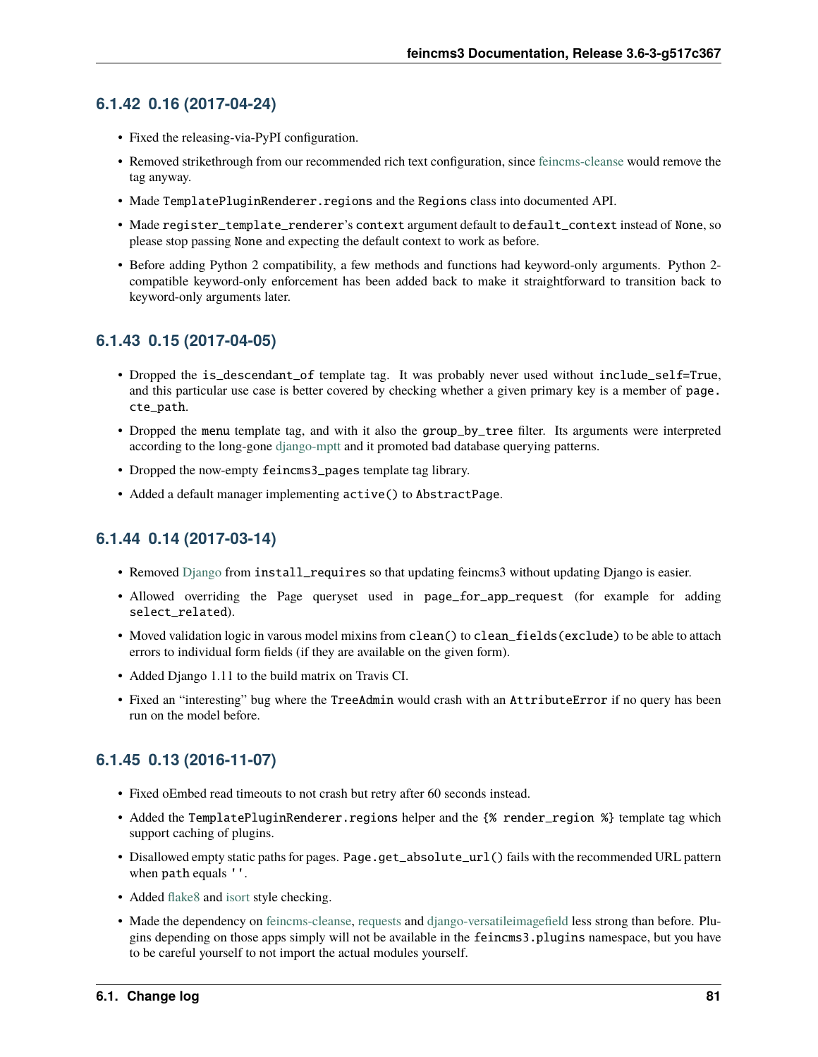### 6.1.42 0.16 (2017-04-24)

- Fixed the releasing-via-PyPI configuration.
- Removed strikethrough from our recommended rich text configuration, since feincms-cleanse would remove the tag anyway.
- Made `TemplatePluginRenderer.regions` and the `Regions` class into documented API.
- Made `register_template_renderer`'s `context` argument default to `default_context` instead of `None`, so please stop passing `None` and expecting the default context to work as before.
- Before adding Python 2 compatibility, a few methods and functions had keyword-only arguments. Python 2-compatible keyword-only enforcement has been added back to make it straightforward to transition back to keyword-only arguments later.

### 6.1.43 0.15 (2017-04-05)

- Dropped the `is_descendant_of` template tag. It was probably never used without `include_self=True`, and this particular use case is better covered by checking whether a given primary key is a member of `page.cte_path`.
- Dropped the `menu` template tag, and with it also the `group_by_tree` filter. Its arguments were interpreted according to the long-gone django-mptt and it promoted bad database querying patterns.
- Dropped the now-empty `feincms3_pages` template tag library.
- Added a default manager implementing `active()` to `AbstractPage`.

### 6.1.44 0.14 (2017-03-14)

- Removed Django from `install_requires` so that updating feincms3 without updating Django is easier.
- Allowed overriding the Page queryset used in `page_for_app_request` (for example for adding `select_related`).
- Moved validation logic in varous model mixins from `clean()` to `clean_fields(exclude)` to be able to attach errors to individual form fields (if they are available on the given form).
- Added Django 1.11 to the build matrix on Travis CI.
- Fixed an "interesting" bug where the `TreeAdmin` would crash with an `AttributeError` if no query has been run on the model before.

### 6.1.45 0.13 (2016-11-07)

- Fixed oEmbed read timeouts to not crash but retry after 60 seconds instead.
- Added the `TemplatePluginRenderer.regions` helper and the `{% render_region %}` template tag which support caching of plugins.
- Disallowed empty static paths for pages. `Page.get_absolute_url()` fails with the recommended URL pattern when `path` equals `''`.
- Added flake8 and isort style checking.
- Made the dependency on feincms-cleanse, requests and django-versatileimagefield less strong than before. Plugins depending on those apps simply will not be available in the `feincms3.plugins` namespace, but you have to be careful yourself to not import the actual modules yourself.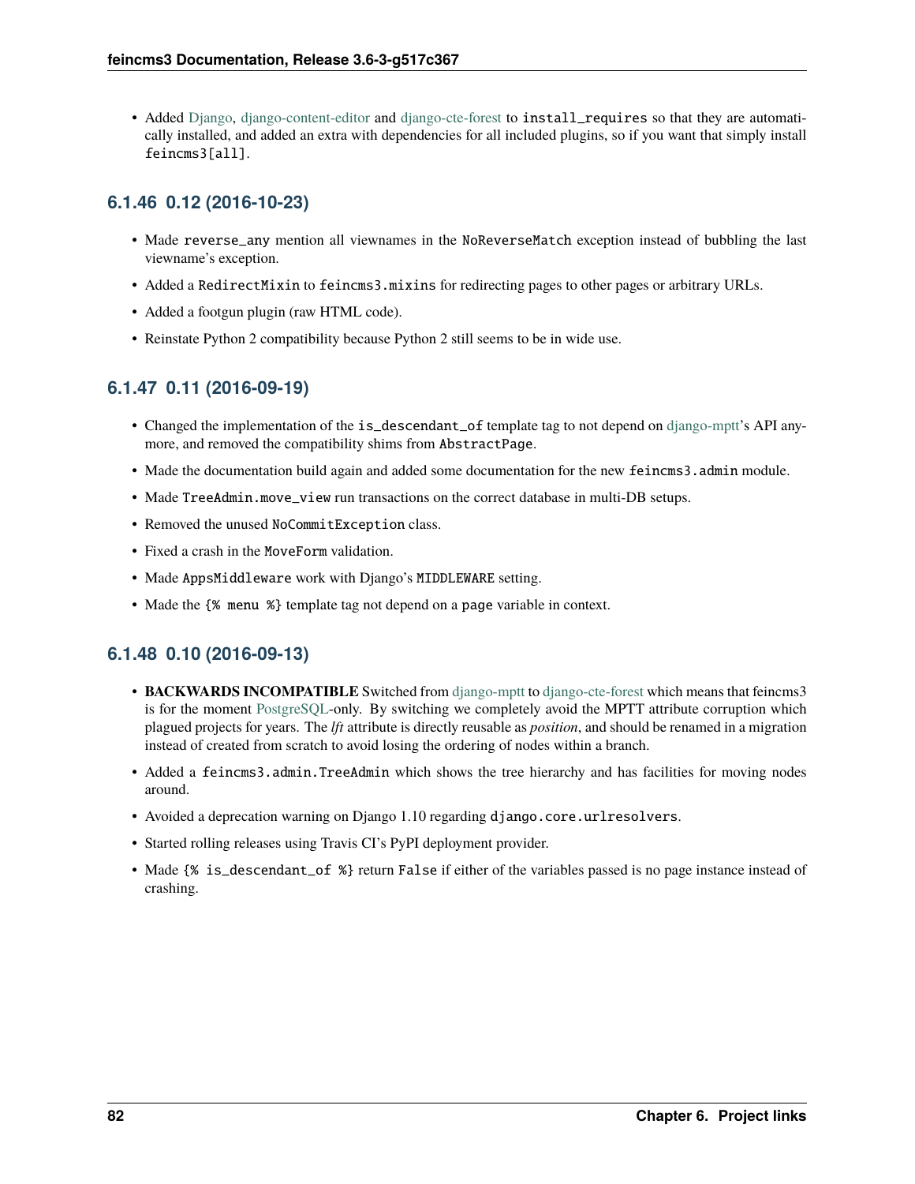- Added Django, django-content-editor and django-cte-forest to `install_requires` so that they are automatically installed, and added an extra with dependencies for all included plugins, so if you want that simply install `feincms3[all]`.

### 6.1.46 0.12 (2016-10-23)

- Made `reverse_any` mention all viewnames in the `NoReverseMatch` exception instead of bubbling the last viewname's exception.
- Added a `RedirectMixin` to `feincms3.mixins` for redirecting pages to other pages or arbitrary URLs.
- Added a footgun plugin (raw HTML code).
- Reinstate Python 2 compatibility because Python 2 still seems to be in wide use.

### 6.1.47 0.11 (2016-09-19)

- Changed the implementation of the `is_descendant_of` template tag to not depend on django-mptt's API anymore, and removed the compatibility shims from `AbstractPage`.
- Made the documentation build again and added some documentation for the new `feincms3.admin` module.
- Made `TreeAdmin.move_view` run transactions on the correct database in multi-DB setups.
- Removed the unused `NoCommitException` class.
- Fixed a crash in the `MoveForm` validation.
- Made `AppsMiddleware` work with Django's `MIDDLEWARE` setting.
- Made the `{% menu %}` template tag not depend on a `page` variable in context.

### 6.1.48 0.10 (2016-09-13)

- **BACKWARDS INCOMPATIBLE** Switched from django-mptt to django-cte-forest which means that feincms3 is for the moment PostgreSQL-only. By switching we completely avoid the MPTT attribute corruption which plagued projects for years. The *lft* attribute is directly reusable as *position*, and should be renamed in a migration instead of created from scratch to avoid losing the ordering of nodes within a branch.
- Added a `feincms3.admin.TreeAdmin` which shows the tree hierarchy and has facilities for moving nodes around.
- Avoided a deprecation warning on Django 1.10 regarding `django.core.urlresolvers`.
- Started rolling releases using Travis CI's PyPI deployment provider.
- Made `{% is_descendant_of %}` return `False` if either of the variables passed is no page instance instead of crashing.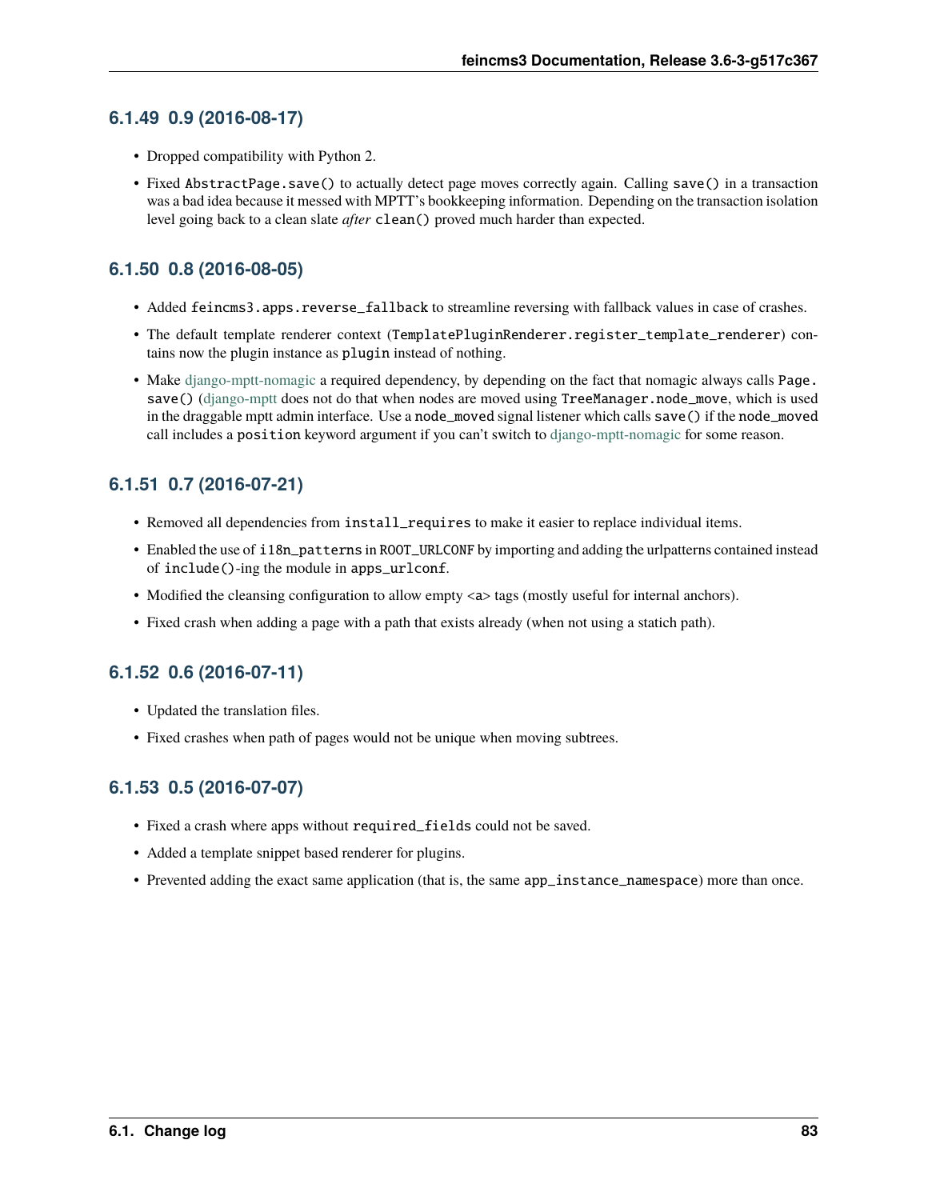### 6.1.49 0.9 (2016-08-17)

- Dropped compatibility with Python 2.
- Fixed `AbstractPage.save()` to actually detect page moves correctly again. Calling `save()` in a transaction was a bad idea because it messed with MPTT's bookkeeping information. Depending on the transaction isolation level going back to a clean slate *after* `clean()` proved much harder than expected.

### 6.1.50 0.8 (2016-08-05)

- Added `feincms3.apps.reverse_fallback` to streamline reversing with fallback values in case of crashes.
- The default template renderer context (`TemplatePluginRenderer.register_template_renderer`) contains now the plugin instance as `plugin` instead of nothing.
- Make django-mptt-nomagic a required dependency, by depending on the fact that nomagic always calls `Page.save()` (django-mptt does not do that when nodes are moved using `TreeManager.node_move`, which is used in the draggable mptt admin interface. Use a `node_moved` signal listener which calls `save()` if the `node_moved` call includes a `position` keyword argument if you can't switch to django-mptt-nomagic for some reason.

### 6.1.51 0.7 (2016-07-21)

- Removed all dependencies from `install_requires` to make it easier to replace individual items.
- Enabled the use of `i18n_patterns` in `ROOT_URLCONF` by importing and adding the urlpatterns contained instead of `include()`-ing the module in `apps_urlconf`.
- Modified the cleansing configuration to allow empty `<a>` tags (mostly useful for internal anchors).
- Fixed crash when adding a page with a path that exists already (when not using a statich path).

### 6.1.52 0.6 (2016-07-11)

- Updated the translation files.
- Fixed crashes when path of pages would not be unique when moving subtrees.

### 6.1.53 0.5 (2016-07-07)

- Fixed a crash where apps without `required_fields` could not be saved.
- Added a template snippet based renderer for plugins.
- Prevented adding the exact same application (that is, the same `app_instance_namespace`) more than once.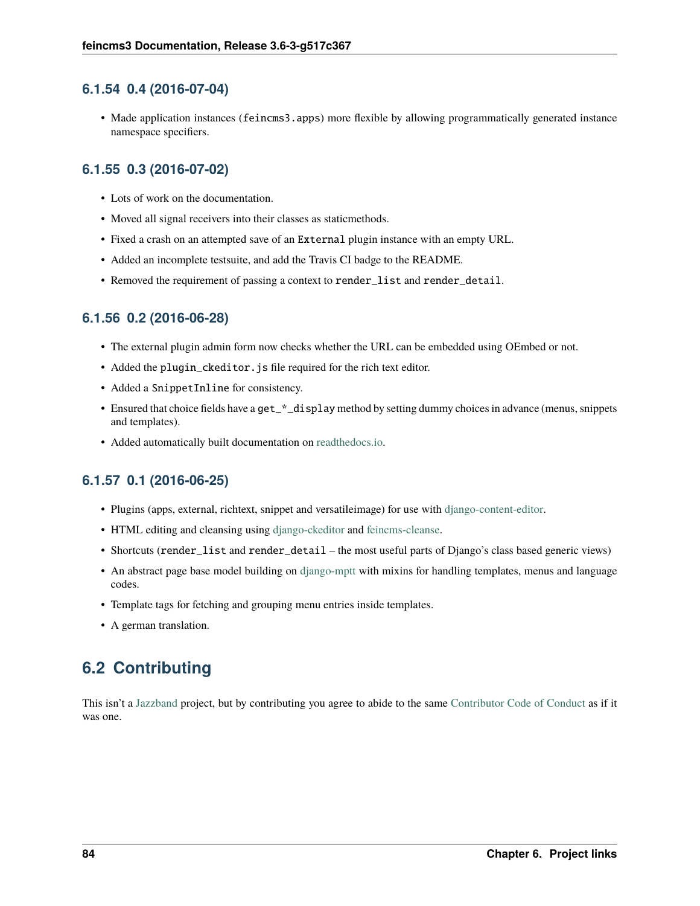### 6.1.54 0.4 (2016-07-04)

- Made application instances (`feincms3.apps`) more flexible by allowing programmatically generated instance namespace specifiers.

### 6.1.55 0.3 (2016-07-02)

- Lots of work on the documentation.
- Moved all signal receivers into their classes as staticmethods.
- Fixed a crash on an attempted save of an `External` plugin instance with an empty URL.
- Added an incomplete testsuite, and add the Travis CI badge to the README.
- Removed the requirement of passing a context to `render_list` and `render_detail`.

### 6.1.56 0.2 (2016-06-28)

- The external plugin admin form now checks whether the URL can be embedded using OEmbed or not.
- Added the `plugin_ckeditor.js` file required for the rich text editor.
- Added a `SnippetInline` for consistency.
- Ensured that choice fields have a `get_*_display` method by setting dummy choices in advance (menus, snippets and templates).
- Added automatically built documentation on readthedocs.io.

### 6.1.57 0.1 (2016-06-25)

- Plugins (apps, external, richtext, snippet and versatileimage) for use with django-content-editor.
- HTML editing and cleansing using django-ckeditor and feincms-cleanse.
- Shortcuts (`render_list` and `render_detail` – the most useful parts of Django's class based generic views)
- An abstract page base model building on django-mptt with mixins for handling templates, menus and language codes.
- Template tags for fetching and grouping menu entries inside templates.
- A german translation.

## 6.2 Contributing

This isn't a Jazzband project, but by contributing you agree to abide to the same Contributor Code of Conduct as if it was one.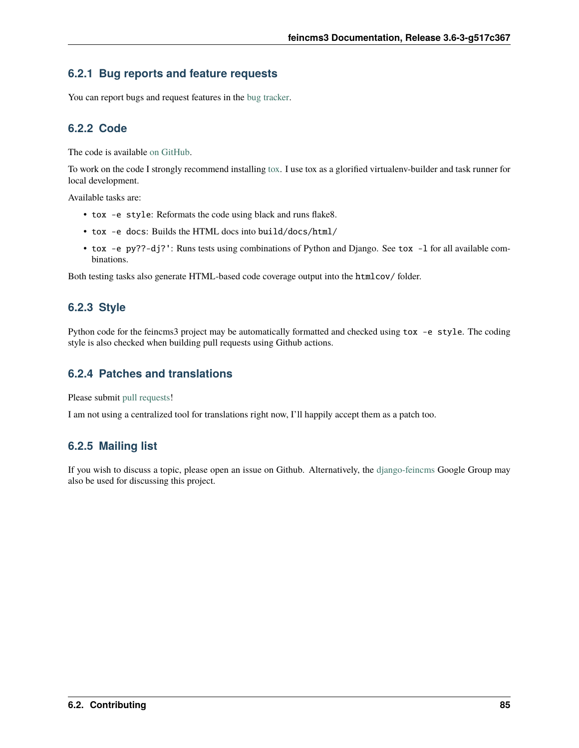### 6.2.1 Bug reports and feature requests

You can report bugs and request features in the bug tracker.

### 6.2.2 Code

The code is available on GitHub.

To work on the code I strongly recommend installing tox. I use tox as a glorified virtualenv-builder and task runner for local development.

Available tasks are:

- `tox -e style`: Reformats the code using black and runs flake8.
- `tox -e docs`: Builds the HTML docs into `build/docs/html/`
- `tox -e py??-dj?'`: Runs tests using combinations of Python and Django. See `tox -l` for all available combinations.

Both testing tasks also generate HTML-based code coverage output into the `htmlcov/` folder.

### 6.2.3 Style

Python code for the feincms3 project may be automatically formatted and checked using `tox -e style`. The coding style is also checked when building pull requests using Github actions.

### 6.2.4 Patches and translations

Please submit pull requests!

I am not using a centralized tool for translations right now, I'll happily accept them as a patch too.

### 6.2.5 Mailing list

If you wish to discuss a topic, please open an issue on Github. Alternatively, the django-feincms Google Group may also be used for discussing this project.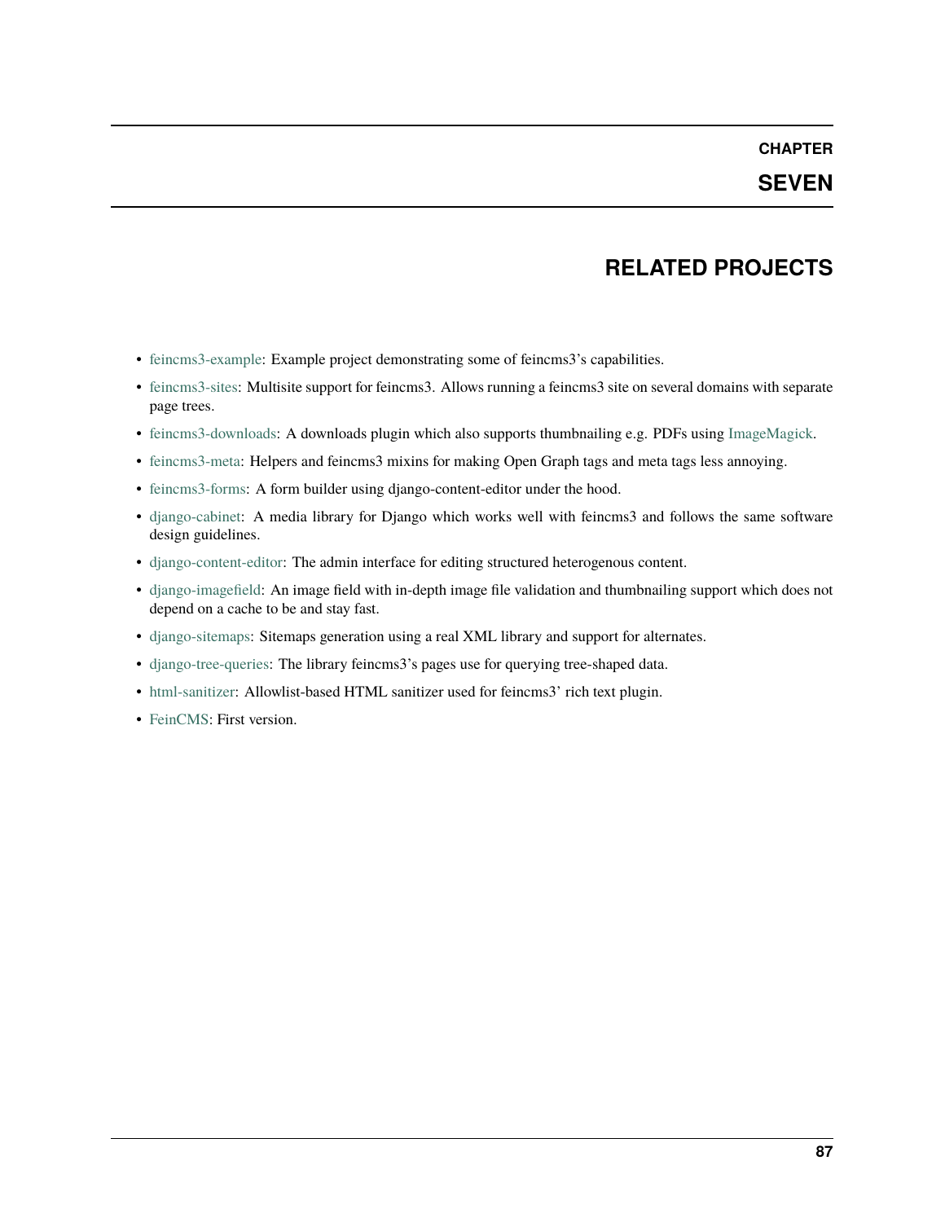# CHAPTER SEVEN

# RELATED PROJECTS

- feincms3-example: Example project demonstrating some of feincms3's capabilities.
- feincms3-sites: Multisite support for feincms3. Allows running a feincms3 site on several domains with separate page trees.
- feincms3-downloads: A downloads plugin which also supports thumbnailing e.g. PDFs using ImageMagick.
- feincms3-meta: Helpers and feincms3 mixins for making Open Graph tags and meta tags less annoying.
- feincms3-forms: A form builder using django-content-editor under the hood.
- django-cabinet: A media library for Django which works well with feincms3 and follows the same software design guidelines.
- django-content-editor: The admin interface for editing structured heterogenous content.
- django-imagefield: An image field with in-depth image file validation and thumbnailing support which does not depend on a cache to be and stay fast.
- django-sitemaps: Sitemaps generation using a real XML library and support for alternates.
- django-tree-queries: The library feincms3's pages use for querying tree-shaped data.
- html-sanitizer: Allowlist-based HTML sanitizer used for feincms3' rich text plugin.
- FeinCMS: First version.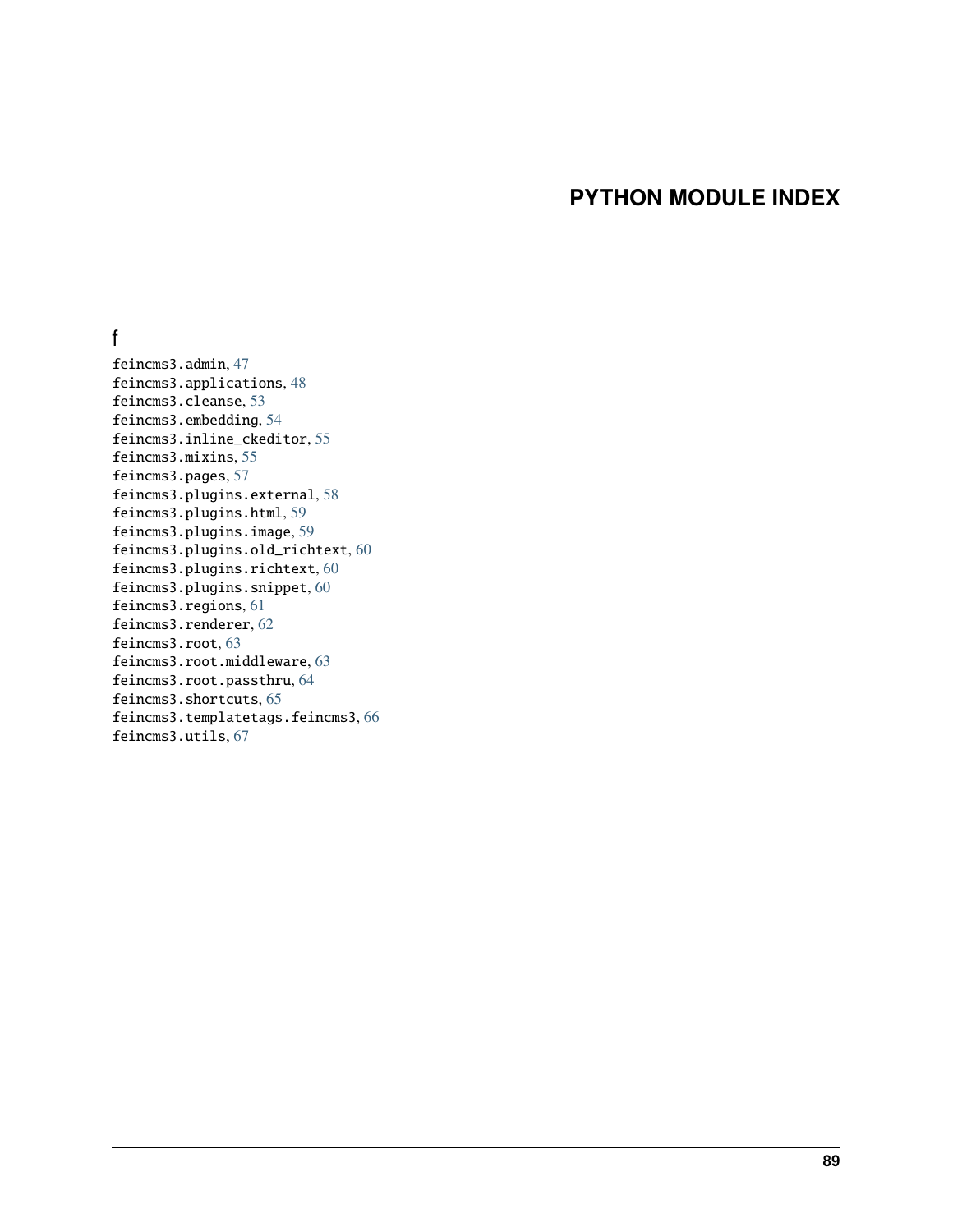# PYTHON MODULE INDEX

## f

feincms3.admin, 47
feincms3.applications, 48
feincms3.cleanse, 53
feincms3.embedding, 54
feincms3.inline_ckeditor, 55
feincms3.mixins, 55
feincms3.pages, 57
feincms3.plugins.external, 58
feincms3.plugins.html, 59
feincms3.plugins.image, 59
feincms3.plugins.old_richtext, 60
feincms3.plugins.richtext, 60
feincms3.plugins.snippet, 60
feincms3.regions, 61
feincms3.renderer, 62
feincms3.root, 63
feincms3.root.middleware, 63
feincms3.root.passthru, 64
feincms3.shortcuts, 65
feincms3.templatetags.feincms3, 66
feincms3.utils, 67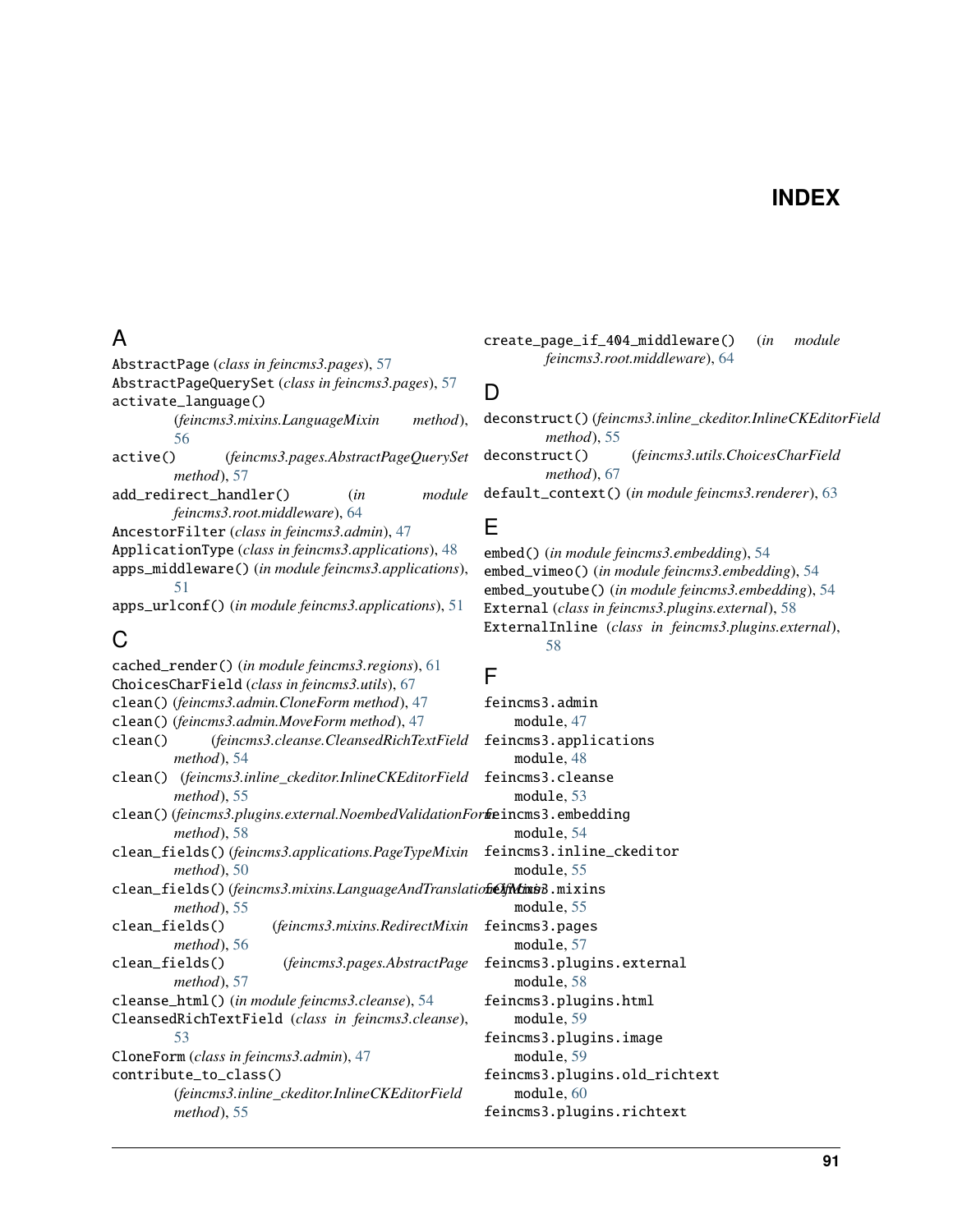# INDEX

## A

AbstractPage (*class in feincms3.pages*), 57
AbstractPageQuerySet (*class in feincms3.pages*), 57
activate_language() (*feincms3.mixins.LanguageMixin method*), 56
active() (*feincms3.pages.AbstractPageQuerySet method*), 57
add_redirect_handler() (*in module feincms3.root.middleware*), 64
AncestorFilter (*class in feincms3.admin*), 47
ApplicationType (*class in feincms3.applications*), 48
apps_middleware() (*in module feincms3.applications*), 51
apps_urlconf() (*in module feincms3.applications*), 51

## C

cached_render() (*in module feincms3.regions*), 61
ChoicesCharField (*class in feincms3.utils*), 67
clean() (*feincms3.admin.CloneForm method*), 47
clean() (*feincms3.admin.MoveForm method*), 47
clean() (*feincms3.cleanse.CleansedRichTextField method*), 54
clean() (*feincms3.inline_ckeditor.InlineCKEditorField method*), 55
clean() (*feincms3.plugins.external.NoembedValidationForm method*), 58
clean_fields() (*feincms3.applications.PageTypeMixin method*), 50
clean_fields() (*feincms3.mixins.LanguageAndTranslationOfMixin method*), 55
clean_fields() (*feincms3.mixins.RedirectMixin method*), 56
clean_fields() (*feincms3.pages.AbstractPage method*), 57
cleanse_html() (*in module feincms3.cleanse*), 54
CleansedRichTextField (*class in feincms3.cleanse*), 53
CloneForm (*class in feincms3.admin*), 47
contribute_to_class() (*feincms3.inline_ckeditor.InlineCKEditorField method*), 55
create_page_if_404_middleware() (*in module feincms3.root.middleware*), 64

## D

deconstruct() (*feincms3.inline_ckeditor.InlineCKEditorField method*), 55
deconstruct() (*feincms3.utils.ChoicesCharField method*), 67
default_context() (*in module feincms3.renderer*), 63

## E

embed() (*in module feincms3.embedding*), 54
embed_vimeo() (*in module feincms3.embedding*), 54
embed_youtube() (*in module feincms3.embedding*), 54
External (*class in feincms3.plugins.external*), 58
ExternalInline (*class in feincms3.plugins.external*), 58

## F

feincms3.admin
    module, 47
feincms3.applications
    module, 48
feincms3.cleanse
    module, 53
feincms3.embedding
    module, 54
feincms3.inline_ckeditor
    module, 55
feincms3.mixins
    module, 55
feincms3.pages
    module, 57
feincms3.plugins.external
    module, 58
feincms3.plugins.html
    module, 59
feincms3.plugins.image
    module, 59
feincms3.plugins.old_richtext
    module, 60
feincms3.plugins.richtext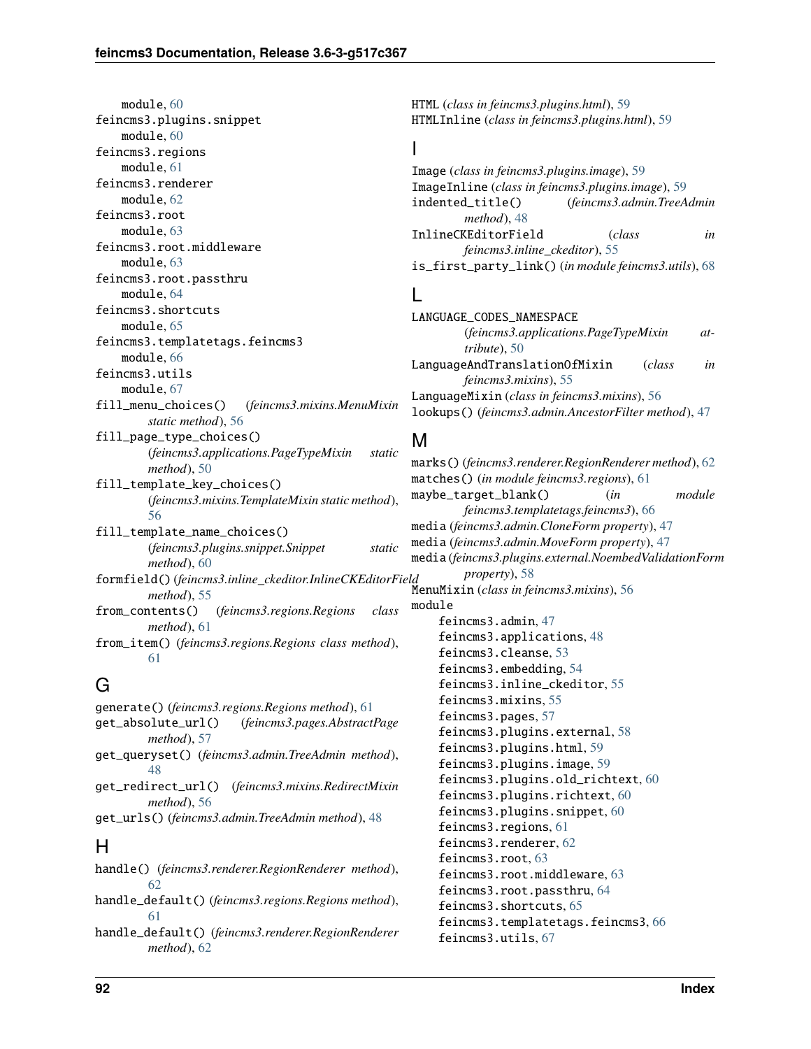module, 60
feincms3.plugins.snippet
    module, 60
feincms3.regions
    module, 61
feincms3.renderer
    module, 62
feincms3.root
    module, 63
feincms3.root.middleware
    module, 63
feincms3.root.passthru
    module, 64
feincms3.shortcuts
    module, 65
feincms3.templatetags.feincms3
    module, 66
feincms3.utils
    module, 67

fill_menu_choices() (*feincms3.mixins.MenuMixin static method*), 56
fill_page_type_choices() (*feincms3.applications.PageTypeMixin static method*), 50
fill_template_key_choices() (*feincms3.mixins.TemplateMixin static method*), 56
fill_template_name_choices() (*feincms3.plugins.snippet.Snippet static method*), 60
formfield() (*feincms3.inline_ckeditor.InlineCKEditorField method*), 55
from_contents() (*feincms3.regions.Regions class method*), 61
from_item() (*feincms3.regions.Regions class method*), 61

## G

generate() (*feincms3.regions.Regions method*), 61
get_absolute_url() (*feincms3.pages.AbstractPage method*), 57
get_queryset() (*feincms3.admin.TreeAdmin method*), 48
get_redirect_url() (*feincms3.mixins.RedirectMixin method*), 56
get_urls() (*feincms3.admin.TreeAdmin method*), 48

## H

handle() (*feincms3.renderer.RegionRenderer method*), 62
handle_default() (*feincms3.regions.Regions method*), 61
handle_default() (*feincms3.renderer.RegionRenderer method*), 62
HTML (*class in feincms3.plugins.html*), 59
HTMLInline (*class in feincms3.plugins.html*), 59

## I

Image (*class in feincms3.plugins.image*), 59
ImageInline (*class in feincms3.plugins.image*), 59
indented_title() (*feincms3.admin.TreeAdmin method*), 48
InlineCKEditorField (*class in feincms3.inline_ckeditor*), 55
is_first_party_link() (*in module feincms3.utils*), 68

## L

LANGUAGE_CODES_NAMESPACE (*feincms3.applications.PageTypeMixin attribute*), 50
LanguageAndTranslationOfMixin (*class in feincms3.mixins*), 55
LanguageMixin (*class in feincms3.mixins*), 56
lookups() (*feincms3.admin.AncestorFilter method*), 47

## M

marks() (*feincms3.renderer.RegionRenderer method*), 62
matches() (*in module feincms3.regions*), 61
maybe_target_blank() (*in module feincms3.templatetags.feincms3*), 66
media (*feincms3.admin.CloneForm property*), 47
media (*feincms3.admin.MoveForm property*), 47
media (*feincms3.plugins.external.NoembedValidationForm property*), 58
MenuMixin (*class in feincms3.mixins*), 56
module
    feincms3.admin, 47
    feincms3.applications, 48
    feincms3.cleanse, 53
    feincms3.embedding, 54
    feincms3.inline_ckeditor, 55
    feincms3.mixins, 55
    feincms3.pages, 57
    feincms3.plugins.external, 58
    feincms3.plugins.html, 59
    feincms3.plugins.image, 59
    feincms3.plugins.old_richtext, 60
    feincms3.plugins.richtext, 60
    feincms3.plugins.snippet, 60
    feincms3.regions, 61
    feincms3.renderer, 62
    feincms3.root, 63
    feincms3.root.middleware, 63
    feincms3.root.passthru, 64
    feincms3.shortcuts, 65
    feincms3.templatetags.feincms3, 66
    feincms3.utils, 67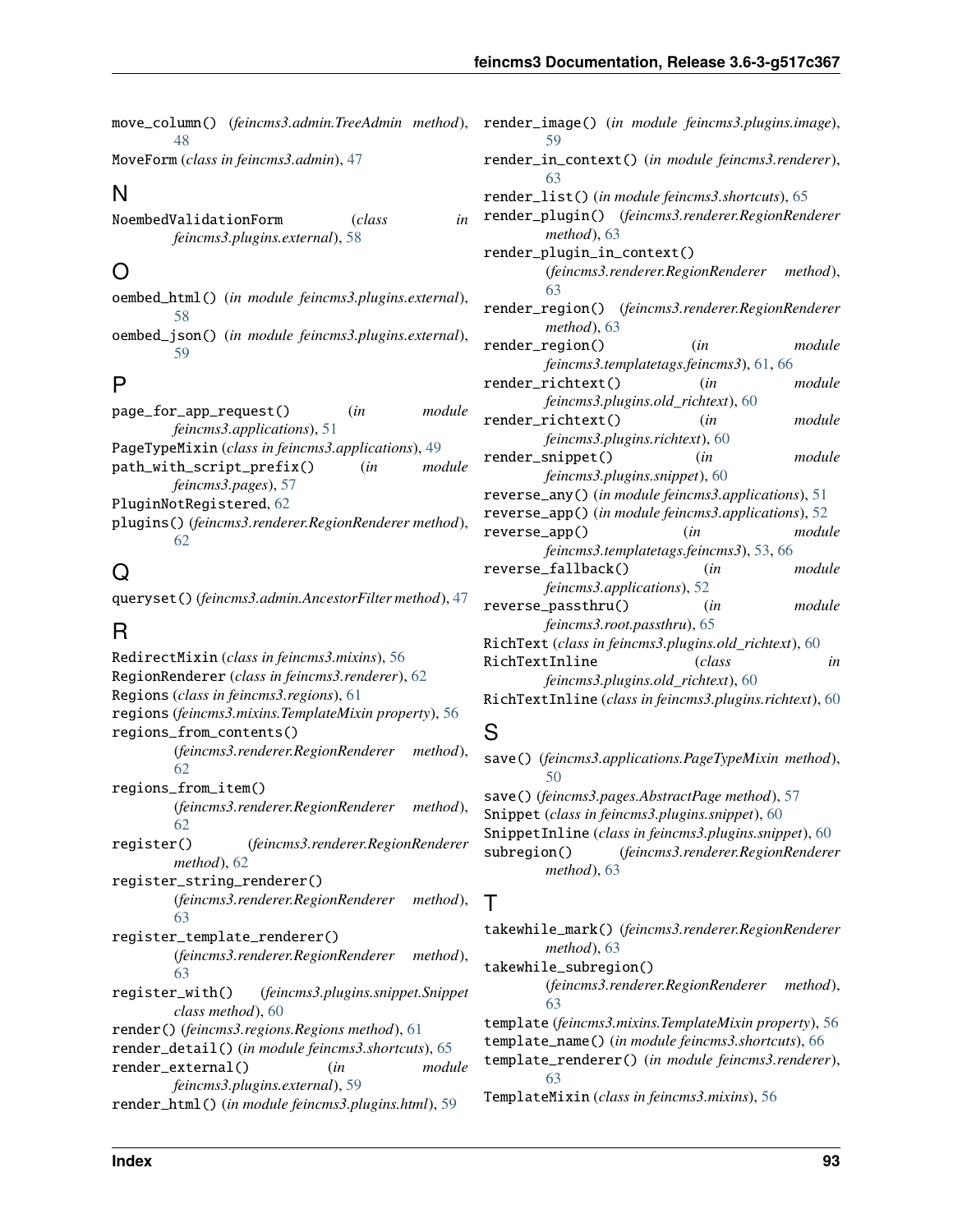move_column() (*feincms3.admin.TreeAdmin method*), 48

MoveForm (*class in feincms3.admin*), 47

## N

NoembedValidationForm (*class in feincms3.plugins.external*), 58

## O

oembed_html() (*in module feincms3.plugins.external*), 58

oembed_json() (*in module feincms3.plugins.external*), 59

## P

page_for_app_request() (*in module feincms3.applications*), 51

PageTypeMixin (*class in feincms3.applications*), 49

path_with_script_prefix() (*in module feincms3.pages*), 57

PluginNotRegistered, 62

plugins() (*feincms3.renderer.RegionRenderer method*), 62

## Q

queryset() (*feincms3.admin.AncestorFilter method*), 47

## R

RedirectMixin (*class in feincms3.mixins*), 56

RegionRenderer (*class in feincms3.renderer*), 62

Regions (*class in feincms3.regions*), 61

regions (*feincms3.mixins.TemplateMixin property*), 56

regions_from_contents() (*feincms3.renderer.RegionRenderer method*), 62

regions_from_item() (*feincms3.renderer.RegionRenderer method*), 62

register() (*feincms3.renderer.RegionRenderer method*), 62

register_string_renderer() (*feincms3.renderer.RegionRenderer method*), 63

register_template_renderer() (*feincms3.renderer.RegionRenderer method*), 63

register_with() (*feincms3.plugins.snippet.Snippet class method*), 60

render() (*feincms3.regions.Regions method*), 61

render_detail() (*in module feincms3.shortcuts*), 65

render_external() (*in module feincms3.plugins.external*), 59

render_html() (*in module feincms3.plugins.html*), 59

render_image() (*in module feincms3.plugins.image*), 59

render_in_context() (*in module feincms3.renderer*), 63

render_list() (*in module feincms3.shortcuts*), 65

render_plugin() (*feincms3.renderer.RegionRenderer method*), 63

render_plugin_in_context() (*feincms3.renderer.RegionRenderer method*), 63

render_region() (*feincms3.renderer.RegionRenderer method*), 63

render_region() (*in module feincms3.templatetags.feincms3*), 61, 66

render_richtext() (*in module feincms3.plugins.old_richtext*), 60

render_richtext() (*in module feincms3.plugins.richtext*), 60

render_snippet() (*in module feincms3.plugins.snippet*), 60

reverse_any() (*in module feincms3.applications*), 51

reverse_app() (*in module feincms3.applications*), 52

reverse_app() (*in module feincms3.templatetags.feincms3*), 53, 66

reverse_fallback() (*in module feincms3.applications*), 52

reverse_passthru() (*in module feincms3.root.passthru*), 65

RichText (*class in feincms3.plugins.old_richtext*), 60

RichTextInline (*class in feincms3.plugins.old_richtext*), 60

RichTextInline (*class in feincms3.plugins.richtext*), 60

## S

save() (*feincms3.applications.PageTypeMixin method*), 50

save() (*feincms3.pages.AbstractPage method*), 57

Snippet (*class in feincms3.plugins.snippet*), 60

SnippetInline (*class in feincms3.plugins.snippet*), 60

subregion() (*feincms3.renderer.RegionRenderer method*), 63

## T

takewhile_mark() (*feincms3.renderer.RegionRenderer method*), 63

takewhile_subregion() (*feincms3.renderer.RegionRenderer method*), 63

template (*feincms3.mixins.TemplateMixin property*), 56

template_name() (*in module feincms3.shortcuts*), 66

template_renderer() (*in module feincms3.renderer*), 63

TemplateMixin (*class in feincms3.mixins*), 56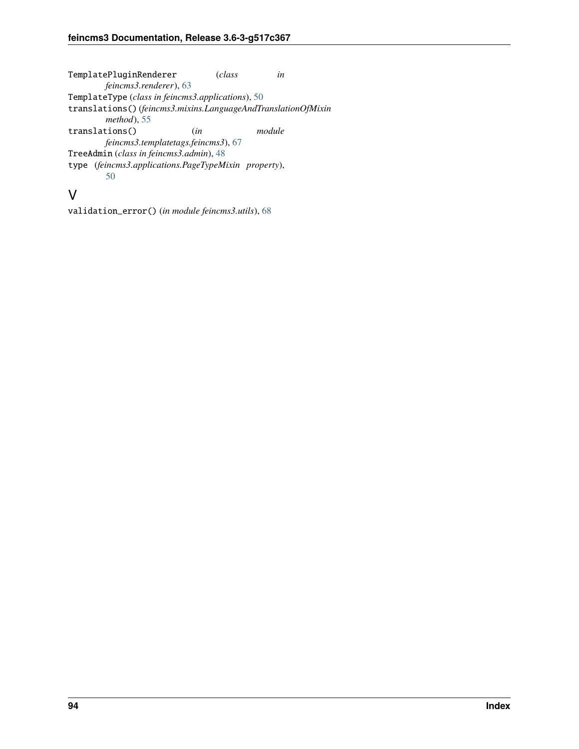TemplatePluginRenderer (*class in feincms3.renderer*), 63

TemplateType (*class in feincms3.applications*), 50

translations() (*feincms3.mixins.LanguageAndTranslationOfMixin method*), 55

translations() (*in module feincms3.templatetags.feincms3*), 67

TreeAdmin (*class in feincms3.admin*), 48

type (*feincms3.applications.PageTypeMixin property*), 50

## V

validation_error() (*in module feincms3.utils*), 68